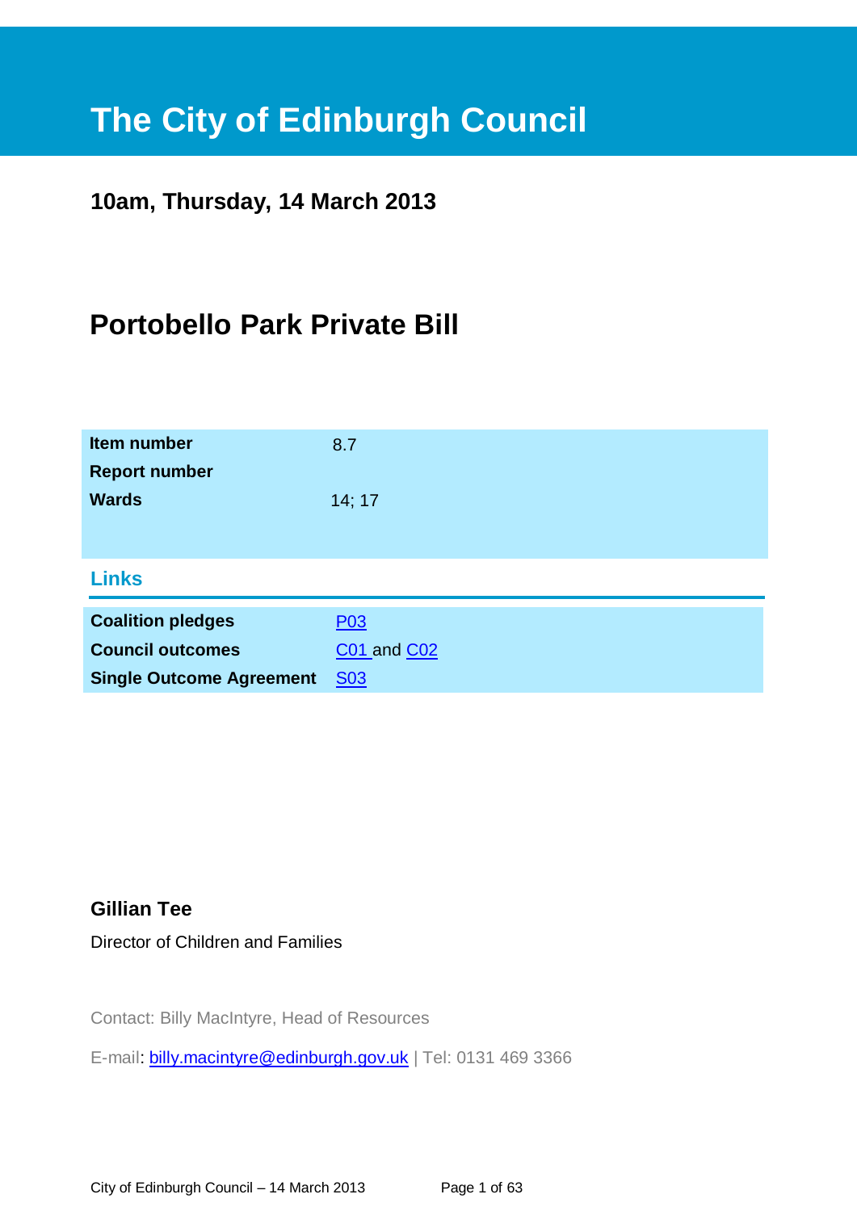# The City of Edinburgh Council

**10am, Thursday, 14 March 2013**

## Portobello Park Private Bill

| | |
|---|---|
| **Item number** | 8.7 |
| **Report number** | |
| **Wards** | 14; 17 |

### Links

| | |
|---|---|
| **Coalition pledges** | P03 |
| **Council outcomes** | C01 and C02 |
| **Single Outcome Agreement** | S03 |

**Gillian Tee**

Director of Children and Families

Contact: Billy MacIntyre, Head of Resources

E-mail: billy.macintyre@edinburgh.gov.uk | Tel: 0131 469 3366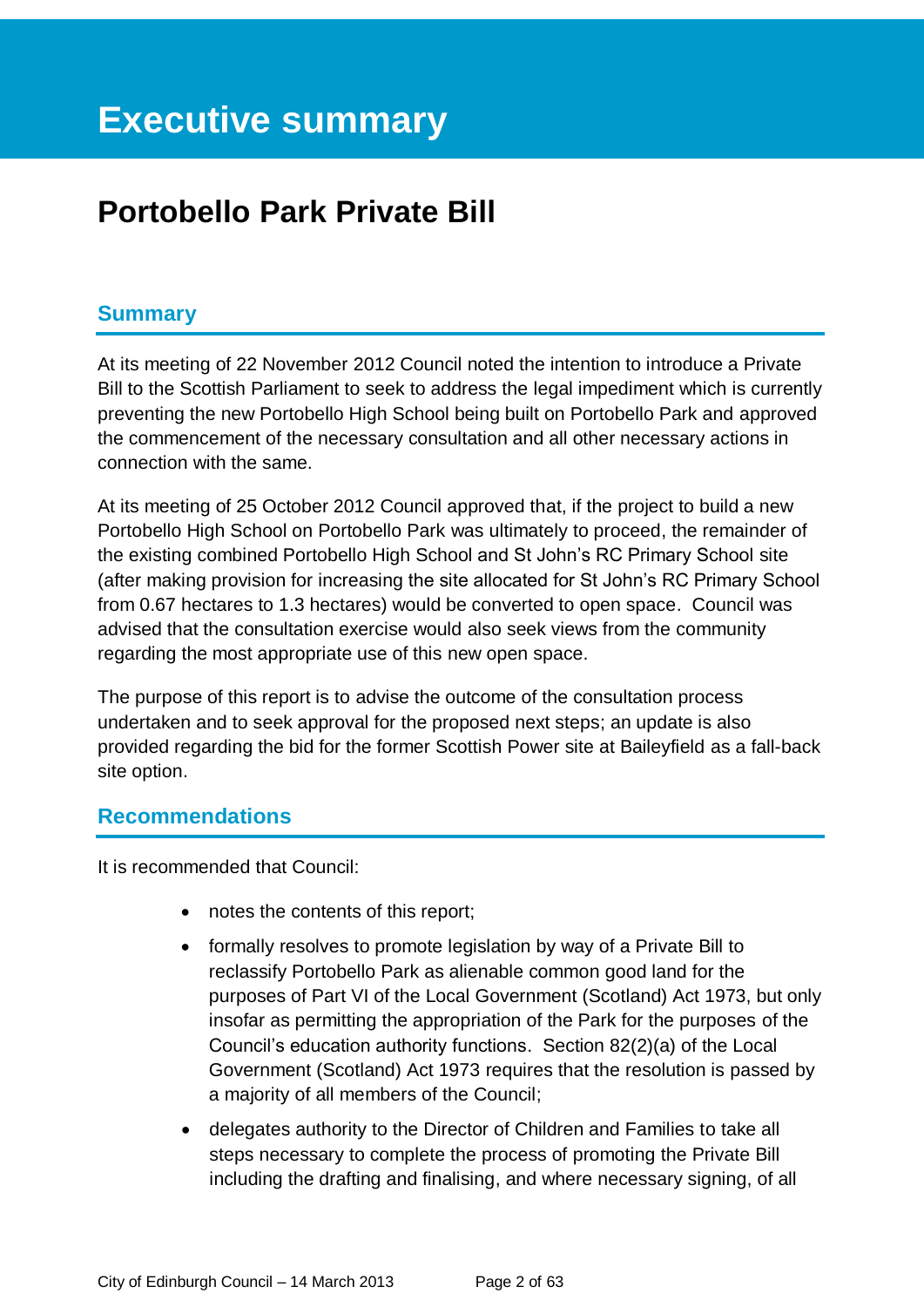# Executive summary

## Portobello Park Private Bill

### Summary

At its meeting of 22 November 2012 Council noted the intention to introduce a Private Bill to the Scottish Parliament to seek to address the legal impediment which is currently preventing the new Portobello High School being built on Portobello Park and approved the commencement of the necessary consultation and all other necessary actions in connection with the same.

At its meeting of 25 October 2012 Council approved that, if the project to build a new Portobello High School on Portobello Park was ultimately to proceed, the remainder of the existing combined Portobello High School and St John's RC Primary School site (after making provision for increasing the site allocated for St John's RC Primary School from 0.67 hectares to 1.3 hectares) would be converted to open space. Council was advised that the consultation exercise would also seek views from the community regarding the most appropriate use of this new open space.

The purpose of this report is to advise the outcome of the consultation process undertaken and to seek approval for the proposed next steps; an update is also provided regarding the bid for the former Scottish Power site at Baileyfield as a fall-back site option.

### Recommendations

It is recommended that Council:

- notes the contents of this report;
- formally resolves to promote legislation by way of a Private Bill to reclassify Portobello Park as alienable common good land for the purposes of Part VI of the Local Government (Scotland) Act 1973, but only insofar as permitting the appropriation of the Park for the purposes of the Council's education authority functions. Section 82(2)(a) of the Local Government (Scotland) Act 1973 requires that the resolution is passed by a majority of all members of the Council;
- delegates authority to the Director of Children and Families to take all steps necessary to complete the process of promoting the Private Bill including the drafting and finalising, and where necessary signing, of all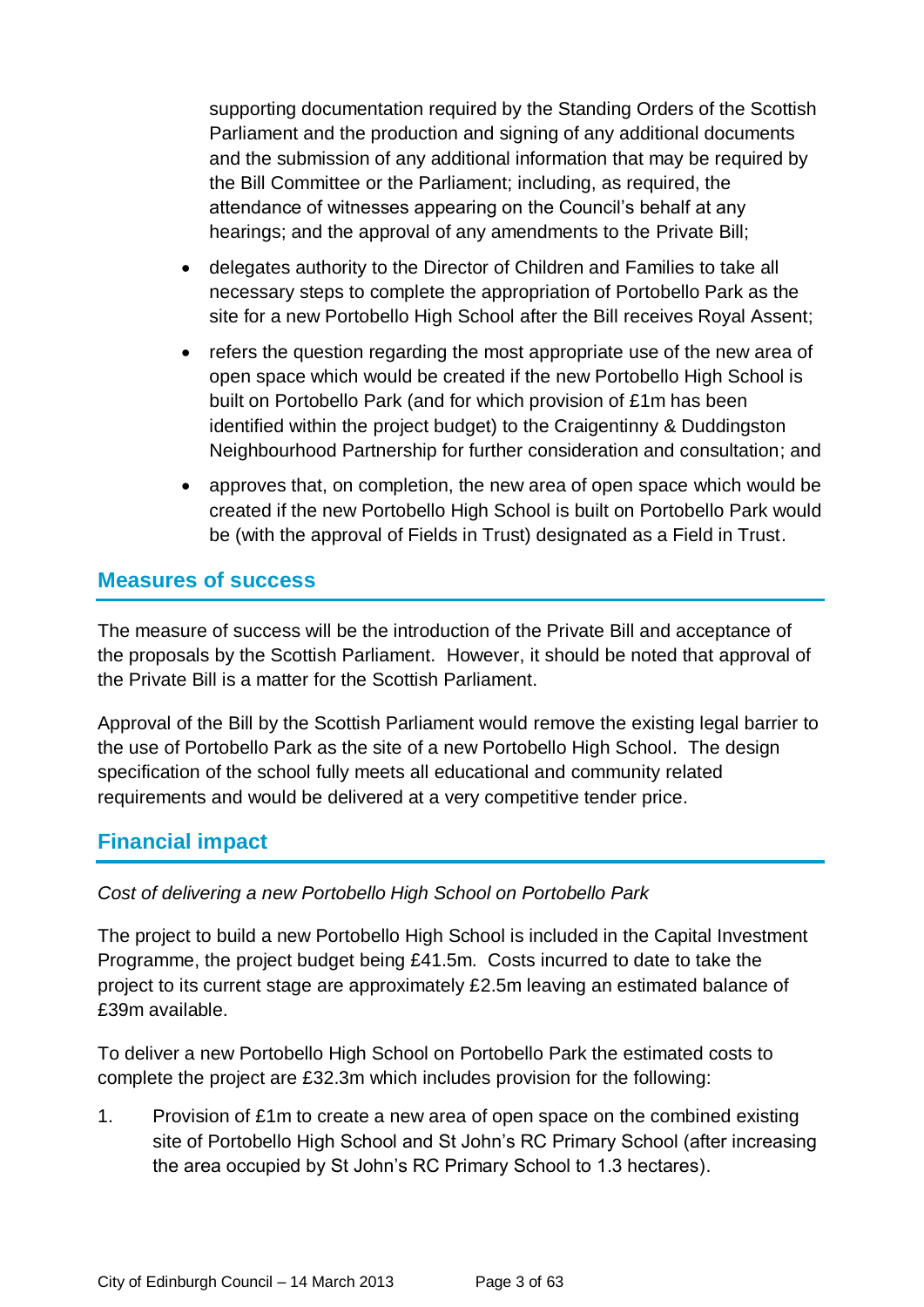supporting documentation required by the Standing Orders of the Scottish Parliament and the production and signing of any additional documents and the submission of any additional information that may be required by the Bill Committee or the Parliament; including, as required, the attendance of witnesses appearing on the Council's behalf at any hearings; and the approval of any amendments to the Private Bill;

- delegates authority to the Director of Children and Families to take all necessary steps to complete the appropriation of Portobello Park as the site for a new Portobello High School after the Bill receives Royal Assent;
- refers the question regarding the most appropriate use of the new area of open space which would be created if the new Portobello High School is built on Portobello Park (and for which provision of £1m has been identified within the project budget) to the Craigentinny & Duddingston Neighbourhood Partnership for further consideration and consultation; and
- approves that, on completion, the new area of open space which would be created if the new Portobello High School is built on Portobello Park would be (with the approval of Fields in Trust) designated as a Field in Trust.

## Measures of success

The measure of success will be the introduction of the Private Bill and acceptance of the proposals by the Scottish Parliament. However, it should be noted that approval of the Private Bill is a matter for the Scottish Parliament.

Approval of the Bill by the Scottish Parliament would remove the existing legal barrier to the use of Portobello Park as the site of a new Portobello High School. The design specification of the school fully meets all educational and community related requirements and would be delivered at a very competitive tender price.

## Financial impact

*Cost of delivering a new Portobello High School on Portobello Park*

The project to build a new Portobello High School is included in the Capital Investment Programme, the project budget being £41.5m. Costs incurred to date to take the project to its current stage are approximately £2.5m leaving an estimated balance of £39m available.

To deliver a new Portobello High School on Portobello Park the estimated costs to complete the project are £32.3m which includes provision for the following:

1. Provision of £1m to create a new area of open space on the combined existing site of Portobello High School and St John's RC Primary School (after increasing the area occupied by St John's RC Primary School to 1.3 hectares).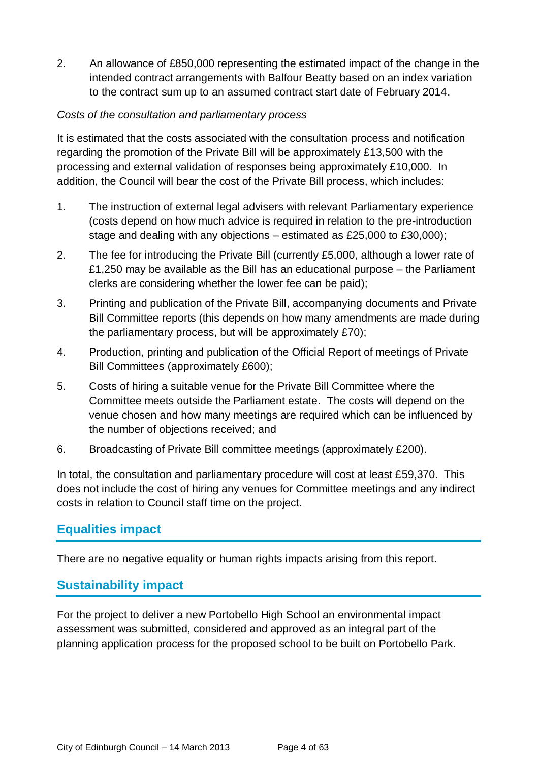2. An allowance of £850,000 representing the estimated impact of the change in the intended contract arrangements with Balfour Beatty based on an index variation to the contract sum up to an assumed contract start date of February 2014.

*Costs of the consultation and parliamentary process*

It is estimated that the costs associated with the consultation process and notification regarding the promotion of the Private Bill will be approximately £13,500 with the processing and external validation of responses being approximately £10,000. In addition, the Council will bear the cost of the Private Bill process, which includes:

1. The instruction of external legal advisers with relevant Parliamentary experience (costs depend on how much advice is required in relation to the pre-introduction stage and dealing with any objections – estimated as £25,000 to £30,000);
2. The fee for introducing the Private Bill (currently £5,000, although a lower rate of £1,250 may be available as the Bill has an educational purpose – the Parliament clerks are considering whether the lower fee can be paid);
3. Printing and publication of the Private Bill, accompanying documents and Private Bill Committee reports (this depends on how many amendments are made during the parliamentary process, but will be approximately £70);
4. Production, printing and publication of the Official Report of meetings of Private Bill Committees (approximately £600);
5. Costs of hiring a suitable venue for the Private Bill Committee where the Committee meets outside the Parliament estate. The costs will depend on the venue chosen and how many meetings are required which can be influenced by the number of objections received; and
6. Broadcasting of Private Bill committee meetings (approximately £200).

In total, the consultation and parliamentary procedure will cost at least £59,370. This does not include the cost of hiring any venues for Committee meetings and any indirect costs in relation to Council staff time on the project.

## Equalities impact

There are no negative equality or human rights impacts arising from this report.

## Sustainability impact

For the project to deliver a new Portobello High School an environmental impact assessment was submitted, considered and approved as an integral part of the planning application process for the proposed school to be built on Portobello Park.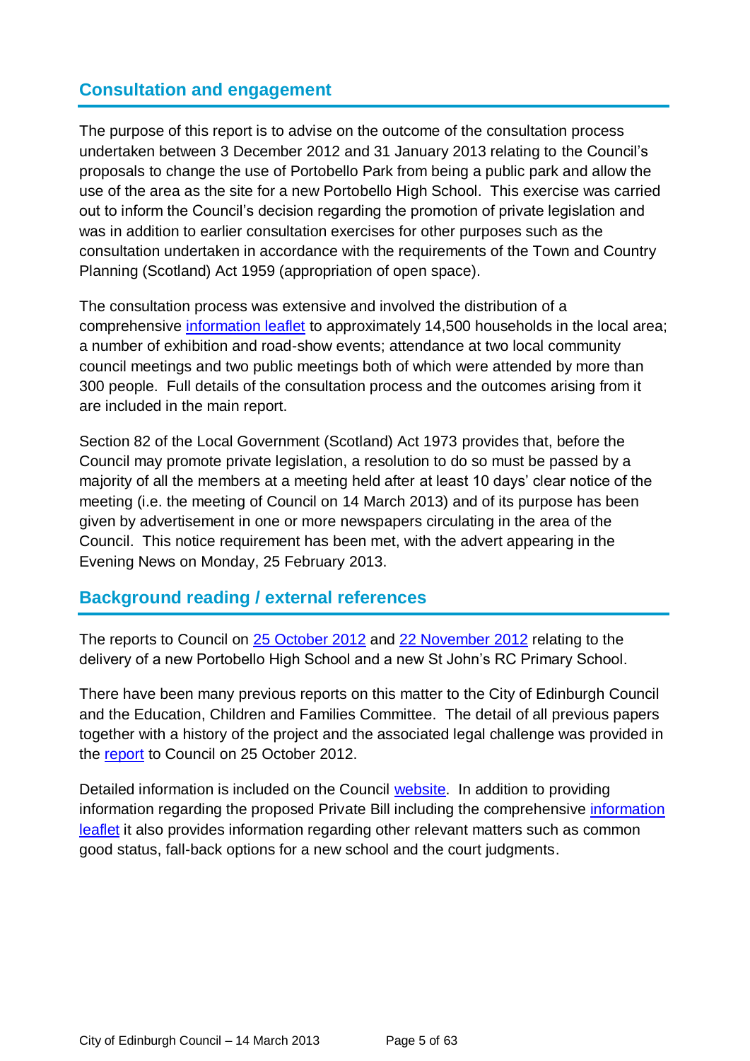## Consultation and engagement

The purpose of this report is to advise on the outcome of the consultation process undertaken between 3 December 2012 and 31 January 2013 relating to the Council's proposals to change the use of Portobello Park from being a public park and allow the use of the area as the site for a new Portobello High School. This exercise was carried out to inform the Council's decision regarding the promotion of private legislation and was in addition to earlier consultation exercises for other purposes such as the consultation undertaken in accordance with the requirements of the Town and Country Planning (Scotland) Act 1959 (appropriation of open space).

The consultation process was extensive and involved the distribution of a comprehensive information leaflet to approximately 14,500 households in the local area; a number of exhibition and road-show events; attendance at two local community council meetings and two public meetings both of which were attended by more than 300 people. Full details of the consultation process and the outcomes arising from it are included in the main report.

Section 82 of the Local Government (Scotland) Act 1973 provides that, before the Council may promote private legislation, a resolution to do so must be passed by a majority of all the members at a meeting held after at least 10 days' clear notice of the meeting (i.e. the meeting of Council on 14 March 2013) and of its purpose has been given by advertisement in one or more newspapers circulating in the area of the Council. This notice requirement has been met, with the advert appearing in the Evening News on Monday, 25 February 2013.

## Background reading / external references

The reports to Council on 25 October 2012 and 22 November 2012 relating to the delivery of a new Portobello High School and a new St John's RC Primary School.

There have been many previous reports on this matter to the City of Edinburgh Council and the Education, Children and Families Committee. The detail of all previous papers together with a history of the project and the associated legal challenge was provided in the report to Council on 25 October 2012.

Detailed information is included on the Council website. In addition to providing information regarding the proposed Private Bill including the comprehensive information leaflet it also provides information regarding other relevant matters such as common good status, fall-back options for a new school and the court judgments.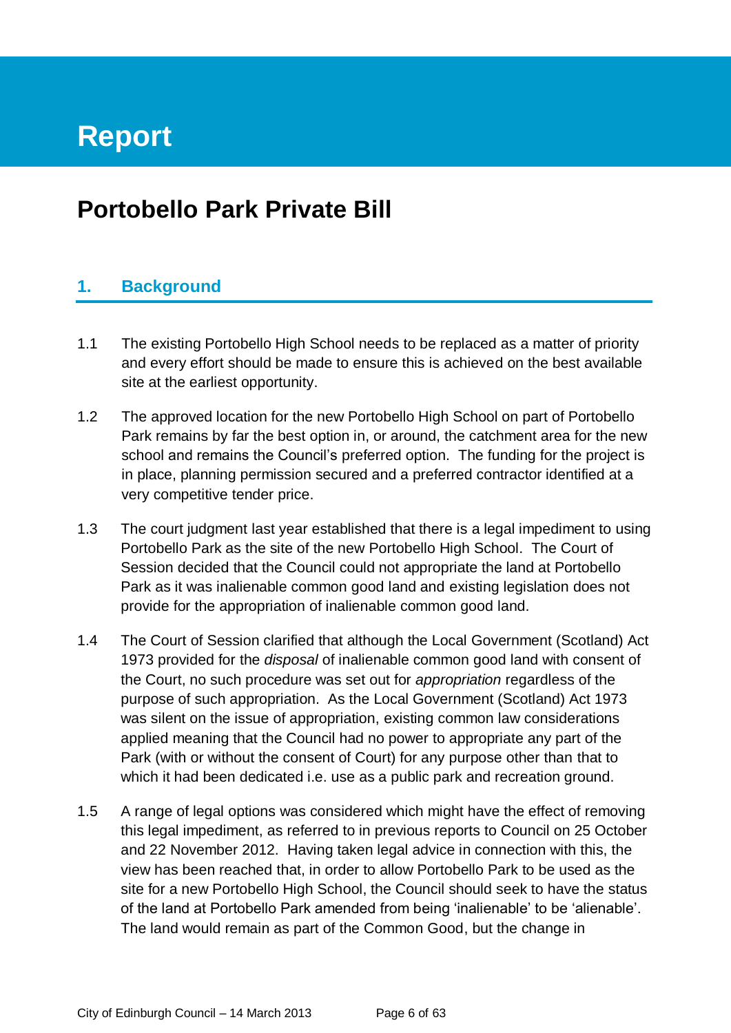# Report

## Portobello Park Private Bill

### 1. Background

1.1 The existing Portobello High School needs to be replaced as a matter of priority and every effort should be made to ensure this is achieved on the best available site at the earliest opportunity.

1.2 The approved location for the new Portobello High School on part of Portobello Park remains by far the best option in, or around, the catchment area for the new school and remains the Council's preferred option. The funding for the project is in place, planning permission secured and a preferred contractor identified at a very competitive tender price.

1.3 The court judgment last year established that there is a legal impediment to using Portobello Park as the site of the new Portobello High School. The Court of Session decided that the Council could not appropriate the land at Portobello Park as it was inalienable common good land and existing legislation does not provide for the appropriation of inalienable common good land.

1.4 The Court of Session clarified that although the Local Government (Scotland) Act 1973 provided for the *disposal* of inalienable common good land with consent of the Court, no such procedure was set out for *appropriation* regardless of the purpose of such appropriation. As the Local Government (Scotland) Act 1973 was silent on the issue of appropriation, existing common law considerations applied meaning that the Council had no power to appropriate any part of the Park (with or without the consent of Court) for any purpose other than that to which it had been dedicated i.e. use as a public park and recreation ground.

1.5 A range of legal options was considered which might have the effect of removing this legal impediment, as referred to in previous reports to Council on 25 October and 22 November 2012. Having taken legal advice in connection with this, the view has been reached that, in order to allow Portobello Park to be used as the site for a new Portobello High School, the Council should seek to have the status of the land at Portobello Park amended from being 'inalienable' to be 'alienable'. The land would remain as part of the Common Good, but the change in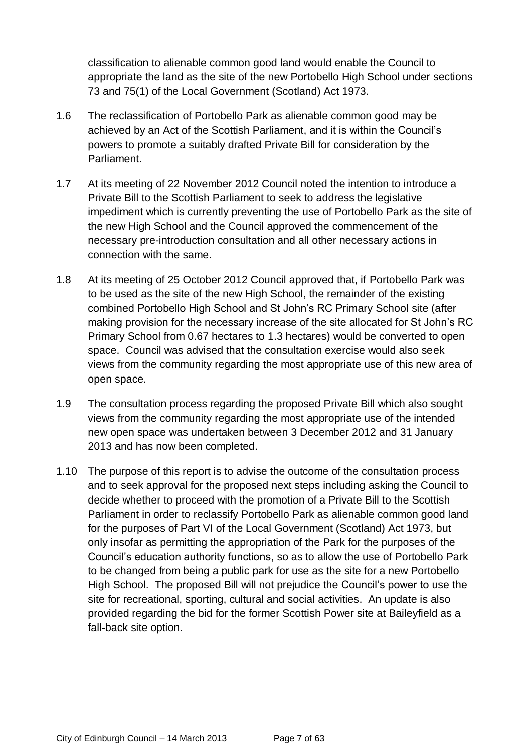classification to alienable common good land would enable the Council to appropriate the land as the site of the new Portobello High School under sections 73 and 75(1) of the Local Government (Scotland) Act 1973.

1.6 The reclassification of Portobello Park as alienable common good may be achieved by an Act of the Scottish Parliament, and it is within the Council's powers to promote a suitably drafted Private Bill for consideration by the Parliament.

1.7 At its meeting of 22 November 2012 Council noted the intention to introduce a Private Bill to the Scottish Parliament to seek to address the legislative impediment which is currently preventing the use of Portobello Park as the site of the new High School and the Council approved the commencement of the necessary pre-introduction consultation and all other necessary actions in connection with the same.

1.8 At its meeting of 25 October 2012 Council approved that, if Portobello Park was to be used as the site of the new High School, the remainder of the existing combined Portobello High School and St John's RC Primary School site (after making provision for the necessary increase of the site allocated for St John's RC Primary School from 0.67 hectares to 1.3 hectares) would be converted to open space. Council was advised that the consultation exercise would also seek views from the community regarding the most appropriate use of this new area of open space.

1.9 The consultation process regarding the proposed Private Bill which also sought views from the community regarding the most appropriate use of the intended new open space was undertaken between 3 December 2012 and 31 January 2013 and has now been completed.

1.10 The purpose of this report is to advise the outcome of the consultation process and to seek approval for the proposed next steps including asking the Council to decide whether to proceed with the promotion of a Private Bill to the Scottish Parliament in order to reclassify Portobello Park as alienable common good land for the purposes of Part VI of the Local Government (Scotland) Act 1973, but only insofar as permitting the appropriation of the Park for the purposes of the Council's education authority functions, so as to allow the use of Portobello Park to be changed from being a public park for use as the site for a new Portobello High School. The proposed Bill will not prejudice the Council's power to use the site for recreational, sporting, cultural and social activities. An update is also provided regarding the bid for the former Scottish Power site at Baileyfield as a fall-back site option.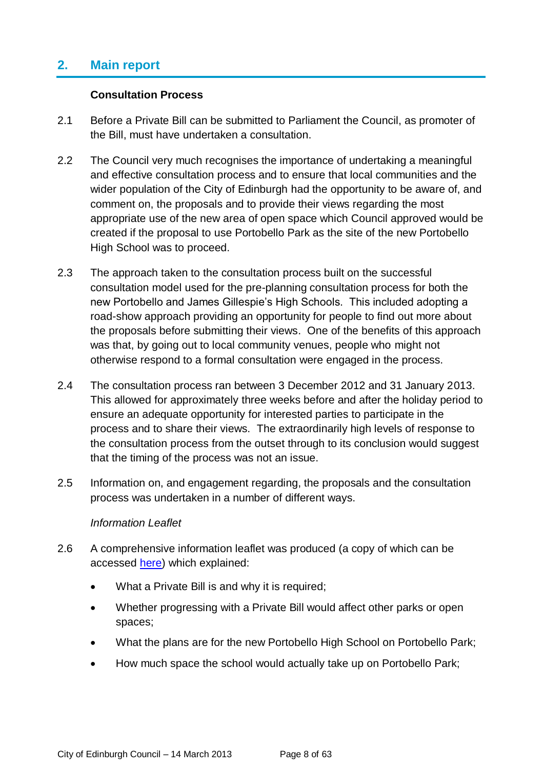## 2. Main report

**Consultation Process**

2.1 Before a Private Bill can be submitted to Parliament the Council, as promoter of the Bill, must have undertaken a consultation.

2.2 The Council very much recognises the importance of undertaking a meaningful and effective consultation process and to ensure that local communities and the wider population of the City of Edinburgh had the opportunity to be aware of, and comment on, the proposals and to provide their views regarding the most appropriate use of the new area of open space which Council approved would be created if the proposal to use Portobello Park as the site of the new Portobello High School was to proceed.

2.3 The approach taken to the consultation process built on the successful consultation model used for the pre-planning consultation process for both the new Portobello and James Gillespie's High Schools. This included adopting a road-show approach providing an opportunity for people to find out more about the proposals before submitting their views. One of the benefits of this approach was that, by going out to local community venues, people who might not otherwise respond to a formal consultation were engaged in the process.

2.4 The consultation process ran between 3 December 2012 and 31 January 2013. This allowed for approximately three weeks before and after the holiday period to ensure an adequate opportunity for interested parties to participate in the process and to share their views. The extraordinarily high levels of response to the consultation process from the outset through to its conclusion would suggest that the timing of the process was not an issue.

2.5 Information on, and engagement regarding, the proposals and the consultation process was undertaken in a number of different ways.

*Information Leaflet*

2.6 A comprehensive information leaflet was produced (a copy of which can be accessed here) which explained:

- What a Private Bill is and why it is required;
- Whether progressing with a Private Bill would affect other parks or open spaces;
- What the plans are for the new Portobello High School on Portobello Park;
- How much space the school would actually take up on Portobello Park;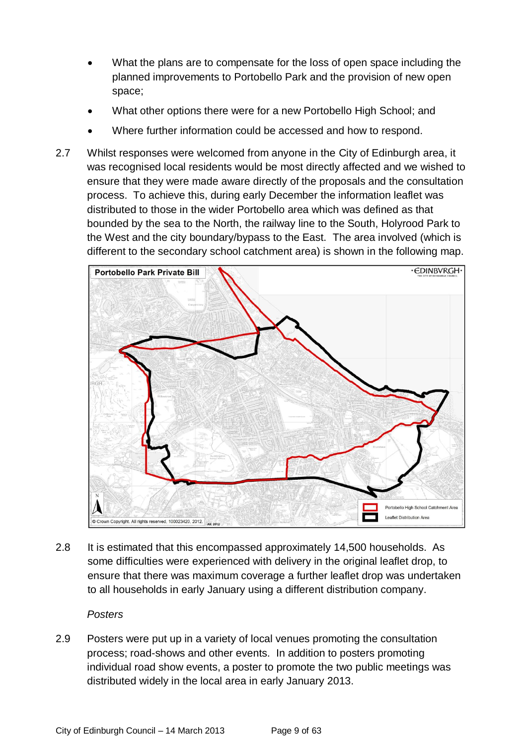- What the plans are to compensate for the loss of open space including the planned improvements to Portobello Park and the provision of new open space;
- What other options there were for a new Portobello High School; and
- Where further information could be accessed and how to respond.

2.7 Whilst responses were welcomed from anyone in the City of Edinburgh area, it was recognised local residents would be most directly affected and we wished to ensure that they were made aware directly of the proposals and the consultation process. To achieve this, during early December the information leaflet was distributed to those in the wider Portobello area which was defined as that bounded by the sea to the North, the railway line to the South, Holyrood Park to the West and the city boundary/bypass to the East. The area involved (which is different to the secondary school catchment area) is shown in the following map.

2.8 It is estimated that this encompassed approximately 14,500 households. As some difficulties were experienced with delivery in the original leaflet drop, to ensure that there was maximum coverage a further leaflet drop was undertaken to all households in early January using a different distribution company.

*Posters*

2.9 Posters were put up in a variety of local venues promoting the consultation process; road-shows and other events. In addition to posters promoting individual road show events, a poster to promote the two public meetings was distributed widely in the local area in early January 2013.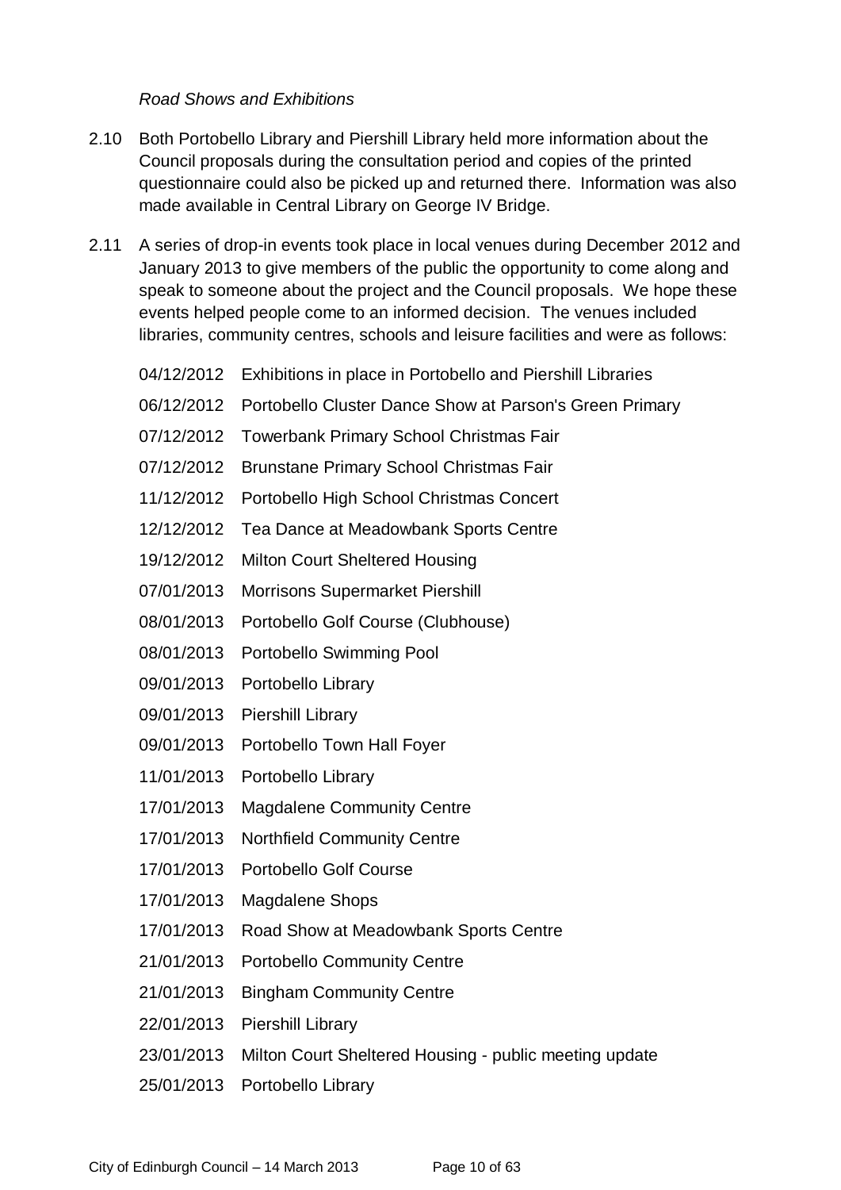*Road Shows and Exhibitions*

2.10 Both Portobello Library and Piershill Library held more information about the Council proposals during the consultation period and copies of the printed questionnaire could also be picked up and returned there. Information was also made available in Central Library on George IV Bridge.

2.11 A series of drop-in events took place in local venues during December 2012 and January 2013 to give members of the public the opportunity to come along and speak to someone about the project and the Council proposals. We hope these events helped people come to an informed decision. The venues included libraries, community centres, schools and leisure facilities and were as follows:

| | |
|---|---|
| 04/12/2012 | Exhibitions in place in Portobello and Piershill Libraries |
| 06/12/2012 | Portobello Cluster Dance Show at Parson's Green Primary |
| 07/12/2012 | Towerbank Primary School Christmas Fair |
| 07/12/2012 | Brunstane Primary School Christmas Fair |
| 11/12/2012 | Portobello High School Christmas Concert |
| 12/12/2012 | Tea Dance at Meadowbank Sports Centre |
| 19/12/2012 | Milton Court Sheltered Housing |
| 07/01/2013 | Morrisons Supermarket Piershill |
| 08/01/2013 | Portobello Golf Course (Clubhouse) |
| 08/01/2013 | Portobello Swimming Pool |
| 09/01/2013 | Portobello Library |
| 09/01/2013 | Piershill Library |
| 09/01/2013 | Portobello Town Hall Foyer |
| 11/01/2013 | Portobello Library |
| 17/01/2013 | Magdalene Community Centre |
| 17/01/2013 | Northfield Community Centre |
| 17/01/2013 | Portobello Golf Course |
| 17/01/2013 | Magdalene Shops |
| 17/01/2013 | Road Show at Meadowbank Sports Centre |
| 21/01/2013 | Portobello Community Centre |
| 21/01/2013 | Bingham Community Centre |
| 22/01/2013 | Piershill Library |
| 23/01/2013 | Milton Court Sheltered Housing - public meeting update |
| 25/01/2013 | Portobello Library |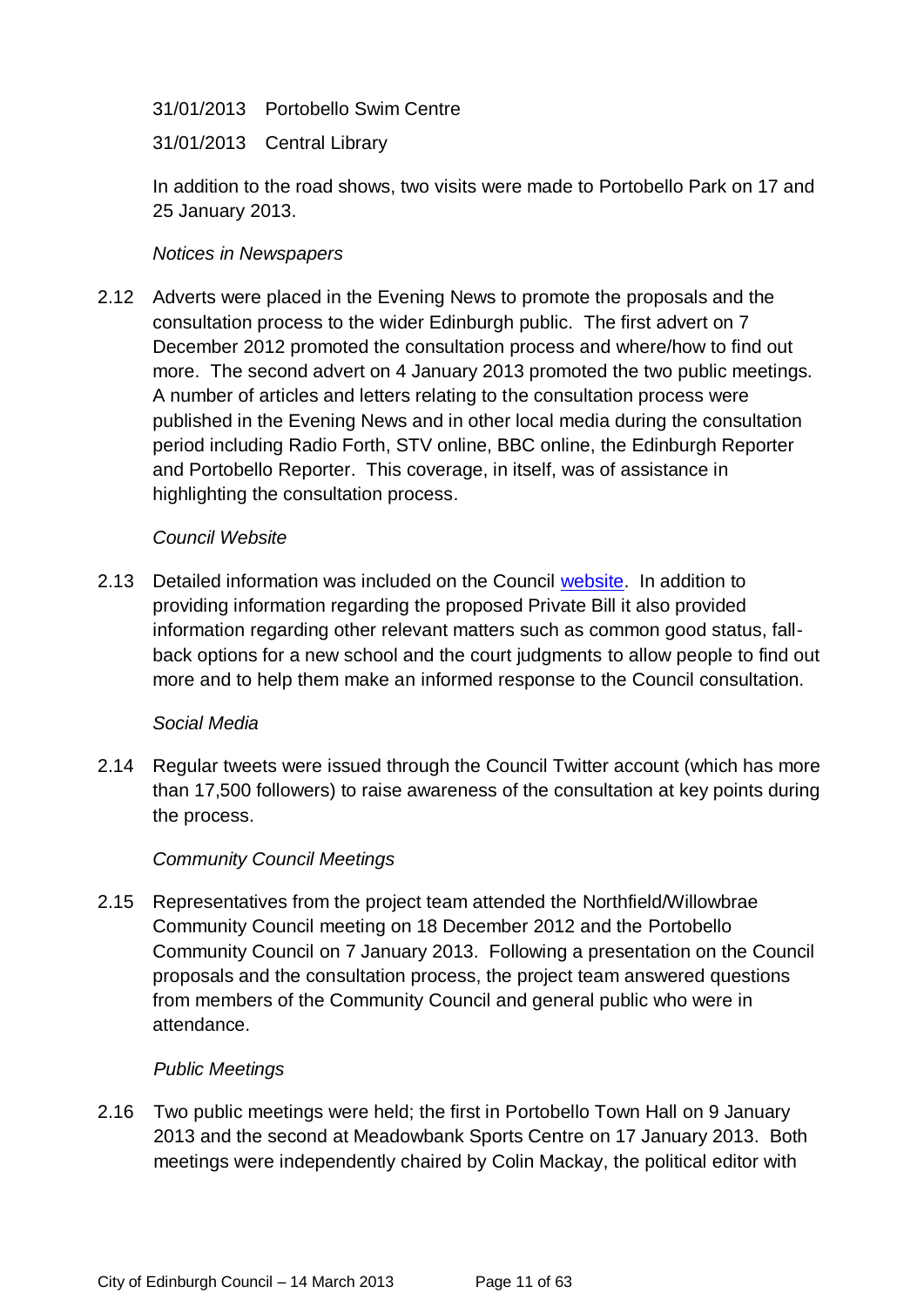31/01/2013 Portobello Swim Centre

31/01/2013 Central Library

In addition to the road shows, two visits were made to Portobello Park on 17 and 25 January 2013.

*Notices in Newspapers*

2.12 Adverts were placed in the Evening News to promote the proposals and the consultation process to the wider Edinburgh public. The first advert on 7 December 2012 promoted the consultation process and where/how to find out more. The second advert on 4 January 2013 promoted the two public meetings. A number of articles and letters relating to the consultation process were published in the Evening News and in other local media during the consultation period including Radio Forth, STV online, BBC online, the Edinburgh Reporter and Portobello Reporter. This coverage, in itself, was of assistance in highlighting the consultation process.

*Council Website*

2.13 Detailed information was included on the Council website. In addition to providing information regarding the proposed Private Bill it also provided information regarding other relevant matters such as common good status, fall-back options for a new school and the court judgments to allow people to find out more and to help them make an informed response to the Council consultation.

*Social Media*

2.14 Regular tweets were issued through the Council Twitter account (which has more than 17,500 followers) to raise awareness of the consultation at key points during the process.

*Community Council Meetings*

2.15 Representatives from the project team attended the Northfield/Willowbrae Community Council meeting on 18 December 2012 and the Portobello Community Council on 7 January 2013. Following a presentation on the Council proposals and the consultation process, the project team answered questions from members of the Community Council and general public who were in attendance.

*Public Meetings*

2.16 Two public meetings were held; the first in Portobello Town Hall on 9 January 2013 and the second at Meadowbank Sports Centre on 17 January 2013. Both meetings were independently chaired by Colin Mackay, the political editor with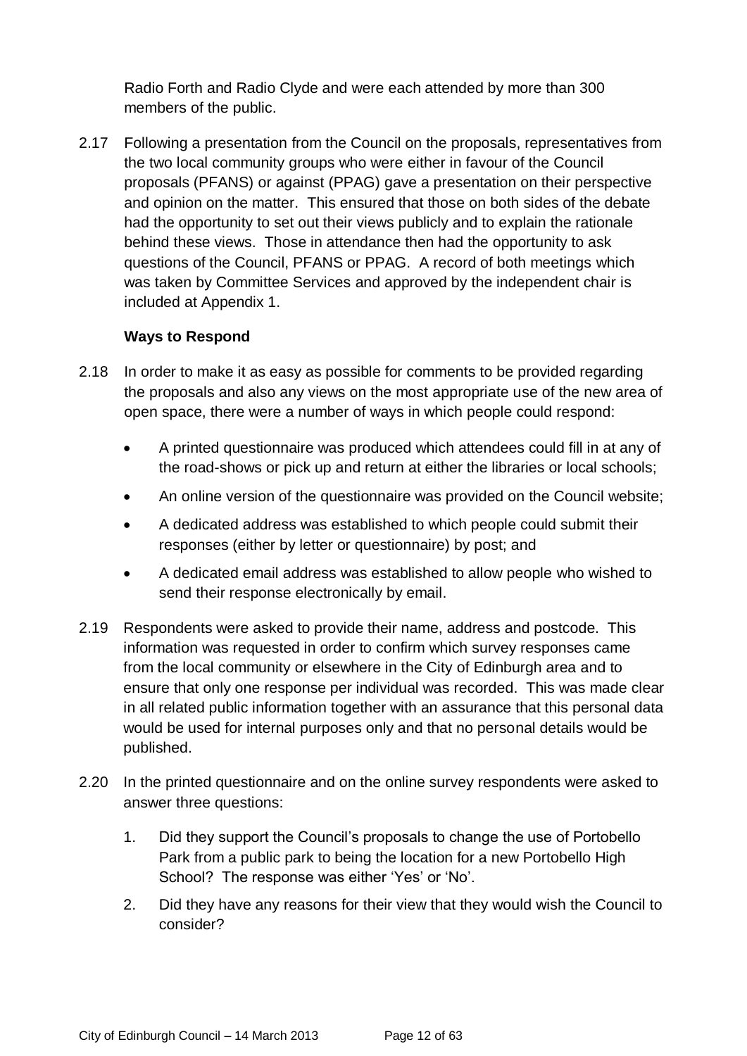Radio Forth and Radio Clyde and were each attended by more than 300 members of the public.

2.17 Following a presentation from the Council on the proposals, representatives from the two local community groups who were either in favour of the Council proposals (PFANS) or against (PPAG) gave a presentation on their perspective and opinion on the matter. This ensured that those on both sides of the debate had the opportunity to set out their views publicly and to explain the rationale behind these views. Those in attendance then had the opportunity to ask questions of the Council, PFANS or PPAG. A record of both meetings which was taken by Committee Services and approved by the independent chair is included at Appendix 1.

**Ways to Respond**

2.18 In order to make it as easy as possible for comments to be provided regarding the proposals and also any views on the most appropriate use of the new area of open space, there were a number of ways in which people could respond:

- A printed questionnaire was produced which attendees could fill in at any of the road-shows or pick up and return at either the libraries or local schools;
- An online version of the questionnaire was provided on the Council website;
- A dedicated address was established to which people could submit their responses (either by letter or questionnaire) by post; and
- A dedicated email address was established to allow people who wished to send their response electronically by email.

2.19 Respondents were asked to provide their name, address and postcode. This information was requested in order to confirm which survey responses came from the local community or elsewhere in the City of Edinburgh area and to ensure that only one response per individual was recorded. This was made clear in all related public information together with an assurance that this personal data would be used for internal purposes only and that no personal details would be published.

2.20 In the printed questionnaire and on the online survey respondents were asked to answer three questions:

1. Did they support the Council's proposals to change the use of Portobello Park from a public park to being the location for a new Portobello High School? The response was either 'Yes' or 'No'.
2. Did they have any reasons for their view that they would wish the Council to consider?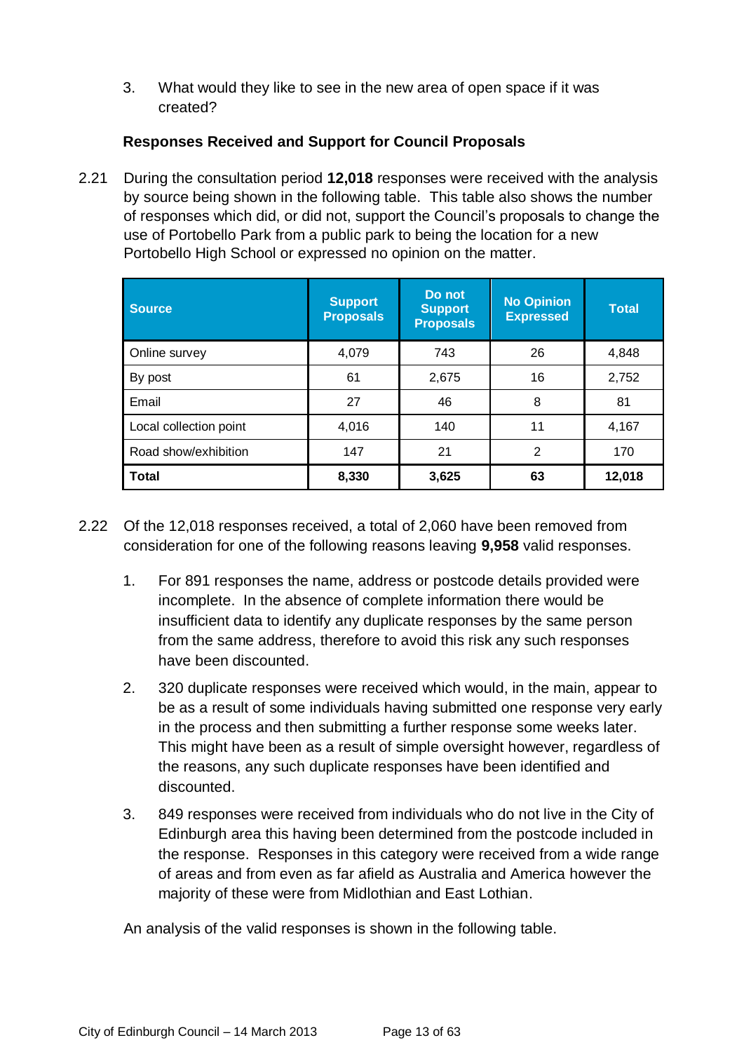3. What would they like to see in the new area of open space if it was created?

### Responses Received and Support for Council Proposals

2.21 During the consultation period **12,018** responses were received with the analysis by source being shown in the following table. This table also shows the number of responses which did, or did not, support the Council's proposals to change the use of Portobello Park from a public park to being the location for a new Portobello High School or expressed no opinion on the matter.

| Source | Support Proposals | Do not Support Proposals | No Opinion Expressed | Total |
|---|---|---|---|---|
| Online survey | 4,079 | 743 | 26 | 4,848 |
| By post | 61 | 2,675 | 16 | 2,752 |
| Email | 27 | 46 | 8 | 81 |
| Local collection point | 4,016 | 140 | 11 | 4,167 |
| Road show/exhibition | 147 | 21 | 2 | 170 |
| **Total** | **8,330** | **3,625** | **63** | **12,018** |

2.22 Of the 12,018 responses received, a total of 2,060 have been removed from consideration for one of the following reasons leaving **9,958** valid responses.

1. For 891 responses the name, address or postcode details provided were incomplete. In the absence of complete information there would be insufficient data to identify any duplicate responses by the same person from the same address, therefore to avoid this risk any such responses have been discounted.

2. 320 duplicate responses were received which would, in the main, appear to be as a result of some individuals having submitted one response very early in the process and then submitting a further response some weeks later. This might have been as a result of simple oversight however, regardless of the reasons, any such duplicate responses have been identified and discounted.

3. 849 responses were received from individuals who do not live in the City of Edinburgh area this having been determined from the postcode included in the response. Responses in this category were received from a wide range of areas and from even as far afield as Australia and America however the majority of these were from Midlothian and East Lothian.

An analysis of the valid responses is shown in the following table.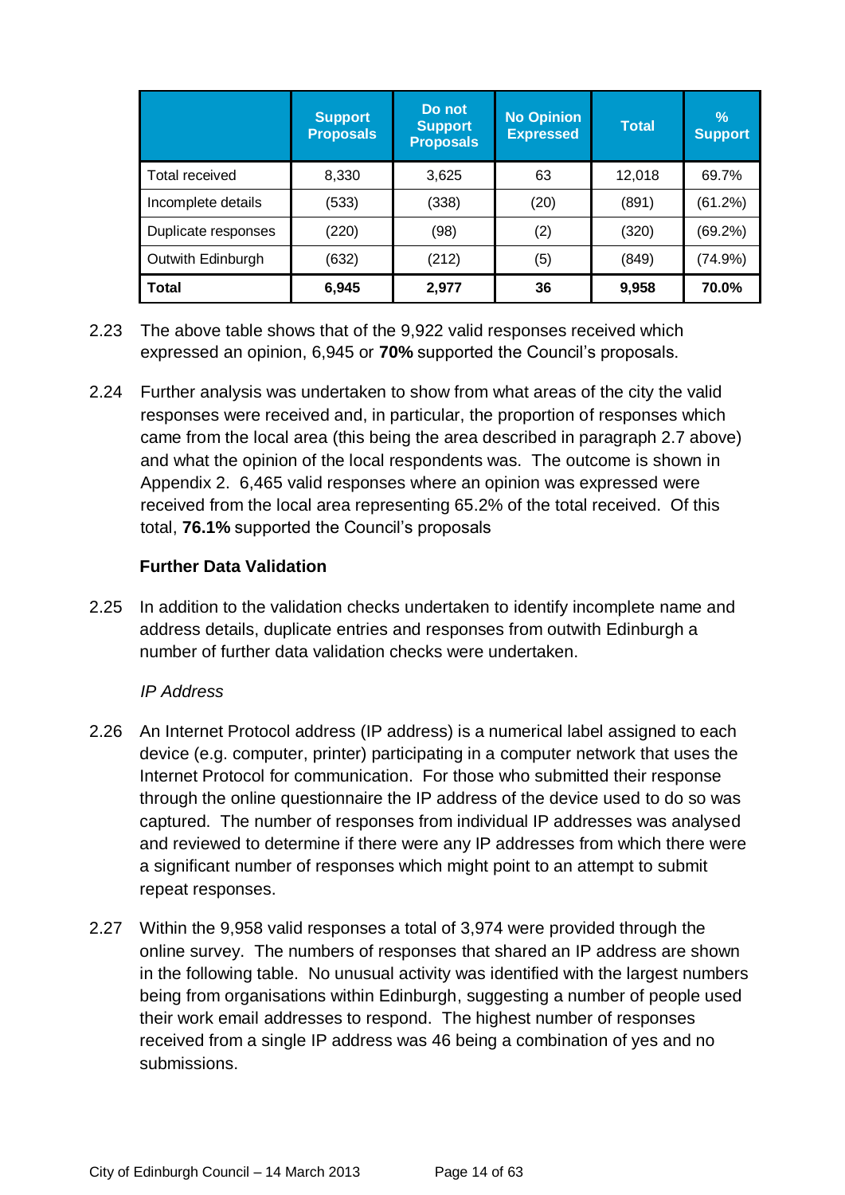| | Support Proposals | Do not Support Proposals | No Opinion Expressed | Total | % Support |
|---|---|---|---|---|---|
| Total received | 8,330 | 3,625 | 63 | 12,018 | 69.7% |
| Incomplete details | (533) | (338) | (20) | (891) | (61.2%) |
| Duplicate responses | (220) | (98) | (2) | (320) | (69.2%) |
| Outwith Edinburgh | (632) | (212) | (5) | (849) | (74.9%) |
| **Total** | **6,945** | **2,977** | **36** | **9,958** | **70.0%** |

2.23 The above table shows that of the 9,922 valid responses received which expressed an opinion, 6,945 or **70%** supported the Council's proposals.

2.24 Further analysis was undertaken to show from what areas of the city the valid responses were received and, in particular, the proportion of responses which came from the local area (this being the area described in paragraph 2.7 above) and what the opinion of the local respondents was. The outcome is shown in Appendix 2. 6,465 valid responses where an opinion was expressed were received from the local area representing 65.2% of the total received. Of this total, **76.1%** supported the Council's proposals

### Further Data Validation

2.25 In addition to the validation checks undertaken to identify incomplete name and address details, duplicate entries and responses from outwith Edinburgh a number of further data validation checks were undertaken.

*IP Address*

2.26 An Internet Protocol address (IP address) is a numerical label assigned to each device (e.g. computer, printer) participating in a computer network that uses the Internet Protocol for communication. For those who submitted their response through the online questionnaire the IP address of the device used to do so was captured. The number of responses from individual IP addresses was analysed and reviewed to determine if there were any IP addresses from which there were a significant number of responses which might point to an attempt to submit repeat responses.

2.27 Within the 9,958 valid responses a total of 3,974 were provided through the online survey. The numbers of responses that shared an IP address are shown in the following table. No unusual activity was identified with the largest numbers being from organisations within Edinburgh, suggesting a number of people used their work email addresses to respond. The highest number of responses received from a single IP address was 46 being a combination of yes and no submissions.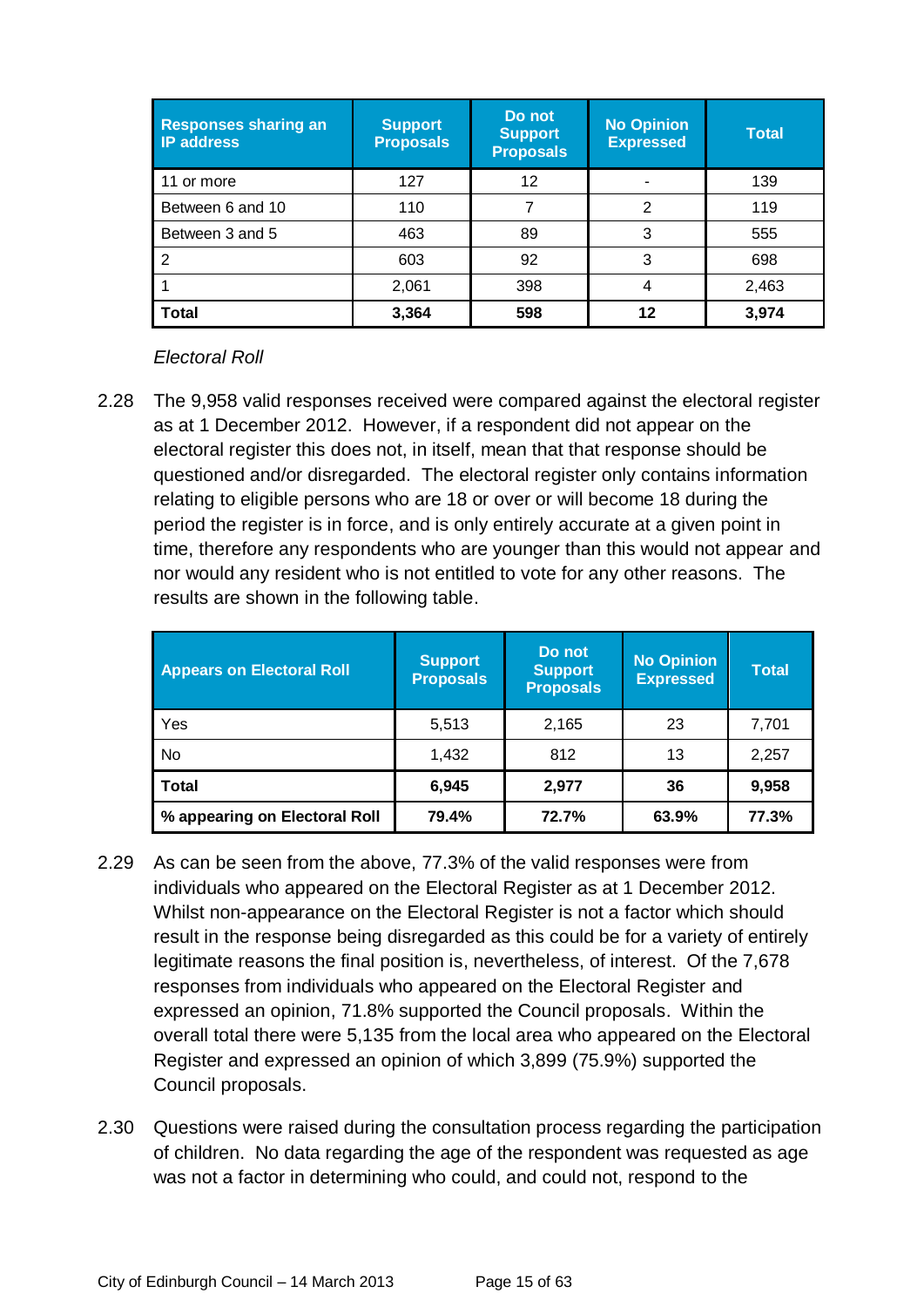| Responses sharing an IP address | Support Proposals | Do not Support Proposals | No Opinion Expressed | Total |
|---|---|---|---|---|
| 11 or more | 127 | 12 | - | 139 |
| Between 6 and 10 | 110 | 7 | 2 | 119 |
| Between 3 and 5 | 463 | 89 | 3 | 555 |
| 2 | 603 | 92 | 3 | 698 |
| 1 | 2,061 | 398 | 4 | 2,463 |
| **Total** | **3,364** | **598** | **12** | **3,974** |

*Electoral Roll*

2.28 The 9,958 valid responses received were compared against the electoral register as at 1 December 2012. However, if a respondent did not appear on the electoral register this does not, in itself, mean that that response should be questioned and/or disregarded. The electoral register only contains information relating to eligible persons who are 18 or over or will become 18 during the period the register is in force, and is only entirely accurate at a given point in time, therefore any respondents who are younger than this would not appear and nor would any resident who is not entitled to vote for any other reasons. The results are shown in the following table.

| Appears on Electoral Roll | Support Proposals | Do not Support Proposals | No Opinion Expressed | Total |
|---|---|---|---|---|
| Yes | 5,513 | 2,165 | 23 | 7,701 |
| No | 1,432 | 812 | 13 | 2,257 |
| **Total** | **6,945** | **2,977** | **36** | **9,958** |
| **% appearing on Electoral Roll** | **79.4%** | **72.7%** | **63.9%** | **77.3%** |

2.29 As can be seen from the above, 77.3% of the valid responses were from individuals who appeared on the Electoral Register as at 1 December 2012. Whilst non-appearance on the Electoral Register is not a factor which should result in the response being disregarded as this could be for a variety of entirely legitimate reasons the final position is, nevertheless, of interest. Of the 7,678 responses from individuals who appeared on the Electoral Register and expressed an opinion, 71.8% supported the Council proposals. Within the overall total there were 5,135 from the local area who appeared on the Electoral Register and expressed an opinion of which 3,899 (75.9%) supported the Council proposals.

2.30 Questions were raised during the consultation process regarding the participation of children. No data regarding the age of the respondent was requested as age was not a factor in determining who could, and could not, respond to the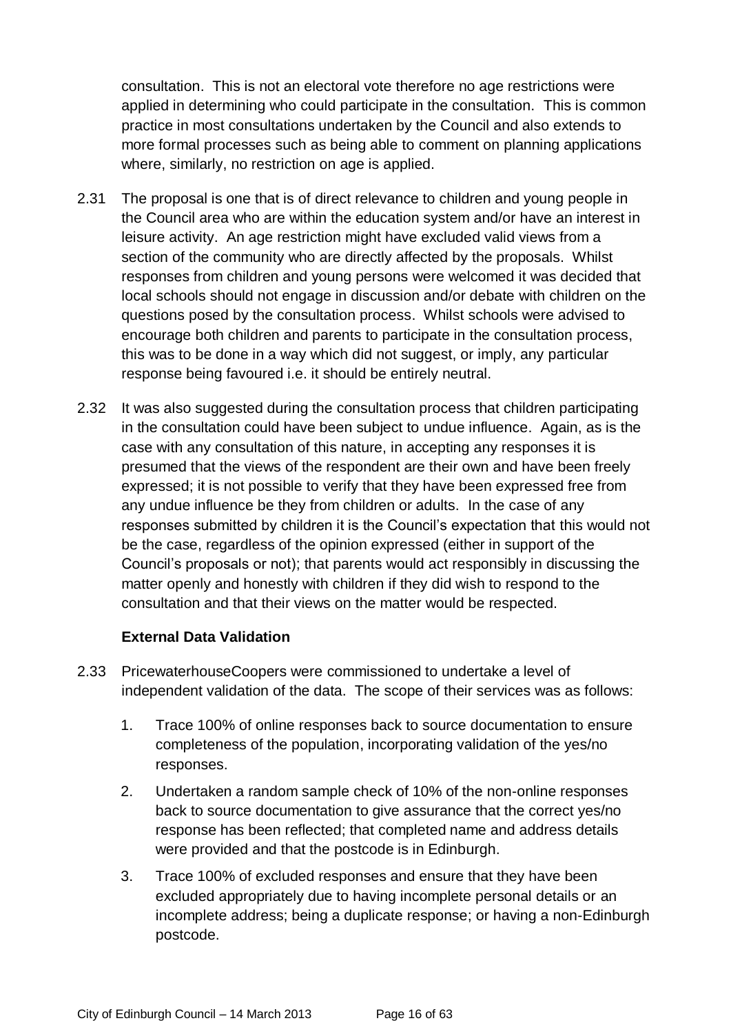consultation. This is not an electoral vote therefore no age restrictions were applied in determining who could participate in the consultation. This is common practice in most consultations undertaken by the Council and also extends to more formal processes such as being able to comment on planning applications where, similarly, no restriction on age is applied.

2.31 The proposal is one that is of direct relevance to children and young people in the Council area who are within the education system and/or have an interest in leisure activity. An age restriction might have excluded valid views from a section of the community who are directly affected by the proposals. Whilst responses from children and young persons were welcomed it was decided that local schools should not engage in discussion and/or debate with children on the questions posed by the consultation process. Whilst schools were advised to encourage both children and parents to participate in the consultation process, this was to be done in a way which did not suggest, or imply, any particular response being favoured i.e. it should be entirely neutral.

2.32 It was also suggested during the consultation process that children participating in the consultation could have been subject to undue influence. Again, as is the case with any consultation of this nature, in accepting any responses it is presumed that the views of the respondent are their own and have been freely expressed; it is not possible to verify that they have been expressed free from any undue influence be they from children or adults. In the case of any responses submitted by children it is the Council's expectation that this would not be the case, regardless of the opinion expressed (either in support of the Council's proposals or not); that parents would act responsibly in discussing the matter openly and honestly with children if they did wish to respond to the consultation and that their views on the matter would be respected.

**External Data Validation**

2.33 PricewaterhouseCoopers were commissioned to undertake a level of independent validation of the data. The scope of their services was as follows:

1. Trace 100% of online responses back to source documentation to ensure completeness of the population, incorporating validation of the yes/no responses.
2. Undertaken a random sample check of 10% of the non-online responses back to source documentation to give assurance that the correct yes/no response has been reflected; that completed name and address details were provided and that the postcode is in Edinburgh.
3. Trace 100% of excluded responses and ensure that they have been excluded appropriately due to having incomplete personal details or an incomplete address; being a duplicate response; or having a non-Edinburgh postcode.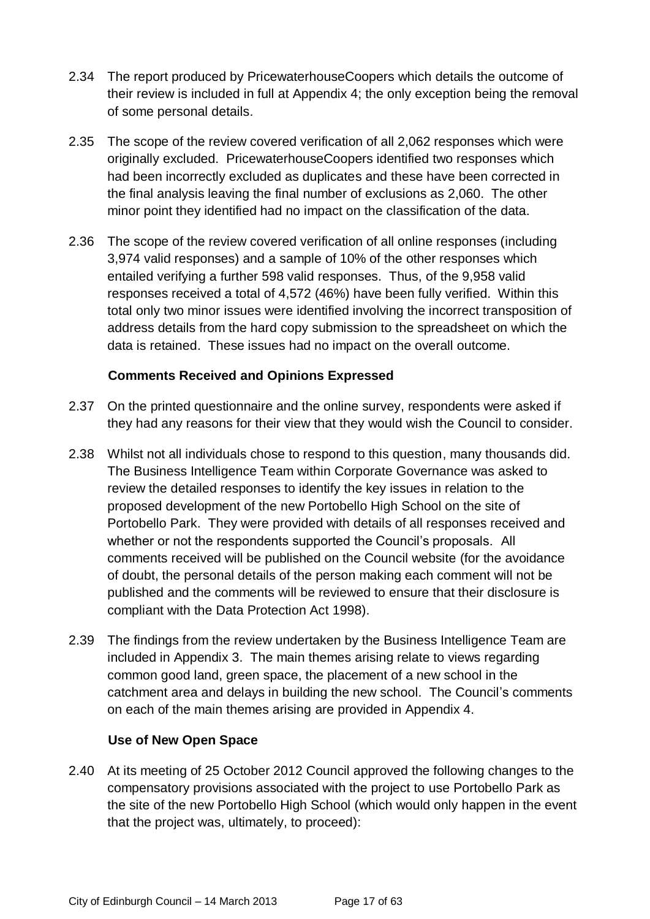2.34 The report produced by PricewaterhouseCoopers which details the outcome of their review is included in full at Appendix 4; the only exception being the removal of some personal details.

2.35 The scope of the review covered verification of all 2,062 responses which were originally excluded. PricewaterhouseCoopers identified two responses which had been incorrectly excluded as duplicates and these have been corrected in the final analysis leaving the final number of exclusions as 2,060. The other minor point they identified had no impact on the classification of the data.

2.36 The scope of the review covered verification of all online responses (including 3,974 valid responses) and a sample of 10% of the other responses which entailed verifying a further 598 valid responses. Thus, of the 9,958 valid responses received a total of 4,572 (46%) have been fully verified. Within this total only two minor issues were identified involving the incorrect transposition of address details from the hard copy submission to the spreadsheet on which the data is retained. These issues had no impact on the overall outcome.

**Comments Received and Opinions Expressed**

2.37 On the printed questionnaire and the online survey, respondents were asked if they had any reasons for their view that they would wish the Council to consider.

2.38 Whilst not all individuals chose to respond to this question, many thousands did. The Business Intelligence Team within Corporate Governance was asked to review the detailed responses to identify the key issues in relation to the proposed development of the new Portobello High School on the site of Portobello Park. They were provided with details of all responses received and whether or not the respondents supported the Council's proposals. All comments received will be published on the Council website (for the avoidance of doubt, the personal details of the person making each comment will not be published and the comments will be reviewed to ensure that their disclosure is compliant with the Data Protection Act 1998).

2.39 The findings from the review undertaken by the Business Intelligence Team are included in Appendix 3. The main themes arising relate to views regarding common good land, green space, the placement of a new school in the catchment area and delays in building the new school. The Council's comments on each of the main themes arising are provided in Appendix 4.

**Use of New Open Space**

2.40 At its meeting of 25 October 2012 Council approved the following changes to the compensatory provisions associated with the project to use Portobello Park as the site of the new Portobello High School (which would only happen in the event that the project was, ultimately, to proceed):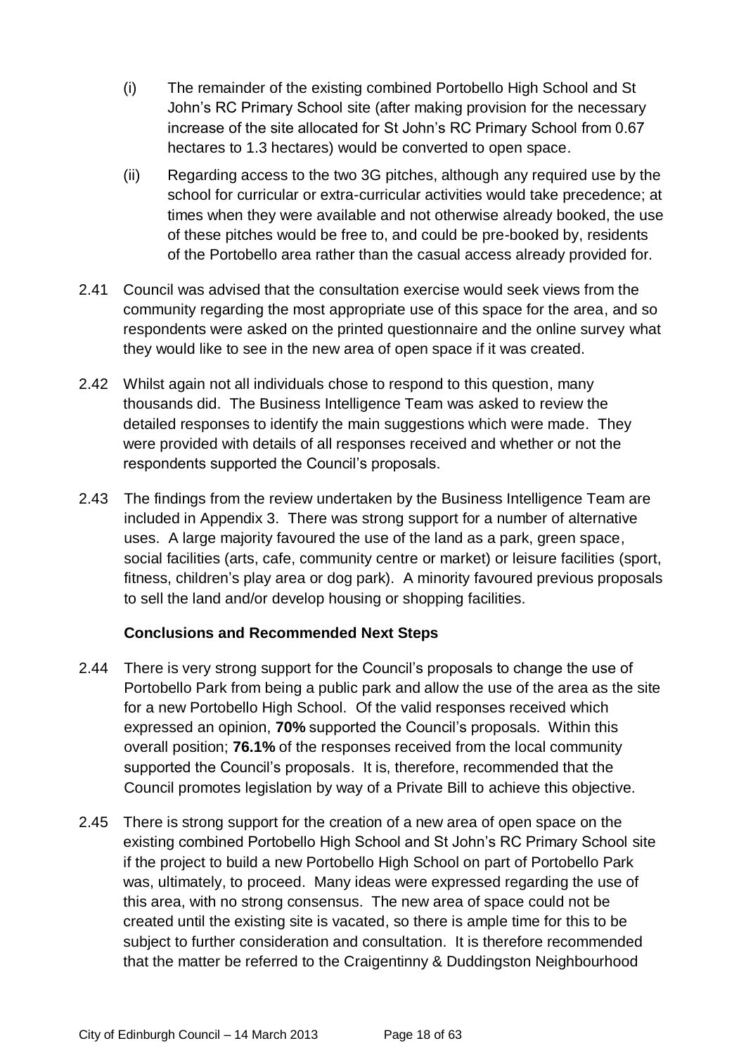(i) The remainder of the existing combined Portobello High School and St John's RC Primary School site (after making provision for the necessary increase of the site allocated for St John's RC Primary School from 0.67 hectares to 1.3 hectares) would be converted to open space.

(ii) Regarding access to the two 3G pitches, although any required use by the school for curricular or extra-curricular activities would take precedence; at times when they were available and not otherwise already booked, the use of these pitches would be free to, and could be pre-booked by, residents of the Portobello area rather than the casual access already provided for.

2.41 Council was advised that the consultation exercise would seek views from the community regarding the most appropriate use of this space for the area, and so respondents were asked on the printed questionnaire and the online survey what they would like to see in the new area of open space if it was created.

2.42 Whilst again not all individuals chose to respond to this question, many thousands did. The Business Intelligence Team was asked to review the detailed responses to identify the main suggestions which were made. They were provided with details of all responses received and whether or not the respondents supported the Council's proposals.

2.43 The findings from the review undertaken by the Business Intelligence Team are included in Appendix 3. There was strong support for a number of alternative uses. A large majority favoured the use of the land as a park, green space, social facilities (arts, cafe, community centre or market) or leisure facilities (sport, fitness, children's play area or dog park). A minority favoured previous proposals to sell the land and/or develop housing or shopping facilities.

### Conclusions and Recommended Next Steps

2.44 There is very strong support for the Council's proposals to change the use of Portobello Park from being a public park and allow the use of the area as the site for a new Portobello High School. Of the valid responses received which expressed an opinion, **70%** supported the Council's proposals. Within this overall position; **76.1%** of the responses received from the local community supported the Council's proposals. It is, therefore, recommended that the Council promotes legislation by way of a Private Bill to achieve this objective.

2.45 There is strong support for the creation of a new area of open space on the existing combined Portobello High School and St John's RC Primary School site if the project to build a new Portobello High School on part of Portobello Park was, ultimately, to proceed. Many ideas were expressed regarding the use of this area, with no strong consensus. The new area of space could not be created until the existing site is vacated, so there is ample time for this to be subject to further consideration and consultation. It is therefore recommended that the matter be referred to the Craigentinny & Duddingston Neighbourhood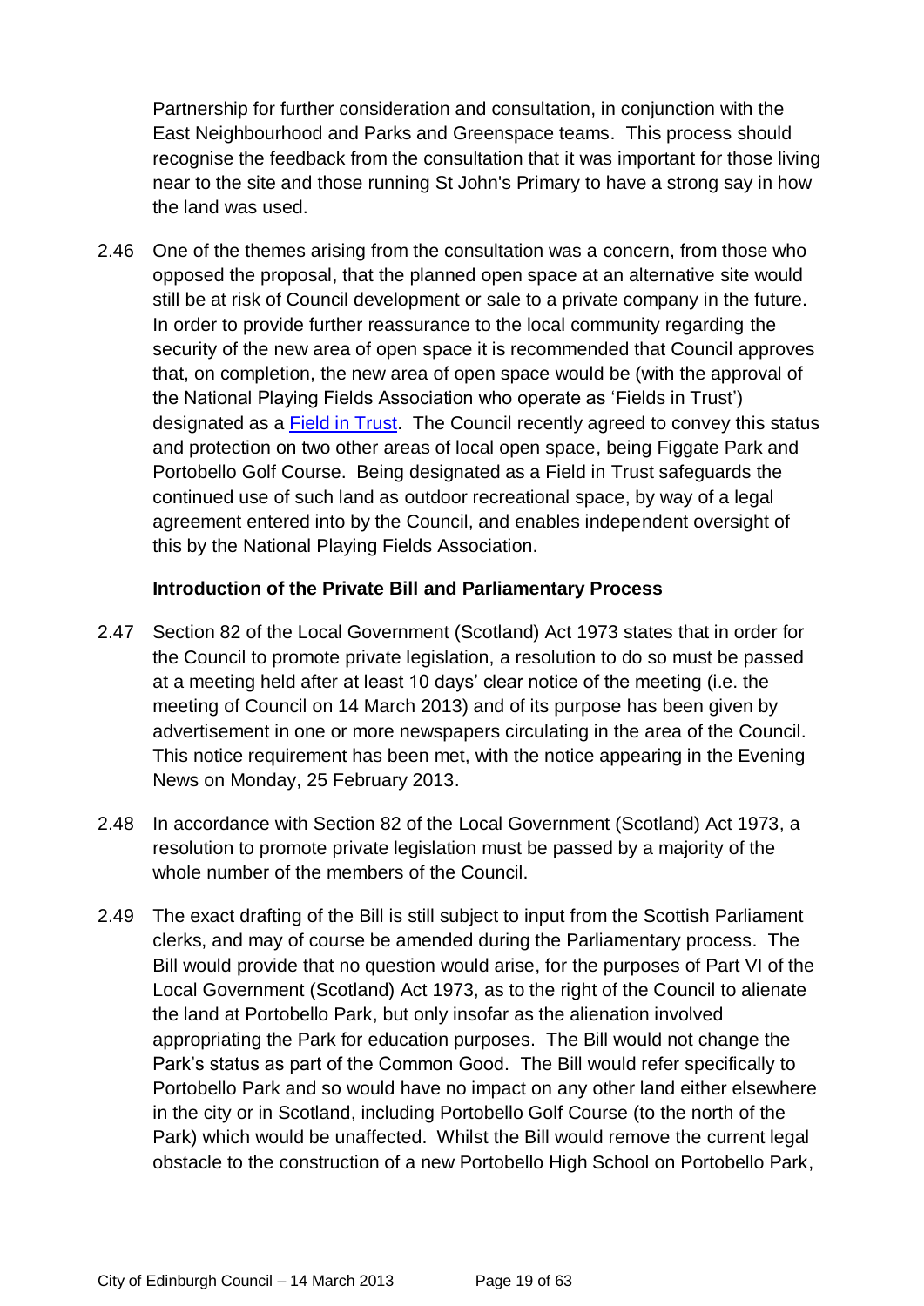Partnership for further consideration and consultation, in conjunction with the East Neighbourhood and Parks and Greenspace teams. This process should recognise the feedback from the consultation that it was important for those living near to the site and those running St John's Primary to have a strong say in how the land was used.

2.46 One of the themes arising from the consultation was a concern, from those who opposed the proposal, that the planned open space at an alternative site would still be at risk of Council development or sale to a private company in the future. In order to provide further reassurance to the local community regarding the security of the new area of open space it is recommended that Council approves that, on completion, the new area of open space would be (with the approval of the National Playing Fields Association who operate as 'Fields in Trust') designated as a Field in Trust. The Council recently agreed to convey this status and protection on two other areas of local open space, being Figgate Park and Portobello Golf Course. Being designated as a Field in Trust safeguards the continued use of such land as outdoor recreational space, by way of a legal agreement entered into by the Council, and enables independent oversight of this by the National Playing Fields Association.

**Introduction of the Private Bill and Parliamentary Process**

2.47 Section 82 of the Local Government (Scotland) Act 1973 states that in order for the Council to promote private legislation, a resolution to do so must be passed at a meeting held after at least 10 days' clear notice of the meeting (i.e. the meeting of Council on 14 March 2013) and of its purpose has been given by advertisement in one or more newspapers circulating in the area of the Council. This notice requirement has been met, with the notice appearing in the Evening News on Monday, 25 February 2013.

2.48 In accordance with Section 82 of the Local Government (Scotland) Act 1973, a resolution to promote private legislation must be passed by a majority of the whole number of the members of the Council.

2.49 The exact drafting of the Bill is still subject to input from the Scottish Parliament clerks, and may of course be amended during the Parliamentary process. The Bill would provide that no question would arise, for the purposes of Part VI of the Local Government (Scotland) Act 1973, as to the right of the Council to alienate the land at Portobello Park, but only insofar as the alienation involved appropriating the Park for education purposes. The Bill would not change the Park's status as part of the Common Good. The Bill would refer specifically to Portobello Park and so would have no impact on any other land either elsewhere in the city or in Scotland, including Portobello Golf Course (to the north of the Park) which would be unaffected. Whilst the Bill would remove the current legal obstacle to the construction of a new Portobello High School on Portobello Park,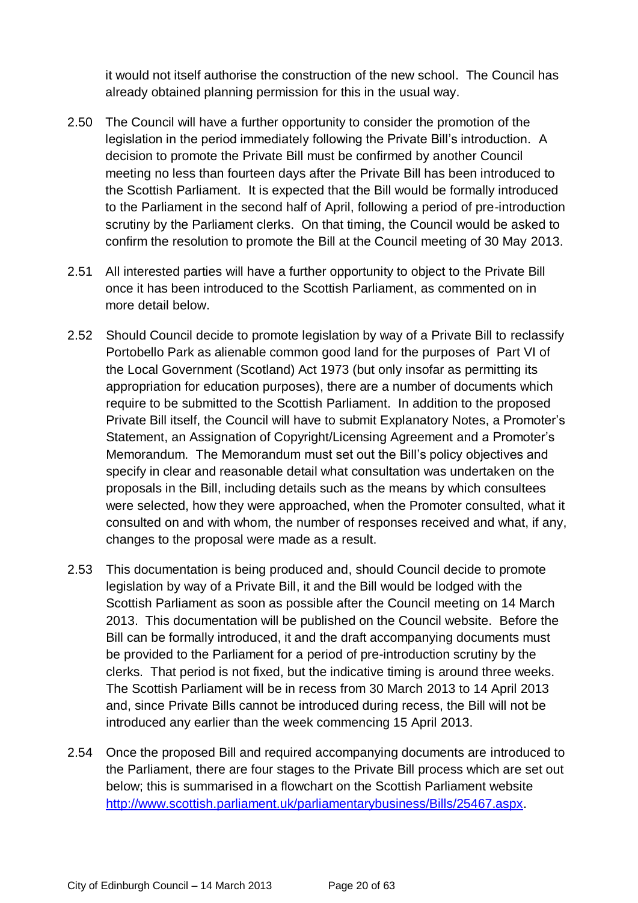it would not itself authorise the construction of the new school. The Council has already obtained planning permission for this in the usual way.

2.50 The Council will have a further opportunity to consider the promotion of the legislation in the period immediately following the Private Bill's introduction. A decision to promote the Private Bill must be confirmed by another Council meeting no less than fourteen days after the Private Bill has been introduced to the Scottish Parliament. It is expected that the Bill would be formally introduced to the Parliament in the second half of April, following a period of pre-introduction scrutiny by the Parliament clerks. On that timing, the Council would be asked to confirm the resolution to promote the Bill at the Council meeting of 30 May 2013.

2.51 All interested parties will have a further opportunity to object to the Private Bill once it has been introduced to the Scottish Parliament, as commented on in more detail below.

2.52 Should Council decide to promote legislation by way of a Private Bill to reclassify Portobello Park as alienable common good land for the purposes of Part VI of the Local Government (Scotland) Act 1973 (but only insofar as permitting its appropriation for education purposes), there are a number of documents which require to be submitted to the Scottish Parliament. In addition to the proposed Private Bill itself, the Council will have to submit Explanatory Notes, a Promoter's Statement, an Assignation of Copyright/Licensing Agreement and a Promoter's Memorandum. The Memorandum must set out the Bill's policy objectives and specify in clear and reasonable detail what consultation was undertaken on the proposals in the Bill, including details such as the means by which consultees were selected, how they were approached, when the Promoter consulted, what it consulted on and with whom, the number of responses received and what, if any, changes to the proposal were made as a result.

2.53 This documentation is being produced and, should Council decide to promote legislation by way of a Private Bill, it and the Bill would be lodged with the Scottish Parliament as soon as possible after the Council meeting on 14 March 2013. This documentation will be published on the Council website. Before the Bill can be formally introduced, it and the draft accompanying documents must be provided to the Parliament for a period of pre-introduction scrutiny by the clerks. That period is not fixed, but the indicative timing is around three weeks. The Scottish Parliament will be in recess from 30 March 2013 to 14 April 2013 and, since Private Bills cannot be introduced during recess, the Bill will not be introduced any earlier than the week commencing 15 April 2013.

2.54 Once the proposed Bill and required accompanying documents are introduced to the Parliament, there are four stages to the Private Bill process which are set out below; this is summarised in a flowchart on the Scottish Parliament website http://www.scottish.parliament.uk/parliamentarybusiness/Bills/25467.aspx.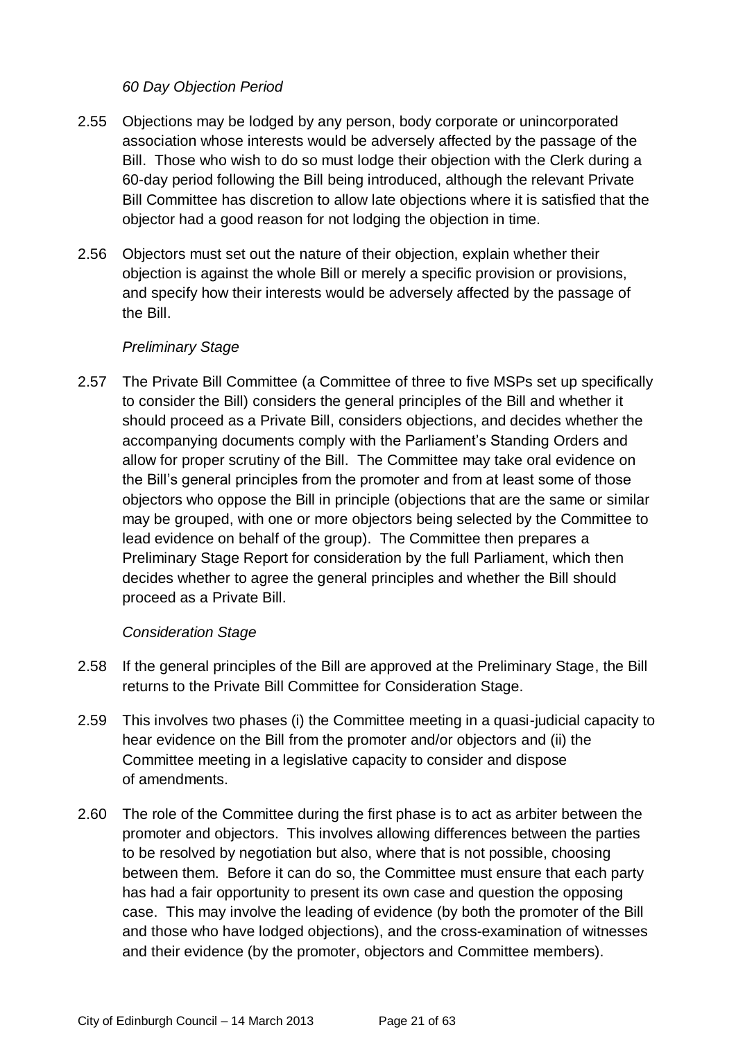*60 Day Objection Period*

2.55 Objections may be lodged by any person, body corporate or unincorporated association whose interests would be adversely affected by the passage of the Bill. Those who wish to do so must lodge their objection with the Clerk during a 60-day period following the Bill being introduced, although the relevant Private Bill Committee has discretion to allow late objections where it is satisfied that the objector had a good reason for not lodging the objection in time.

2.56 Objectors must set out the nature of their objection, explain whether their objection is against the whole Bill or merely a specific provision or provisions, and specify how their interests would be adversely affected by the passage of the Bill.

*Preliminary Stage*

2.57 The Private Bill Committee (a Committee of three to five MSPs set up specifically to consider the Bill) considers the general principles of the Bill and whether it should proceed as a Private Bill, considers objections, and decides whether the accompanying documents comply with the Parliament's Standing Orders and allow for proper scrutiny of the Bill. The Committee may take oral evidence on the Bill's general principles from the promoter and from at least some of those objectors who oppose the Bill in principle (objections that are the same or similar may be grouped, with one or more objectors being selected by the Committee to lead evidence on behalf of the group). The Committee then prepares a Preliminary Stage Report for consideration by the full Parliament, which then decides whether to agree the general principles and whether the Bill should proceed as a Private Bill.

*Consideration Stage*

2.58 If the general principles of the Bill are approved at the Preliminary Stage, the Bill returns to the Private Bill Committee for Consideration Stage.

2.59 This involves two phases (i) the Committee meeting in a quasi-judicial capacity to hear evidence on the Bill from the promoter and/or objectors and (ii) the Committee meeting in a legislative capacity to consider and dispose of amendments.

2.60 The role of the Committee during the first phase is to act as arbiter between the promoter and objectors. This involves allowing differences between the parties to be resolved by negotiation but also, where that is not possible, choosing between them. Before it can do so, the Committee must ensure that each party has had a fair opportunity to present its own case and question the opposing case. This may involve the leading of evidence (by both the promoter of the Bill and those who have lodged objections), and the cross-examination of witnesses and their evidence (by the promoter, objectors and Committee members).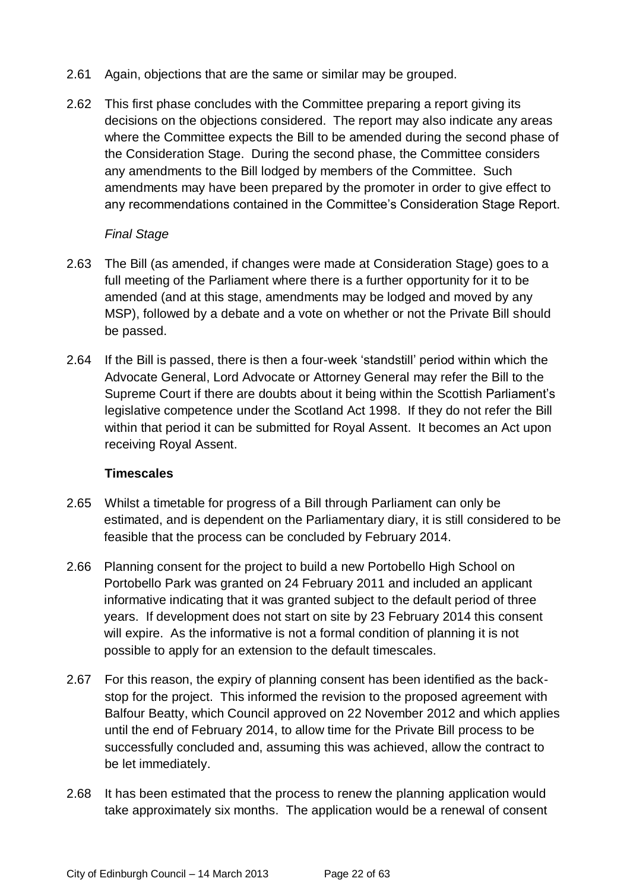2.61 Again, objections that are the same or similar may be grouped.

2.62 This first phase concludes with the Committee preparing a report giving its decisions on the objections considered. The report may also indicate any areas where the Committee expects the Bill to be amended during the second phase of the Consideration Stage. During the second phase, the Committee considers any amendments to the Bill lodged by members of the Committee. Such amendments may have been prepared by the promoter in order to give effect to any recommendations contained in the Committee's Consideration Stage Report.

*Final Stage*

2.63 The Bill (as amended, if changes were made at Consideration Stage) goes to a full meeting of the Parliament where there is a further opportunity for it to be amended (and at this stage, amendments may be lodged and moved by any MSP), followed by a debate and a vote on whether or not the Private Bill should be passed.

2.64 If the Bill is passed, there is then a four-week 'standstill' period within which the Advocate General, Lord Advocate or Attorney General may refer the Bill to the Supreme Court if there are doubts about it being within the Scottish Parliament's legislative competence under the Scotland Act 1998. If they do not refer the Bill within that period it can be submitted for Royal Assent. It becomes an Act upon receiving Royal Assent.

**Timescales**

2.65 Whilst a timetable for progress of a Bill through Parliament can only be estimated, and is dependent on the Parliamentary diary, it is still considered to be feasible that the process can be concluded by February 2014.

2.66 Planning consent for the project to build a new Portobello High School on Portobello Park was granted on 24 February 2011 and included an applicant informative indicating that it was granted subject to the default period of three years. If development does not start on site by 23 February 2014 this consent will expire. As the informative is not a formal condition of planning it is not possible to apply for an extension to the default timescales.

2.67 For this reason, the expiry of planning consent has been identified as the back-stop for the project. This informed the revision to the proposed agreement with Balfour Beatty, which Council approved on 22 November 2012 and which applies until the end of February 2014, to allow time for the Private Bill process to be successfully concluded and, assuming this was achieved, allow the contract to be let immediately.

2.68 It has been estimated that the process to renew the planning application would take approximately six months. The application would be a renewal of consent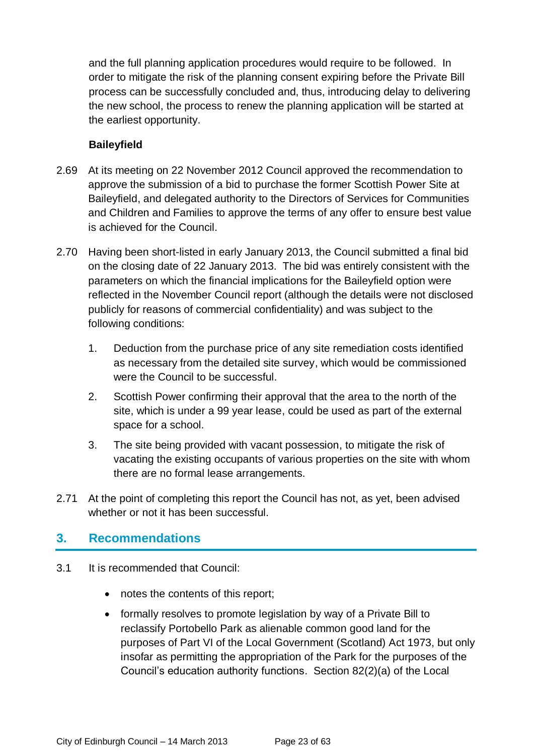and the full planning application procedures would require to be followed. In order to mitigate the risk of the planning consent expiring before the Private Bill process can be successfully concluded and, thus, introducing delay to delivering the new school, the process to renew the planning application will be started at the earliest opportunity.

**Baileyfield**

2.69 At its meeting on 22 November 2012 Council approved the recommendation to approve the submission of a bid to purchase the former Scottish Power Site at Baileyfield, and delegated authority to the Directors of Services for Communities and Children and Families to approve the terms of any offer to ensure best value is achieved for the Council.

2.70 Having been short-listed in early January 2013, the Council submitted a final bid on the closing date of 22 January 2013. The bid was entirely consistent with the parameters on which the financial implications for the Baileyfield option were reflected in the November Council report (although the details were not disclosed publicly for reasons of commercial confidentiality) and was subject to the following conditions:

1. Deduction from the purchase price of any site remediation costs identified as necessary from the detailed site survey, which would be commissioned were the Council to be successful.
2. Scottish Power confirming their approval that the area to the north of the site, which is under a 99 year lease, could be used as part of the external space for a school.
3. The site being provided with vacant possession, to mitigate the risk of vacating the existing occupants of various properties on the site with whom there are no formal lease arrangements.

2.71 At the point of completing this report the Council has not, as yet, been advised whether or not it has been successful.

## 3. Recommendations

3.1 It is recommended that Council:

- notes the contents of this report;
- formally resolves to promote legislation by way of a Private Bill to reclassify Portobello Park as alienable common good land for the purposes of Part VI of the Local Government (Scotland) Act 1973, but only insofar as permitting the appropriation of the Park for the purposes of the Council's education authority functions. Section 82(2)(a) of the Local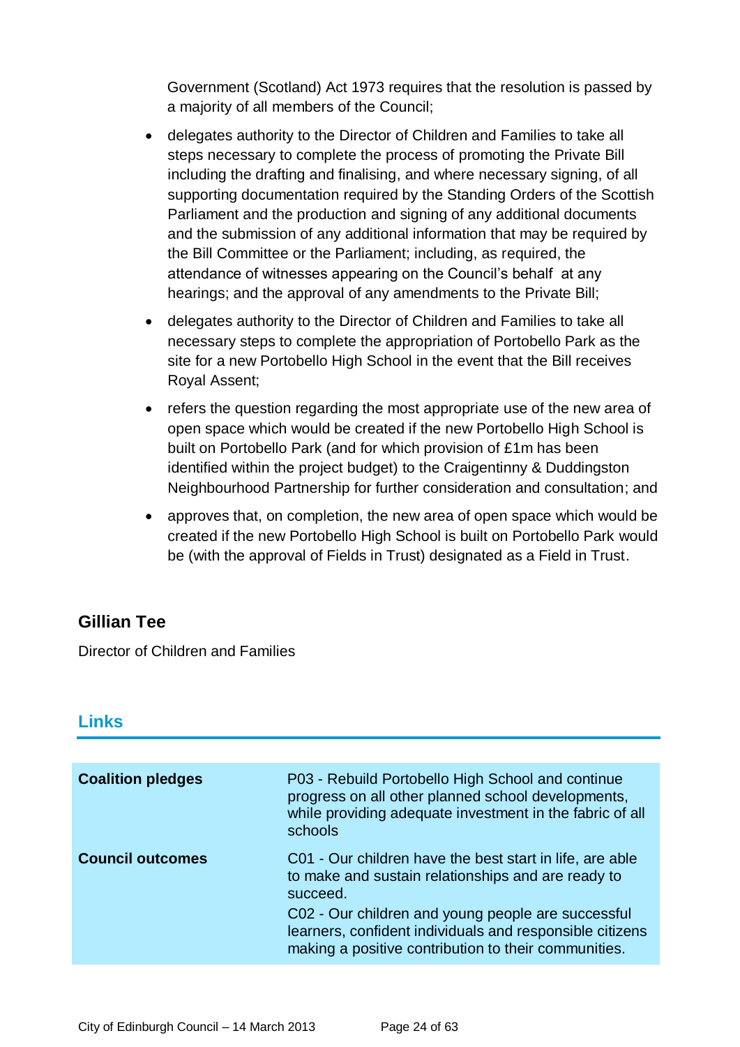Government (Scotland) Act 1973 requires that the resolution is passed by a majority of all members of the Council;

- delegates authority to the Director of Children and Families to take all steps necessary to complete the process of promoting the Private Bill including the drafting and finalising, and where necessary signing, of all supporting documentation required by the Standing Orders of the Scottish Parliament and the production and signing of any additional documents and the submission of any additional information that may be required by the Bill Committee or the Parliament; including, as required, the attendance of witnesses appearing on the Council's behalf at any hearings; and the approval of any amendments to the Private Bill;
- delegates authority to the Director of Children and Families to take all necessary steps to complete the appropriation of Portobello Park as the site for a new Portobello High School in the event that the Bill receives Royal Assent;
- refers the question regarding the most appropriate use of the new area of open space which would be created if the new Portobello High School is built on Portobello Park (and for which provision of £1m has been identified within the project budget) to the Craigentinny & Duddingston Neighbourhood Partnership for further consideration and consultation; and
- approves that, on completion, the new area of open space which would be created if the new Portobello High School is built on Portobello Park would be (with the approval of Fields in Trust) designated as a Field in Trust.

**Gillian Tee**

Director of Children and Families

## Links

| | |
|---|---|
| **Coalition pledges** | P03 - Rebuild Portobello High School and continue progress on all other planned school developments, while providing adequate investment in the fabric of all schools |
| **Council outcomes** | C01 - Our children have the best start in life, are able to make and sustain relationships and are ready to succeed.<br>C02 - Our children and young people are successful learners, confident individuals and responsible citizens making a positive contribution to their communities. |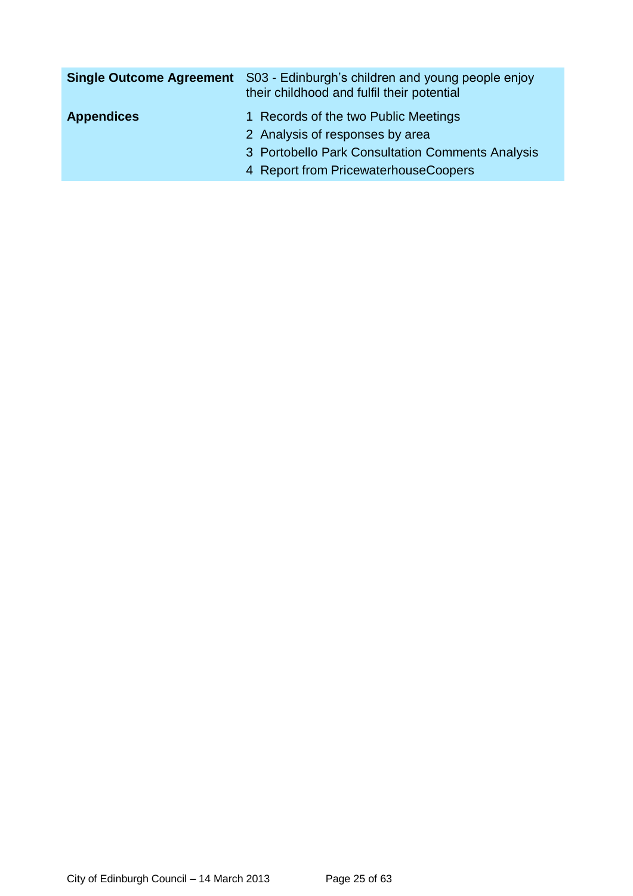| | |
|---|---|
| **Single Outcome Agreement** | S03 - Edinburgh's children and young people enjoy their childhood and fulfil their potential |
| **Appendices** | 1 Records of the two Public Meetings<br>2 Analysis of responses by area<br>3 Portobello Park Consultation Comments Analysis<br>4 Report from PricewaterhouseCoopers |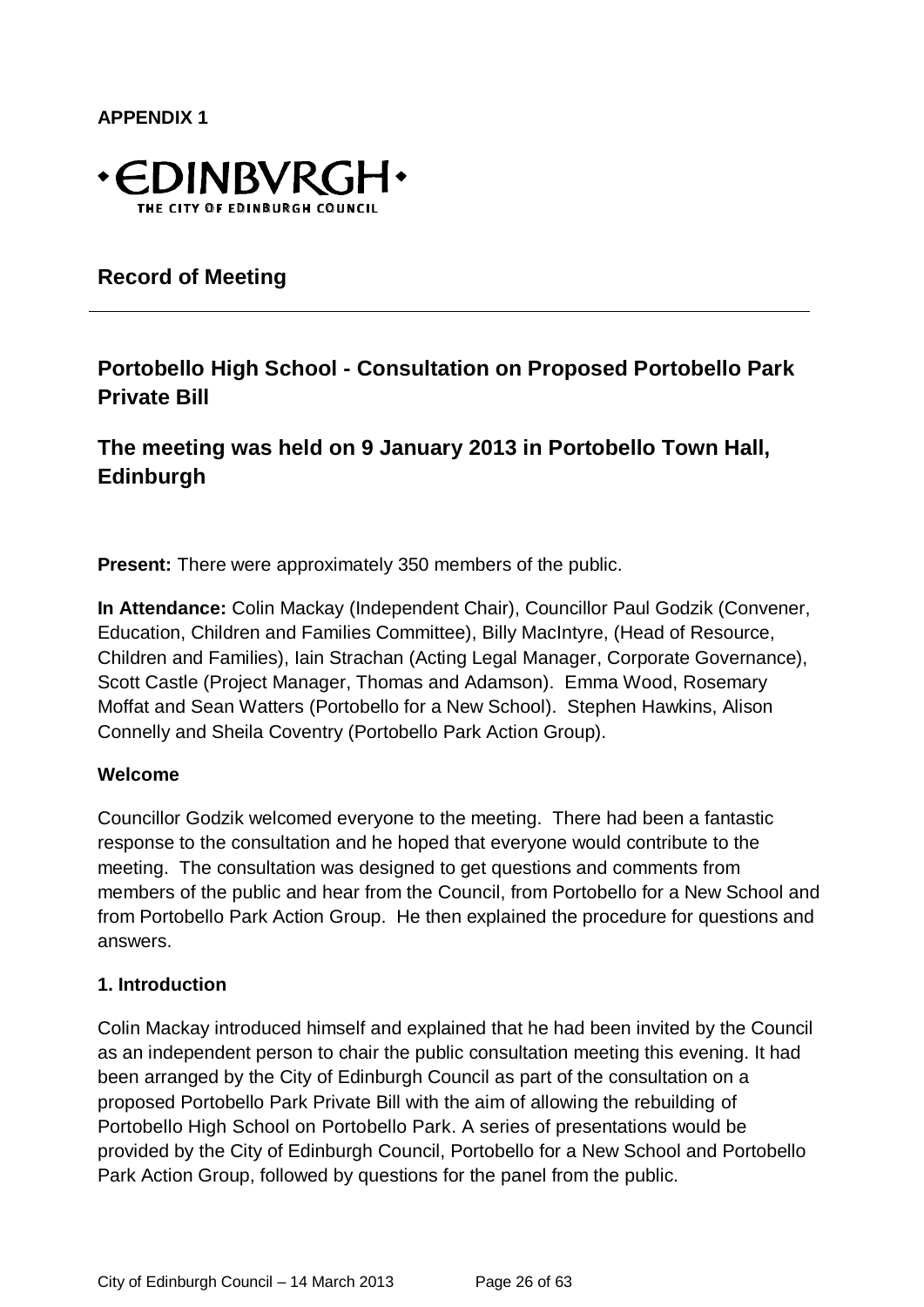**APPENDIX 1**

•EDINBVRGH•
THE CITY OF EDINBURGH COUNCIL

## Record of Meeting

---

## Portobello High School - Consultation on Proposed Portobello Park Private Bill

## The meeting was held on 9 January 2013 in Portobello Town Hall, Edinburgh

**Present:** There were approximately 350 members of the public.

**In Attendance:** Colin Mackay (Independent Chair), Councillor Paul Godzik (Convener, Education, Children and Families Committee), Billy MacIntyre, (Head of Resource, Children and Families), Iain Strachan (Acting Legal Manager, Corporate Governance), Scott Castle (Project Manager, Thomas and Adamson). Emma Wood, Rosemary Moffat and Sean Watters (Portobello for a New School). Stephen Hawkins, Alison Connelly and Sheila Coventry (Portobello Park Action Group).

**Welcome**

Councillor Godzik welcomed everyone to the meeting. There had been a fantastic response to the consultation and he hoped that everyone would contribute to the meeting. The consultation was designed to get questions and comments from members of the public and hear from the Council, from Portobello for a New School and from Portobello Park Action Group. He then explained the procedure for questions and answers.

**1. Introduction**

Colin Mackay introduced himself and explained that he had been invited by the Council as an independent person to chair the public consultation meeting this evening. It had been arranged by the City of Edinburgh Council as part of the consultation on a proposed Portobello Park Private Bill with the aim of allowing the rebuilding of Portobello High School on Portobello Park. A series of presentations would be provided by the City of Edinburgh Council, Portobello for a New School and Portobello Park Action Group, followed by questions for the panel from the public.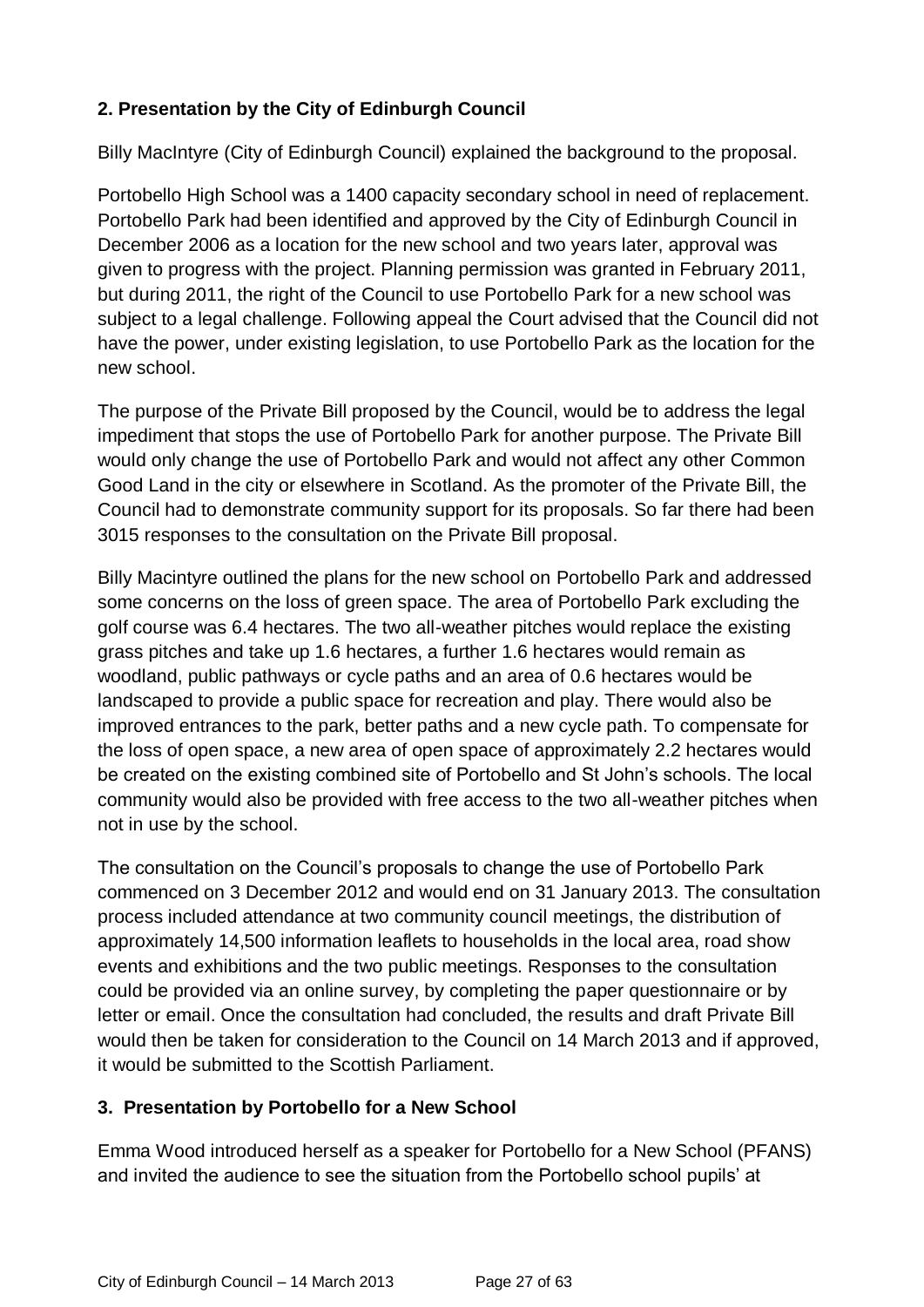### 2. Presentation by the City of Edinburgh Council

Billy MacIntyre (City of Edinburgh Council) explained the background to the proposal.

Portobello High School was a 1400 capacity secondary school in need of replacement. Portobello Park had been identified and approved by the City of Edinburgh Council in December 2006 as a location for the new school and two years later, approval was given to progress with the project. Planning permission was granted in February 2011, but during 2011, the right of the Council to use Portobello Park for a new school was subject to a legal challenge. Following appeal the Court advised that the Council did not have the power, under existing legislation, to use Portobello Park as the location for the new school.

The purpose of the Private Bill proposed by the Council, would be to address the legal impediment that stops the use of Portobello Park for another purpose. The Private Bill would only change the use of Portobello Park and would not affect any other Common Good Land in the city or elsewhere in Scotland. As the promoter of the Private Bill, the Council had to demonstrate community support for its proposals. So far there had been 3015 responses to the consultation on the Private Bill proposal.

Billy Macintyre outlined the plans for the new school on Portobello Park and addressed some concerns on the loss of green space. The area of Portobello Park excluding the golf course was 6.4 hectares. The two all-weather pitches would replace the existing grass pitches and take up 1.6 hectares, a further 1.6 hectares would remain as woodland, public pathways or cycle paths and an area of 0.6 hectares would be landscaped to provide a public space for recreation and play. There would also be improved entrances to the park, better paths and a new cycle path. To compensate for the loss of open space, a new area of open space of approximately 2.2 hectares would be created on the existing combined site of Portobello and St John's schools. The local community would also be provided with free access to the two all-weather pitches when not in use by the school.

The consultation on the Council's proposals to change the use of Portobello Park commenced on 3 December 2012 and would end on 31 January 2013. The consultation process included attendance at two community council meetings, the distribution of approximately 14,500 information leaflets to households in the local area, road show events and exhibitions and the two public meetings. Responses to the consultation could be provided via an online survey, by completing the paper questionnaire or by letter or email. Once the consultation had concluded, the results and draft Private Bill would then be taken for consideration to the Council on 14 March 2013 and if approved, it would be submitted to the Scottish Parliament.

### 3. Presentation by Portobello for a New School

Emma Wood introduced herself as a speaker for Portobello for a New School (PFANS) and invited the audience to see the situation from the Portobello school pupils' at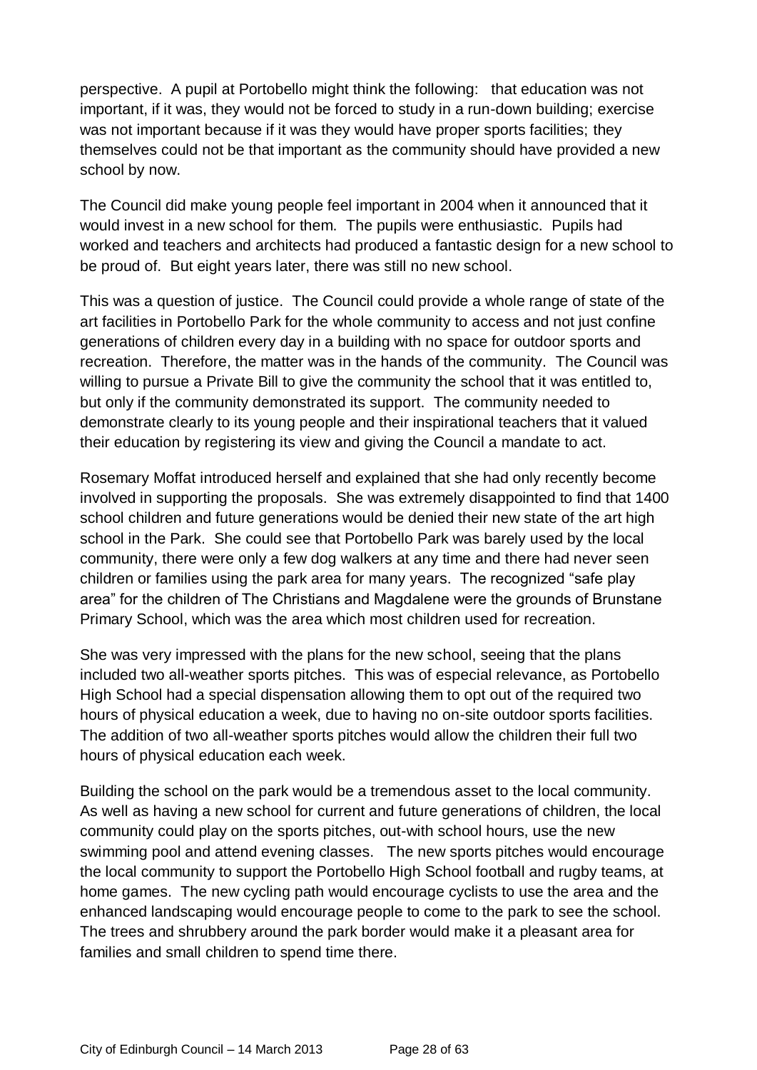perspective. A pupil at Portobello might think the following: that education was not important, if it was, they would not be forced to study in a run-down building; exercise was not important because if it was they would have proper sports facilities; they themselves could not be that important as the community should have provided a new school by now.

The Council did make young people feel important in 2004 when it announced that it would invest in a new school for them. The pupils were enthusiastic. Pupils had worked and teachers and architects had produced a fantastic design for a new school to be proud of. But eight years later, there was still no new school.

This was a question of justice. The Council could provide a whole range of state of the art facilities in Portobello Park for the whole community to access and not just confine generations of children every day in a building with no space for outdoor sports and recreation. Therefore, the matter was in the hands of the community. The Council was willing to pursue a Private Bill to give the community the school that it was entitled to, but only if the community demonstrated its support. The community needed to demonstrate clearly to its young people and their inspirational teachers that it valued their education by registering its view and giving the Council a mandate to act.

Rosemary Moffat introduced herself and explained that she had only recently become involved in supporting the proposals. She was extremely disappointed to find that 1400 school children and future generations would be denied their new state of the art high school in the Park. She could see that Portobello Park was barely used by the local community, there were only a few dog walkers at any time and there had never seen children or families using the park area for many years. The recognized "safe play area" for the children of The Christians and Magdalene were the grounds of Brunstane Primary School, which was the area which most children used for recreation.

She was very impressed with the plans for the new school, seeing that the plans included two all-weather sports pitches. This was of especial relevance, as Portobello High School had a special dispensation allowing them to opt out of the required two hours of physical education a week, due to having no on-site outdoor sports facilities. The addition of two all-weather sports pitches would allow the children their full two hours of physical education each week.

Building the school on the park would be a tremendous asset to the local community. As well as having a new school for current and future generations of children, the local community could play on the sports pitches, out-with school hours, use the new swimming pool and attend evening classes. The new sports pitches would encourage the local community to support the Portobello High School football and rugby teams, at home games. The new cycling path would encourage cyclists to use the area and the enhanced landscaping would encourage people to come to the park to see the school. The trees and shrubbery around the park border would make it a pleasant area for families and small children to spend time there.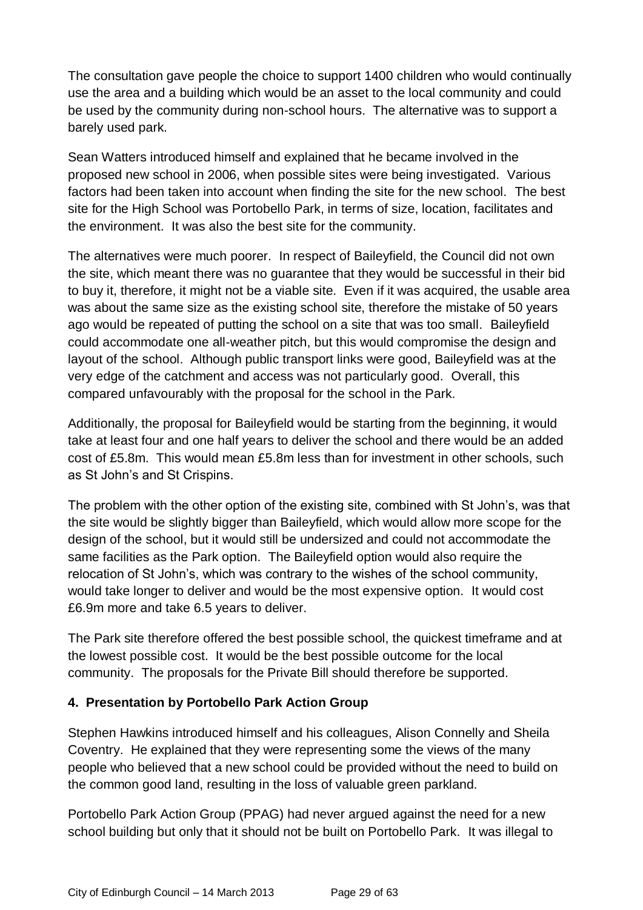The consultation gave people the choice to support 1400 children who would continually use the area and a building which would be an asset to the local community and could be used by the community during non-school hours. The alternative was to support a barely used park.

Sean Watters introduced himself and explained that he became involved in the proposed new school in 2006, when possible sites were being investigated. Various factors had been taken into account when finding the site for the new school. The best site for the High School was Portobello Park, in terms of size, location, facilitates and the environment. It was also the best site for the community.

The alternatives were much poorer. In respect of Baileyfield, the Council did not own the site, which meant there was no guarantee that they would be successful in their bid to buy it, therefore, it might not be a viable site. Even if it was acquired, the usable area was about the same size as the existing school site, therefore the mistake of 50 years ago would be repeated of putting the school on a site that was too small. Baileyfield could accommodate one all-weather pitch, but this would compromise the design and layout of the school. Although public transport links were good, Baileyfield was at the very edge of the catchment and access was not particularly good. Overall, this compared unfavourably with the proposal for the school in the Park.

Additionally, the proposal for Baileyfield would be starting from the beginning, it would take at least four and one half years to deliver the school and there would be an added cost of £5.8m. This would mean £5.8m less than for investment in other schools, such as St John's and St Crispins.

The problem with the other option of the existing site, combined with St John's, was that the site would be slightly bigger than Baileyfield, which would allow more scope for the design of the school, but it would still be undersized and could not accommodate the same facilities as the Park option. The Baileyfield option would also require the relocation of St John's, which was contrary to the wishes of the school community, would take longer to deliver and would be the most expensive option. It would cost £6.9m more and take 6.5 years to deliver.

The Park site therefore offered the best possible school, the quickest timeframe and at the lowest possible cost. It would be the best possible outcome for the local community. The proposals for the Private Bill should therefore be supported.

### 4. Presentation by Portobello Park Action Group

Stephen Hawkins introduced himself and his colleagues, Alison Connelly and Sheila Coventry. He explained that they were representing some the views of the many people who believed that a new school could be provided without the need to build on the common good land, resulting in the loss of valuable green parkland.

Portobello Park Action Group (PPAG) had never argued against the need for a new school building but only that it should not be built on Portobello Park. It was illegal to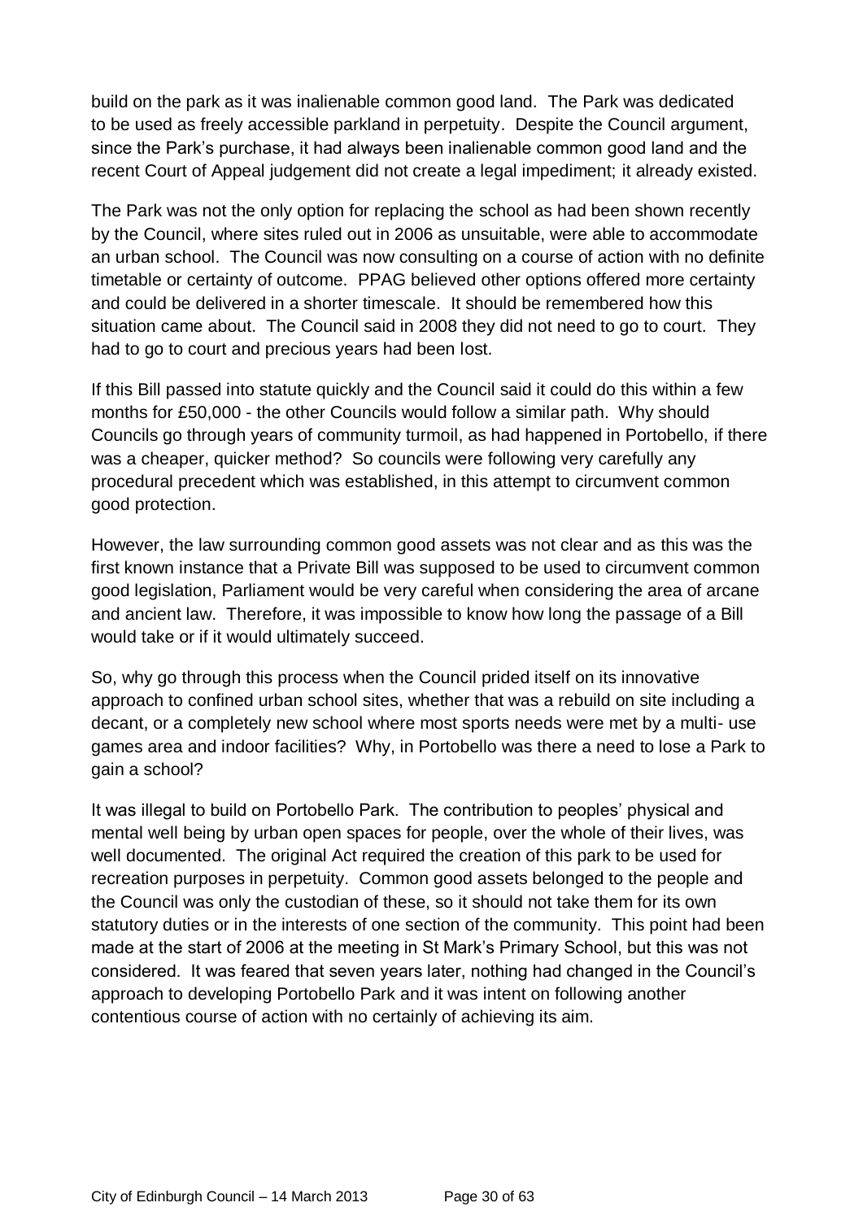build on the park as it was inalienable common good land. The Park was dedicated to be used as freely accessible parkland in perpetuity. Despite the Council argument, since the Park's purchase, it had always been inalienable common good land and the recent Court of Appeal judgement did not create a legal impediment; it already existed.

The Park was not the only option for replacing the school as had been shown recently by the Council, where sites ruled out in 2006 as unsuitable, were able to accommodate an urban school. The Council was now consulting on a course of action with no definite timetable or certainty of outcome. PPAG believed other options offered more certainty and could be delivered in a shorter timescale. It should be remembered how this situation came about. The Council said in 2008 they did not need to go to court. They had to go to court and precious years had been lost.

If this Bill passed into statute quickly and the Council said it could do this within a few months for £50,000 - the other Councils would follow a similar path. Why should Councils go through years of community turmoil, as had happened in Portobello, if there was a cheaper, quicker method? So councils were following very carefully any procedural precedent which was established, in this attempt to circumvent common good protection.

However, the law surrounding common good assets was not clear and as this was the first known instance that a Private Bill was supposed to be used to circumvent common good legislation, Parliament would be very careful when considering the area of arcane and ancient law. Therefore, it was impossible to know how long the passage of a Bill would take or if it would ultimately succeed.

So, why go through this process when the Council prided itself on its innovative approach to confined urban school sites, whether that was a rebuild on site including a decant, or a completely new school where most sports needs were met by a multi- use games area and indoor facilities? Why, in Portobello was there a need to lose a Park to gain a school?

It was illegal to build on Portobello Park. The contribution to peoples' physical and mental well being by urban open spaces for people, over the whole of their lives, was well documented. The original Act required the creation of this park to be used for recreation purposes in perpetuity. Common good assets belonged to the people and the Council was only the custodian of these, so it should not take them for its own statutory duties or in the interests of one section of the community. This point had been made at the start of 2006 at the meeting in St Mark's Primary School, but this was not considered. It was feared that seven years later, nothing had changed in the Council's approach to developing Portobello Park and it was intent on following another contentious course of action with no certainly of achieving its aim.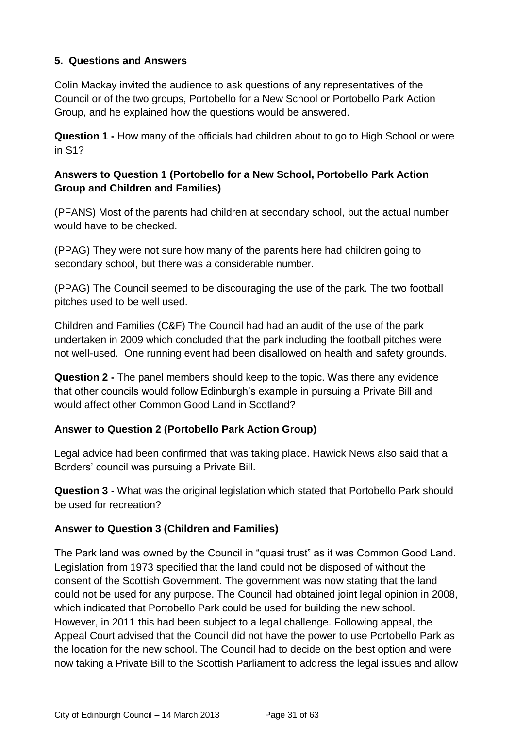### 5. Questions and Answers

Colin Mackay invited the audience to ask questions of any representatives of the Council or of the two groups, Portobello for a New School or Portobello Park Action Group, and he explained how the questions would be answered.

**Question 1 -** How many of the officials had children about to go to High School or were in S1?

#### Answers to Question 1 (Portobello for a New School, Portobello Park Action Group and Children and Families)

(PFANS) Most of the parents had children at secondary school, but the actual number would have to be checked.

(PPAG) They were not sure how many of the parents here had children going to secondary school, but there was a considerable number.

(PPAG) The Council seemed to be discouraging the use of the park. The two football pitches used to be well used.

Children and Families (C&F) The Council had had an audit of the use of the park undertaken in 2009 which concluded that the park including the football pitches were not well-used. One running event had been disallowed on health and safety grounds.

**Question 2 -** The panel members should keep to the topic. Was there any evidence that other councils would follow Edinburgh's example in pursuing a Private Bill and would affect other Common Good Land in Scotland?

#### Answer to Question 2 (Portobello Park Action Group)

Legal advice had been confirmed that was taking place. Hawick News also said that a Borders' council was pursuing a Private Bill.

**Question 3 -** What was the original legislation which stated that Portobello Park should be used for recreation?

#### Answer to Question 3 (Children and Families)

The Park land was owned by the Council in "quasi trust" as it was Common Good Land. Legislation from 1973 specified that the land could not be disposed of without the consent of the Scottish Government. The government was now stating that the land could not be used for any purpose. The Council had obtained joint legal opinion in 2008, which indicated that Portobello Park could be used for building the new school. However, in 2011 this had been subject to a legal challenge. Following appeal, the Appeal Court advised that the Council did not have the power to use Portobello Park as the location for the new school. The Council had to decide on the best option and were now taking a Private Bill to the Scottish Parliament to address the legal issues and allow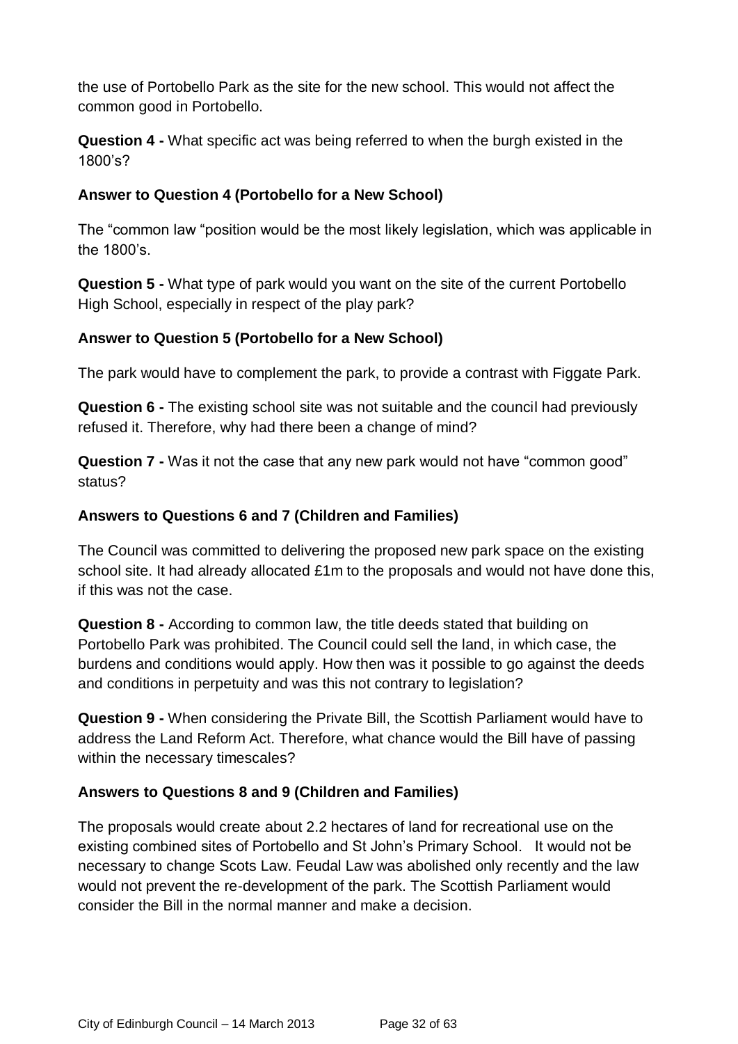the use of Portobello Park as the site for the new school. This would not affect the common good in Portobello.

**Question 4 -** What specific act was being referred to when the burgh existed in the 1800's?

**Answer to Question 4 (Portobello for a New School)**

The "common law "position would be the most likely legislation, which was applicable in the 1800's.

**Question 5 -** What type of park would you want on the site of the current Portobello High School, especially in respect of the play park?

**Answer to Question 5 (Portobello for a New School)**

The park would have to complement the park, to provide a contrast with Figgate Park.

**Question 6 -** The existing school site was not suitable and the council had previously refused it. Therefore, why had there been a change of mind?

**Question 7 -** Was it not the case that any new park would not have "common good" status?

**Answers to Questions 6 and 7 (Children and Families)**

The Council was committed to delivering the proposed new park space on the existing school site. It had already allocated £1m to the proposals and would not have done this, if this was not the case.

**Question 8 -** According to common law, the title deeds stated that building on Portobello Park was prohibited. The Council could sell the land, in which case, the burdens and conditions would apply. How then was it possible to go against the deeds and conditions in perpetuity and was this not contrary to legislation?

**Question 9 -** When considering the Private Bill, the Scottish Parliament would have to address the Land Reform Act. Therefore, what chance would the Bill have of passing within the necessary timescales?

**Answers to Questions 8 and 9 (Children and Families)**

The proposals would create about 2.2 hectares of land for recreational use on the existing combined sites of Portobello and St John's Primary School. It would not be necessary to change Scots Law. Feudal Law was abolished only recently and the law would not prevent the re-development of the park. The Scottish Parliament would consider the Bill in the normal manner and make a decision.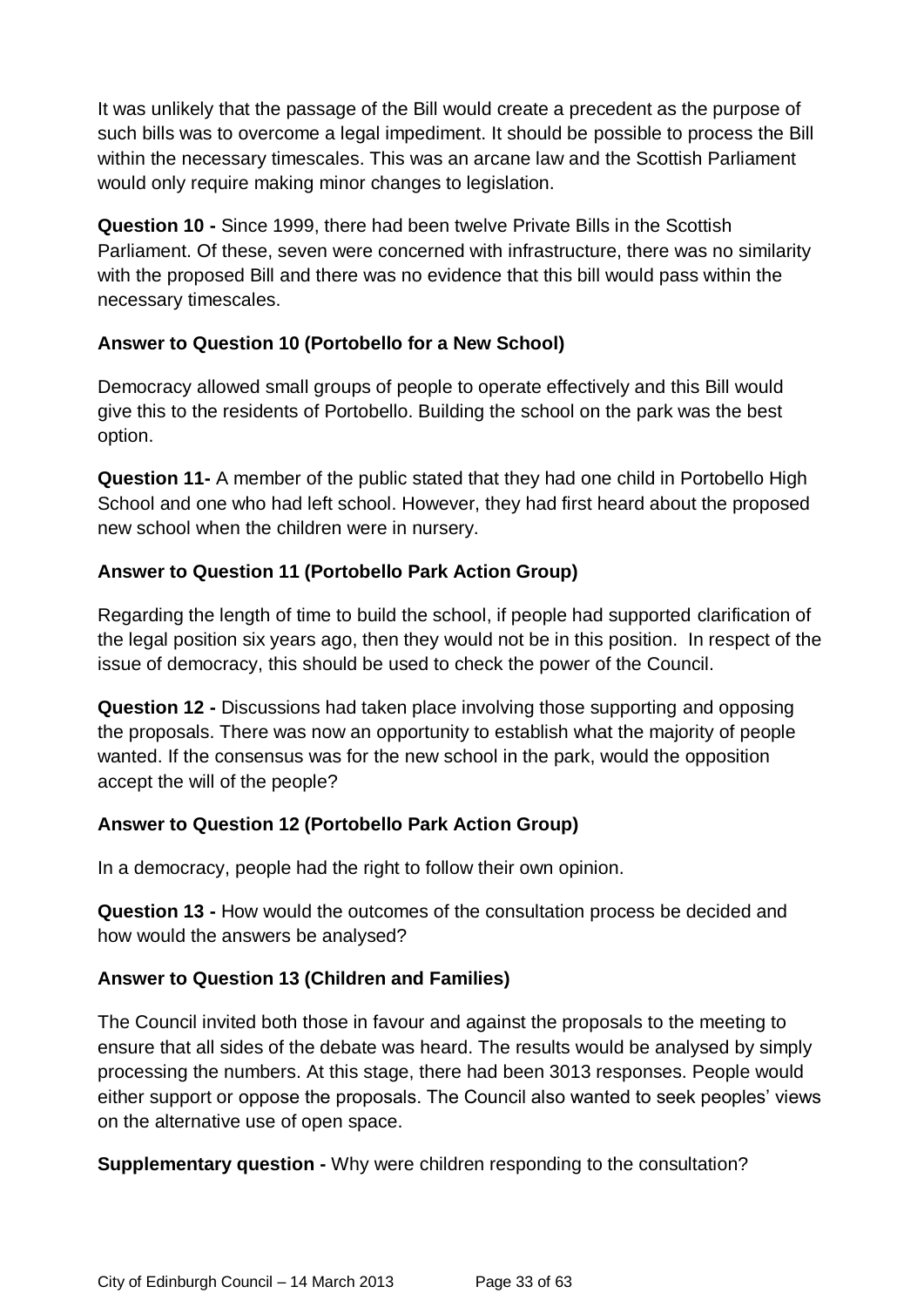It was unlikely that the passage of the Bill would create a precedent as the purpose of such bills was to overcome a legal impediment. It should be possible to process the Bill within the necessary timescales. This was an arcane law and the Scottish Parliament would only require making minor changes to legislation.

**Question 10 -** Since 1999, there had been twelve Private Bills in the Scottish Parliament. Of these, seven were concerned with infrastructure, there was no similarity with the proposed Bill and there was no evidence that this bill would pass within the necessary timescales.

**Answer to Question 10 (Portobello for a New School)**

Democracy allowed small groups of people to operate effectively and this Bill would give this to the residents of Portobello. Building the school on the park was the best option.

**Question 11-** A member of the public stated that they had one child in Portobello High School and one who had left school. However, they had first heard about the proposed new school when the children were in nursery.

**Answer to Question 11 (Portobello Park Action Group)**

Regarding the length of time to build the school, if people had supported clarification of the legal position six years ago, then they would not be in this position. In respect of the issue of democracy, this should be used to check the power of the Council.

**Question 12 -** Discussions had taken place involving those supporting and opposing the proposals. There was now an opportunity to establish what the majority of people wanted. If the consensus was for the new school in the park, would the opposition accept the will of the people?

**Answer to Question 12 (Portobello Park Action Group)**

In a democracy, people had the right to follow their own opinion.

**Question 13 -** How would the outcomes of the consultation process be decided and how would the answers be analysed?

**Answer to Question 13 (Children and Families)**

The Council invited both those in favour and against the proposals to the meeting to ensure that all sides of the debate was heard. The results would be analysed by simply processing the numbers. At this stage, there had been 3013 responses. People would either support or oppose the proposals. The Council also wanted to seek peoples' views on the alternative use of open space.

**Supplementary question -** Why were children responding to the consultation?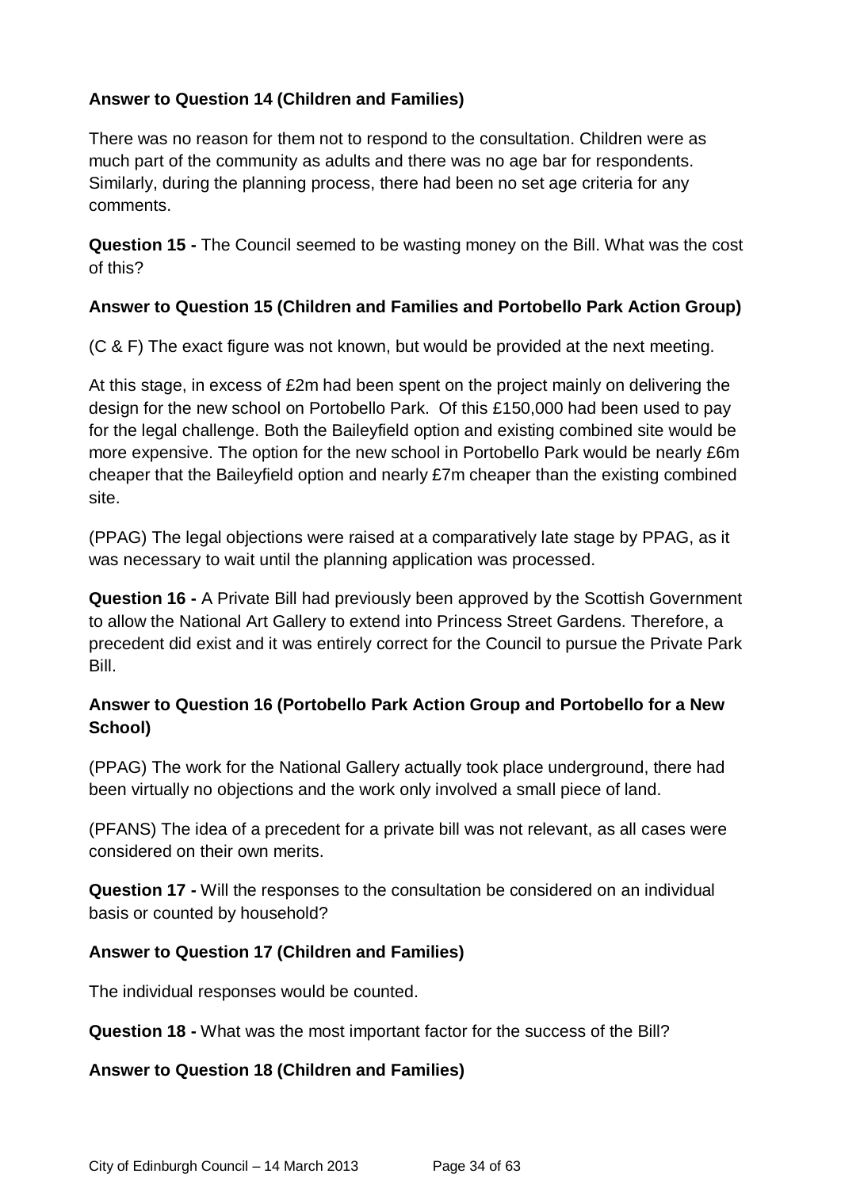**Answer to Question 14 (Children and Families)**

There was no reason for them not to respond to the consultation. Children were as much part of the community as adults and there was no age bar for respondents. Similarly, during the planning process, there had been no set age criteria for any comments.

**Question 15 -** The Council seemed to be wasting money on the Bill. What was the cost of this?

**Answer to Question 15 (Children and Families and Portobello Park Action Group)**

(C & F) The exact figure was not known, but would be provided at the next meeting.

At this stage, in excess of £2m had been spent on the project mainly on delivering the design for the new school on Portobello Park. Of this £150,000 had been used to pay for the legal challenge. Both the Baileyfield option and existing combined site would be more expensive. The option for the new school in Portobello Park would be nearly £6m cheaper that the Baileyfield option and nearly £7m cheaper than the existing combined site.

(PPAG) The legal objections were raised at a comparatively late stage by PPAG, as it was necessary to wait until the planning application was processed.

**Question 16 -** A Private Bill had previously been approved by the Scottish Government to allow the National Art Gallery to extend into Princess Street Gardens. Therefore, a precedent did exist and it was entirely correct for the Council to pursue the Private Park Bill.

**Answer to Question 16 (Portobello Park Action Group and Portobello for a New School)**

(PPAG) The work for the National Gallery actually took place underground, there had been virtually no objections and the work only involved a small piece of land.

(PFANS) The idea of a precedent for a private bill was not relevant, as all cases were considered on their own merits.

**Question 17 -** Will the responses to the consultation be considered on an individual basis or counted by household?

**Answer to Question 17 (Children and Families)**

The individual responses would be counted.

**Question 18 -** What was the most important factor for the success of the Bill?

**Answer to Question 18 (Children and Families)**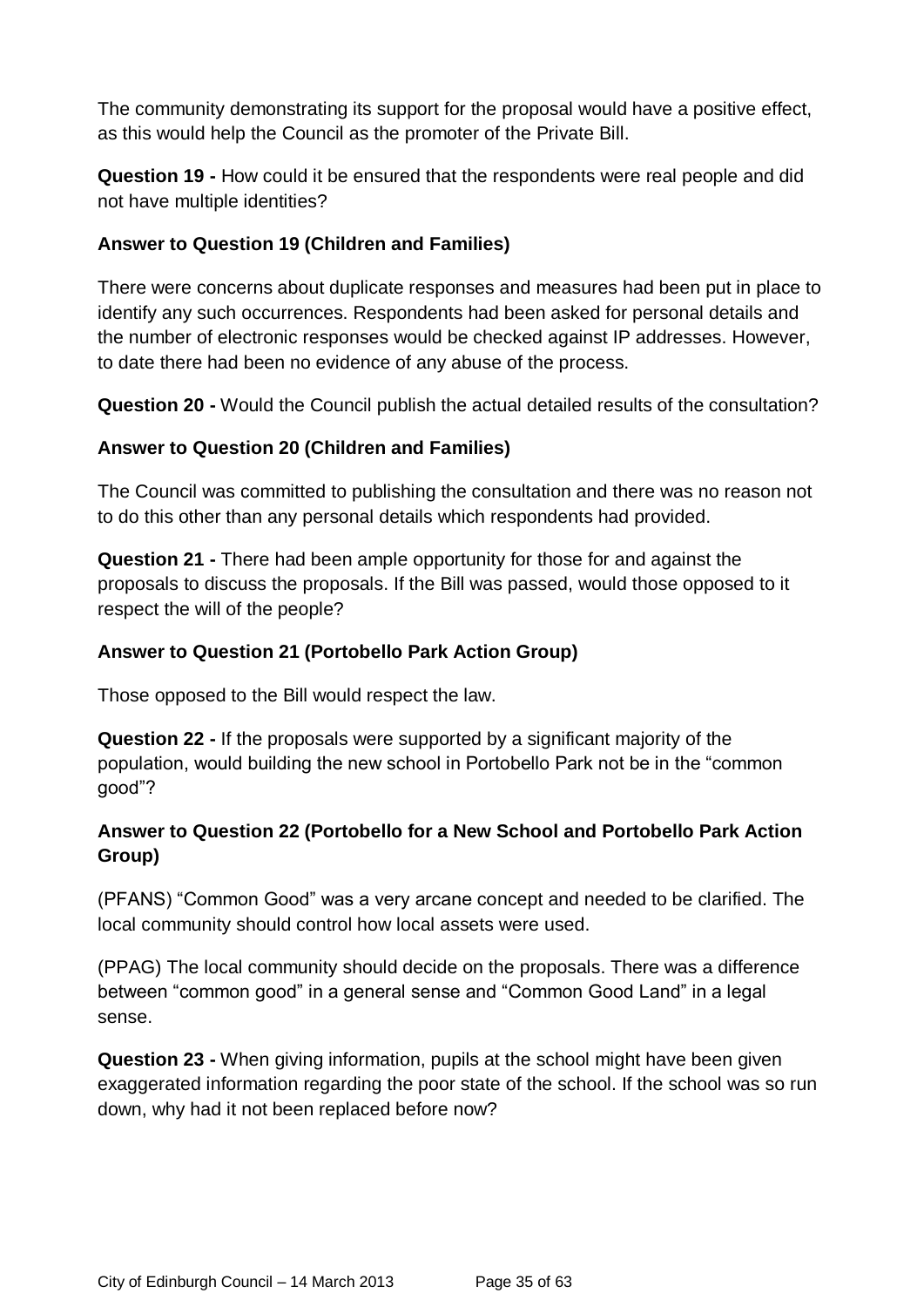The community demonstrating its support for the proposal would have a positive effect, as this would help the Council as the promoter of the Private Bill.

**Question 19 -** How could it be ensured that the respondents were real people and did not have multiple identities?

**Answer to Question 19 (Children and Families)**

There were concerns about duplicate responses and measures had been put in place to identify any such occurrences. Respondents had been asked for personal details and the number of electronic responses would be checked against IP addresses. However, to date there had been no evidence of any abuse of the process.

**Question 20 -** Would the Council publish the actual detailed results of the consultation?

**Answer to Question 20 (Children and Families)**

The Council was committed to publishing the consultation and there was no reason not to do this other than any personal details which respondents had provided.

**Question 21 -** There had been ample opportunity for those for and against the proposals to discuss the proposals. If the Bill was passed, would those opposed to it respect the will of the people?

**Answer to Question 21 (Portobello Park Action Group)**

Those opposed to the Bill would respect the law.

**Question 22 -** If the proposals were supported by a significant majority of the population, would building the new school in Portobello Park not be in the "common good"?

**Answer to Question 22 (Portobello for a New School and Portobello Park Action Group)**

(PFANS) "Common Good" was a very arcane concept and needed to be clarified. The local community should control how local assets were used.

(PPAG) The local community should decide on the proposals. There was a difference between "common good" in a general sense and "Common Good Land" in a legal sense.

**Question 23 -** When giving information, pupils at the school might have been given exaggerated information regarding the poor state of the school. If the school was so run down, why had it not been replaced before now?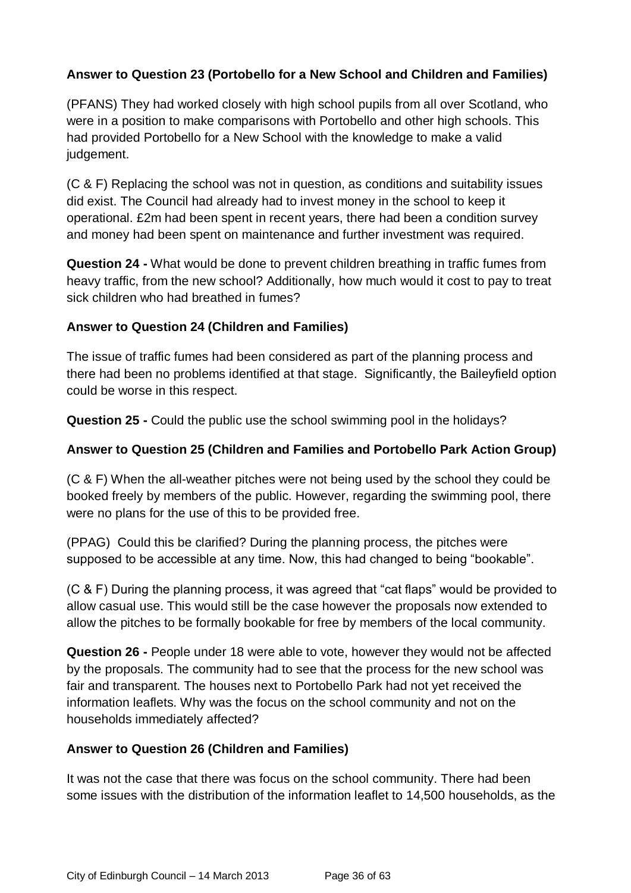**Answer to Question 23 (Portobello for a New School and Children and Families)**

(PFANS) They had worked closely with high school pupils from all over Scotland, who were in a position to make comparisons with Portobello and other high schools. This had provided Portobello for a New School with the knowledge to make a valid judgement.

(C & F) Replacing the school was not in question, as conditions and suitability issues did exist. The Council had already had to invest money in the school to keep it operational. £2m had been spent in recent years, there had been a condition survey and money had been spent on maintenance and further investment was required.

**Question 24 -** What would be done to prevent children breathing in traffic fumes from heavy traffic, from the new school? Additionally, how much would it cost to pay to treat sick children who had breathed in fumes?

**Answer to Question 24 (Children and Families)**

The issue of traffic fumes had been considered as part of the planning process and there had been no problems identified at that stage. Significantly, the Baileyfield option could be worse in this respect.

**Question 25 -** Could the public use the school swimming pool in the holidays?

**Answer to Question 25 (Children and Families and Portobello Park Action Group)**

(C & F) When the all-weather pitches were not being used by the school they could be booked freely by members of the public. However, regarding the swimming pool, there were no plans for the use of this to be provided free.

(PPAG) Could this be clarified? During the planning process, the pitches were supposed to be accessible at any time. Now, this had changed to being "bookable".

(C & F) During the planning process, it was agreed that "cat flaps" would be provided to allow casual use. This would still be the case however the proposals now extended to allow the pitches to be formally bookable for free by members of the local community.

**Question 26 -** People under 18 were able to vote, however they would not be affected by the proposals. The community had to see that the process for the new school was fair and transparent. The houses next to Portobello Park had not yet received the information leaflets. Why was the focus on the school community and not on the households immediately affected?

**Answer to Question 26 (Children and Families)**

It was not the case that there was focus on the school community. There had been some issues with the distribution of the information leaflet to 14,500 households, as the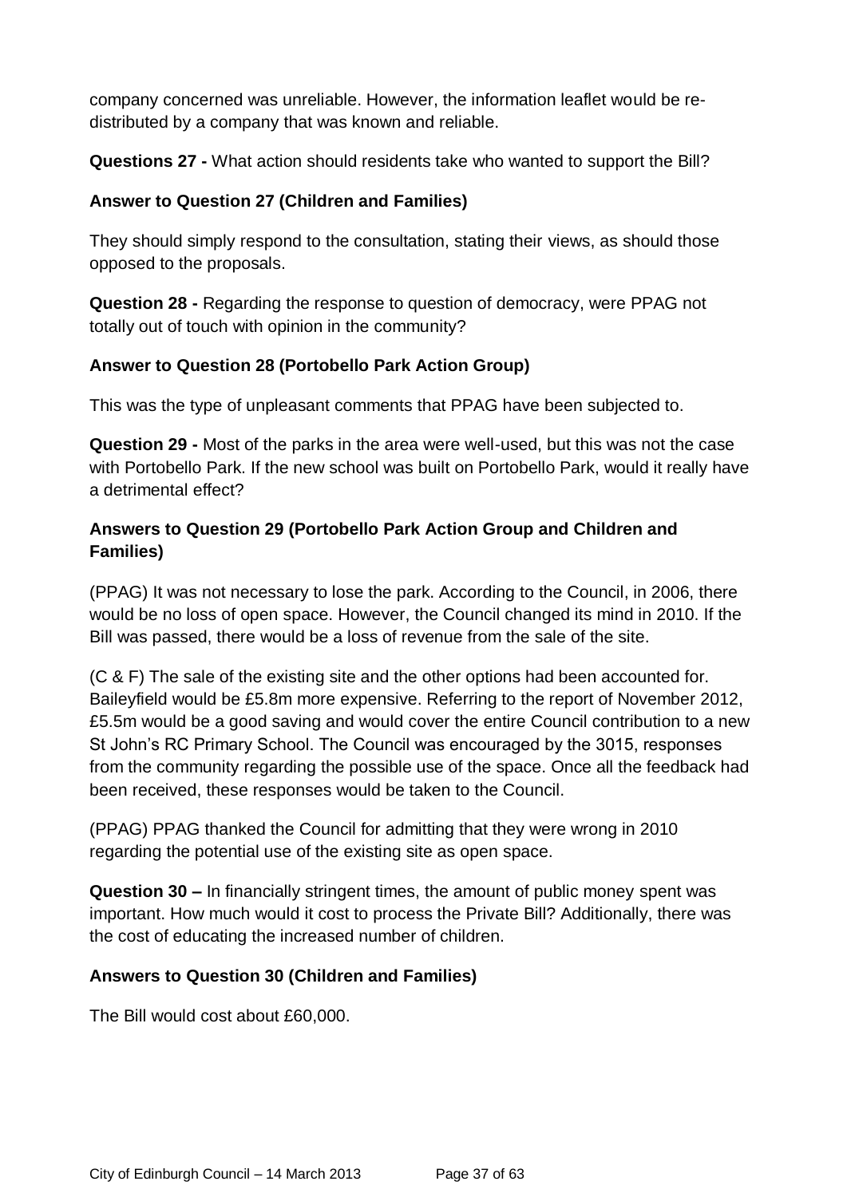company concerned was unreliable. However, the information leaflet would be re-distributed by a company that was known and reliable.

**Questions 27 -** What action should residents take who wanted to support the Bill?

**Answer to Question 27 (Children and Families)**

They should simply respond to the consultation, stating their views, as should those opposed to the proposals.

**Question 28 -** Regarding the response to question of democracy, were PPAG not totally out of touch with opinion in the community?

**Answer to Question 28 (Portobello Park Action Group)**

This was the type of unpleasant comments that PPAG have been subjected to.

**Question 29 -** Most of the parks in the area were well-used, but this was not the case with Portobello Park. If the new school was built on Portobello Park, would it really have a detrimental effect?

**Answers to Question 29 (Portobello Park Action Group and Children and Families)**

(PPAG) It was not necessary to lose the park. According to the Council, in 2006, there would be no loss of open space. However, the Council changed its mind in 2010. If the Bill was passed, there would be a loss of revenue from the sale of the site.

(C & F) The sale of the existing site and the other options had been accounted for. Baileyfield would be £5.8m more expensive. Referring to the report of November 2012, £5.5m would be a good saving and would cover the entire Council contribution to a new St John's RC Primary School. The Council was encouraged by the 3015, responses from the community regarding the possible use of the space. Once all the feedback had been received, these responses would be taken to the Council.

(PPAG) PPAG thanked the Council for admitting that they were wrong in 2010 regarding the potential use of the existing site as open space.

**Question 30 –** In financially stringent times, the amount of public money spent was important. How much would it cost to process the Private Bill? Additionally, there was the cost of educating the increased number of children.

**Answers to Question 30 (Children and Families)**

The Bill would cost about £60,000.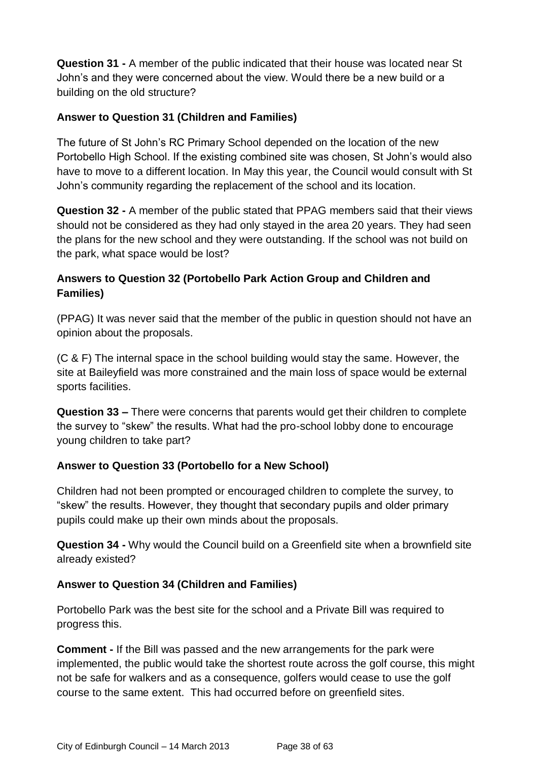**Question 31 -** A member of the public indicated that their house was located near St John's and they were concerned about the view. Would there be a new build or a building on the old structure?

**Answer to Question 31 (Children and Families)**

The future of St John's RC Primary School depended on the location of the new Portobello High School. If the existing combined site was chosen, St John's would also have to move to a different location. In May this year, the Council would consult with St John's community regarding the replacement of the school and its location.

**Question 32 -** A member of the public stated that PPAG members said that their views should not be considered as they had only stayed in the area 20 years. They had seen the plans for the new school and they were outstanding. If the school was not build on the park, what space would be lost?

**Answers to Question 32 (Portobello Park Action Group and Children and Families)**

(PPAG) It was never said that the member of the public in question should not have an opinion about the proposals.

(C & F) The internal space in the school building would stay the same. However, the site at Baileyfield was more constrained and the main loss of space would be external sports facilities.

**Question 33 –** There were concerns that parents would get their children to complete the survey to "skew" the results. What had the pro-school lobby done to encourage young children to take part?

**Answer to Question 33 (Portobello for a New School)**

Children had not been prompted or encouraged children to complete the survey, to "skew" the results. However, they thought that secondary pupils and older primary pupils could make up their own minds about the proposals.

**Question 34 -** Why would the Council build on a Greenfield site when a brownfield site already existed?

**Answer to Question 34 (Children and Families)**

Portobello Park was the best site for the school and a Private Bill was required to progress this.

**Comment -** If the Bill was passed and the new arrangements for the park were implemented, the public would take the shortest route across the golf course, this might not be safe for walkers and as a consequence, golfers would cease to use the golf course to the same extent. This had occurred before on greenfield sites.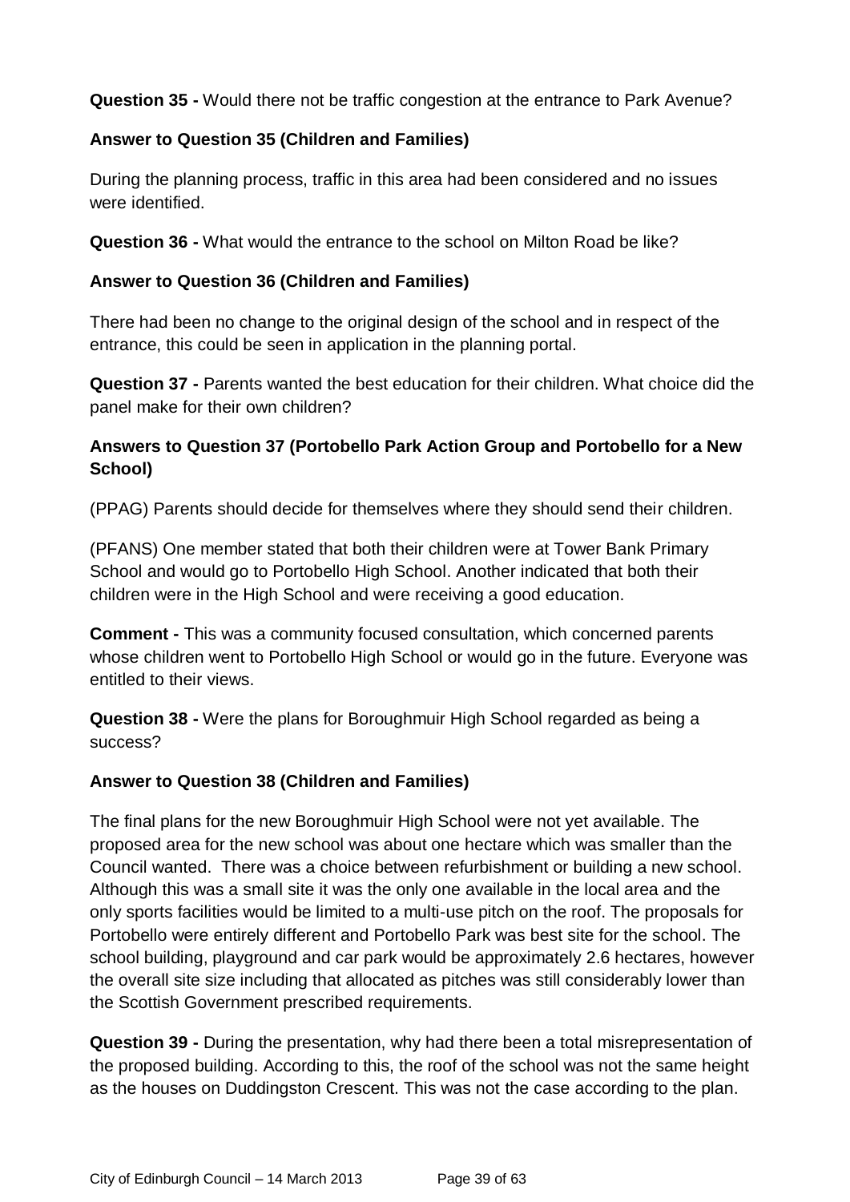**Question 35 -** Would there not be traffic congestion at the entrance to Park Avenue?

**Answer to Question 35 (Children and Families)**

During the planning process, traffic in this area had been considered and no issues were identified.

**Question 36 -** What would the entrance to the school on Milton Road be like?

**Answer to Question 36 (Children and Families)**

There had been no change to the original design of the school and in respect of the entrance, this could be seen in application in the planning portal.

**Question 37 -** Parents wanted the best education for their children. What choice did the panel make for their own children?

**Answers to Question 37 (Portobello Park Action Group and Portobello for a New School)**

(PPAG) Parents should decide for themselves where they should send their children.

(PFANS) One member stated that both their children were at Tower Bank Primary School and would go to Portobello High School. Another indicated that both their children were in the High School and were receiving a good education.

**Comment -** This was a community focused consultation, which concerned parents whose children went to Portobello High School or would go in the future. Everyone was entitled to their views.

**Question 38 -** Were the plans for Boroughmuir High School regarded as being a success?

**Answer to Question 38 (Children and Families)**

The final plans for the new Boroughmuir High School were not yet available. The proposed area for the new school was about one hectare which was smaller than the Council wanted. There was a choice between refurbishment or building a new school. Although this was a small site it was the only one available in the local area and the only sports facilities would be limited to a multi-use pitch on the roof. The proposals for Portobello were entirely different and Portobello Park was best site for the school. The school building, playground and car park would be approximately 2.6 hectares, however the overall site size including that allocated as pitches was still considerably lower than the Scottish Government prescribed requirements.

**Question 39 -** During the presentation, why had there been a total misrepresentation of the proposed building. According to this, the roof of the school was not the same height as the houses on Duddingston Crescent. This was not the case according to the plan.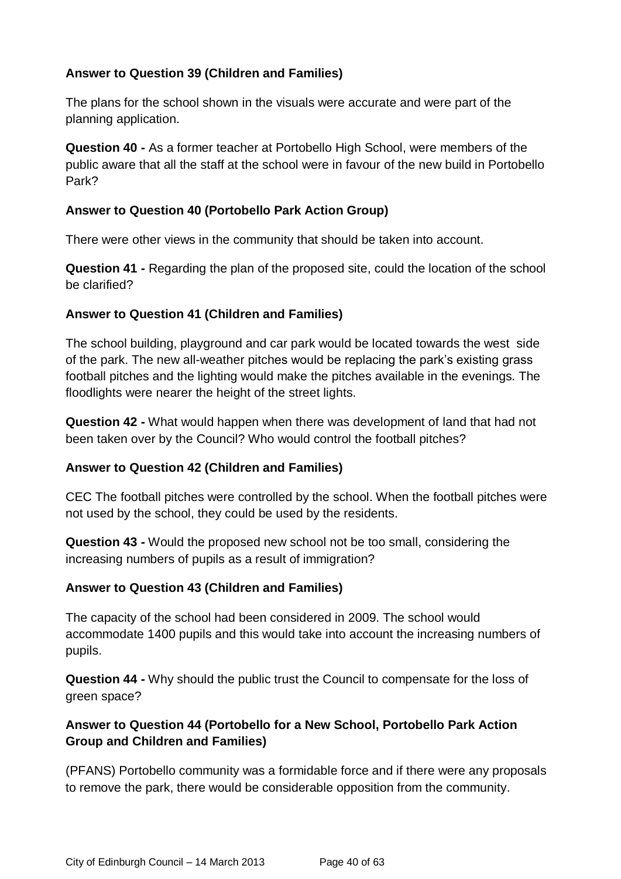**Answer to Question 39 (Children and Families)**

The plans for the school shown in the visuals were accurate and were part of the planning application.

**Question 40 -** As a former teacher at Portobello High School, were members of the public aware that all the staff at the school were in favour of the new build in Portobello Park?

**Answer to Question 40 (Portobello Park Action Group)**

There were other views in the community that should be taken into account.

**Question 41 -** Regarding the plan of the proposed site, could the location of the school be clarified?

**Answer to Question 41 (Children and Families)**

The school building, playground and car park would be located towards the west side of the park. The new all-weather pitches would be replacing the park's existing grass football pitches and the lighting would make the pitches available in the evenings. The floodlights were nearer the height of the street lights.

**Question 42 -** What would happen when there was development of land that had not been taken over by the Council? Who would control the football pitches?

**Answer to Question 42 (Children and Families)**

CEC The football pitches were controlled by the school. When the football pitches were not used by the school, they could be used by the residents.

**Question 43 -** Would the proposed new school not be too small, considering the increasing numbers of pupils as a result of immigration?

**Answer to Question 43 (Children and Families)**

The capacity of the school had been considered in 2009. The school would accommodate 1400 pupils and this would take into account the increasing numbers of pupils.

**Question 44 -** Why should the public trust the Council to compensate for the loss of green space?

**Answer to Question 44 (Portobello for a New School, Portobello Park Action Group and Children and Families)**

(PFANS) Portobello community was a formidable force and if there were any proposals to remove the park, there would be considerable opposition from the community.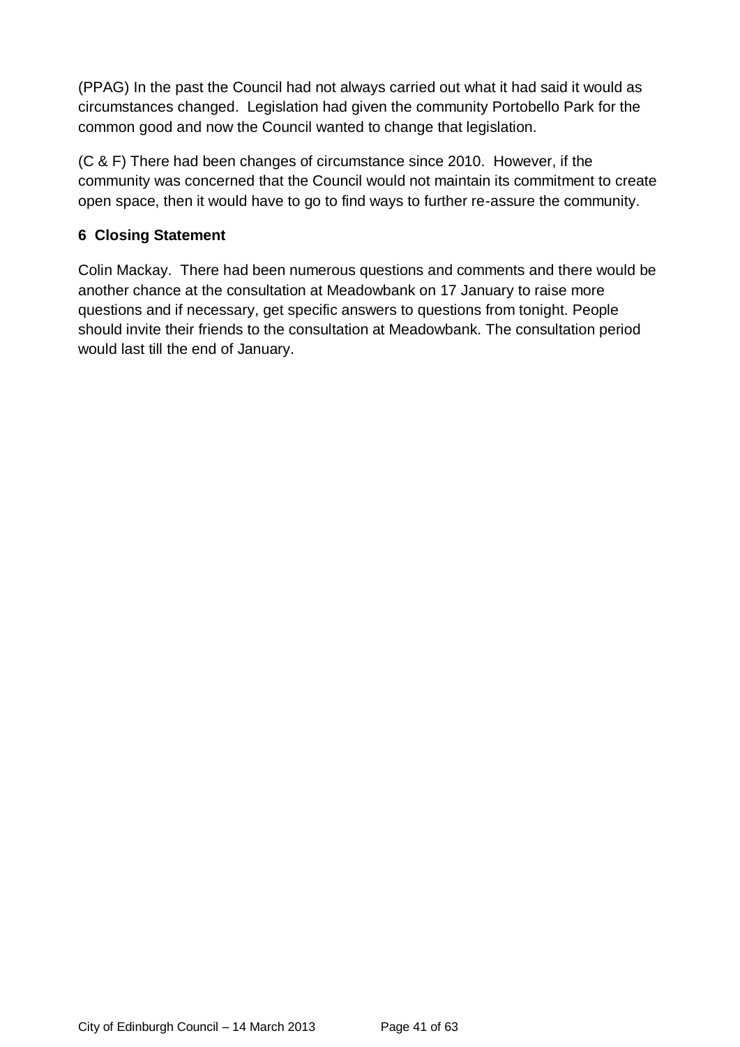(PPAG) In the past the Council had not always carried out what it had said it would as circumstances changed. Legislation had given the community Portobello Park for the common good and now the Council wanted to change that legislation.

(C & F) There had been changes of circumstance since 2010. However, if the community was concerned that the Council would not maintain its commitment to create open space, then it would have to go to find ways to further re-assure the community.

## 6 Closing Statement

Colin Mackay. There had been numerous questions and comments and there would be another chance at the consultation at Meadowbank on 17 January to raise more questions and if necessary, get specific answers to questions from tonight. People should invite their friends to the consultation at Meadowbank. The consultation period would last till the end of January.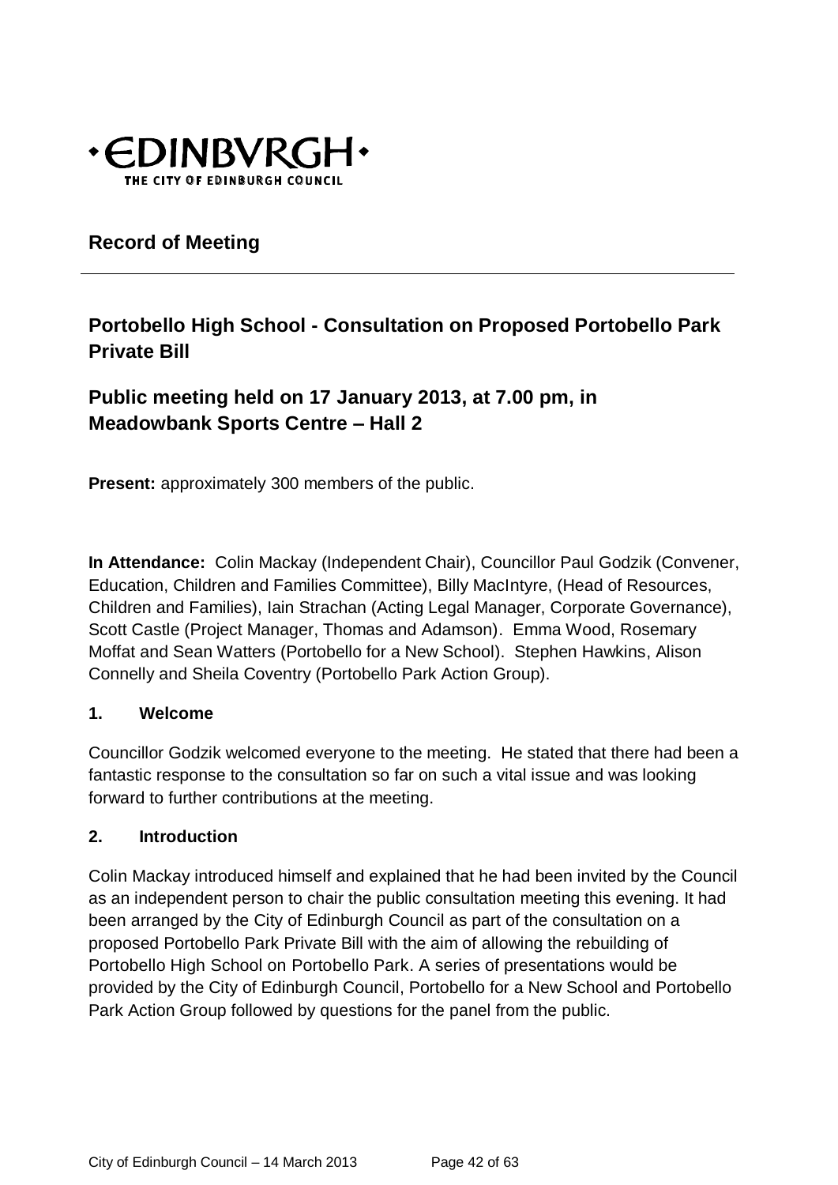**·EDINBVRGH·**
THE CITY OF EDINBURGH COUNCIL

## Record of Meeting

## Portobello High School - Consultation on Proposed Portobello Park Private Bill

## Public meeting held on 17 January 2013, at 7.00 pm, in Meadowbank Sports Centre – Hall 2

**Present:** approximately 300 members of the public.

**In Attendance:** Colin Mackay (Independent Chair), Councillor Paul Godzik (Convener, Education, Children and Families Committee), Billy MacIntyre, (Head of Resources, Children and Families), Iain Strachan (Acting Legal Manager, Corporate Governance), Scott Castle (Project Manager, Thomas and Adamson). Emma Wood, Rosemary Moffat and Sean Watters (Portobello for a New School). Stephen Hawkins, Alison Connelly and Sheila Coventry (Portobello Park Action Group).

### 1. Welcome

Councillor Godzik welcomed everyone to the meeting. He stated that there had been a fantastic response to the consultation so far on such a vital issue and was looking forward to further contributions at the meeting.

### 2. Introduction

Colin Mackay introduced himself and explained that he had been invited by the Council as an independent person to chair the public consultation meeting this evening. It had been arranged by the City of Edinburgh Council as part of the consultation on a proposed Portobello Park Private Bill with the aim of allowing the rebuilding of Portobello High School on Portobello Park. A series of presentations would be provided by the City of Edinburgh Council, Portobello for a New School and Portobello Park Action Group followed by questions for the panel from the public.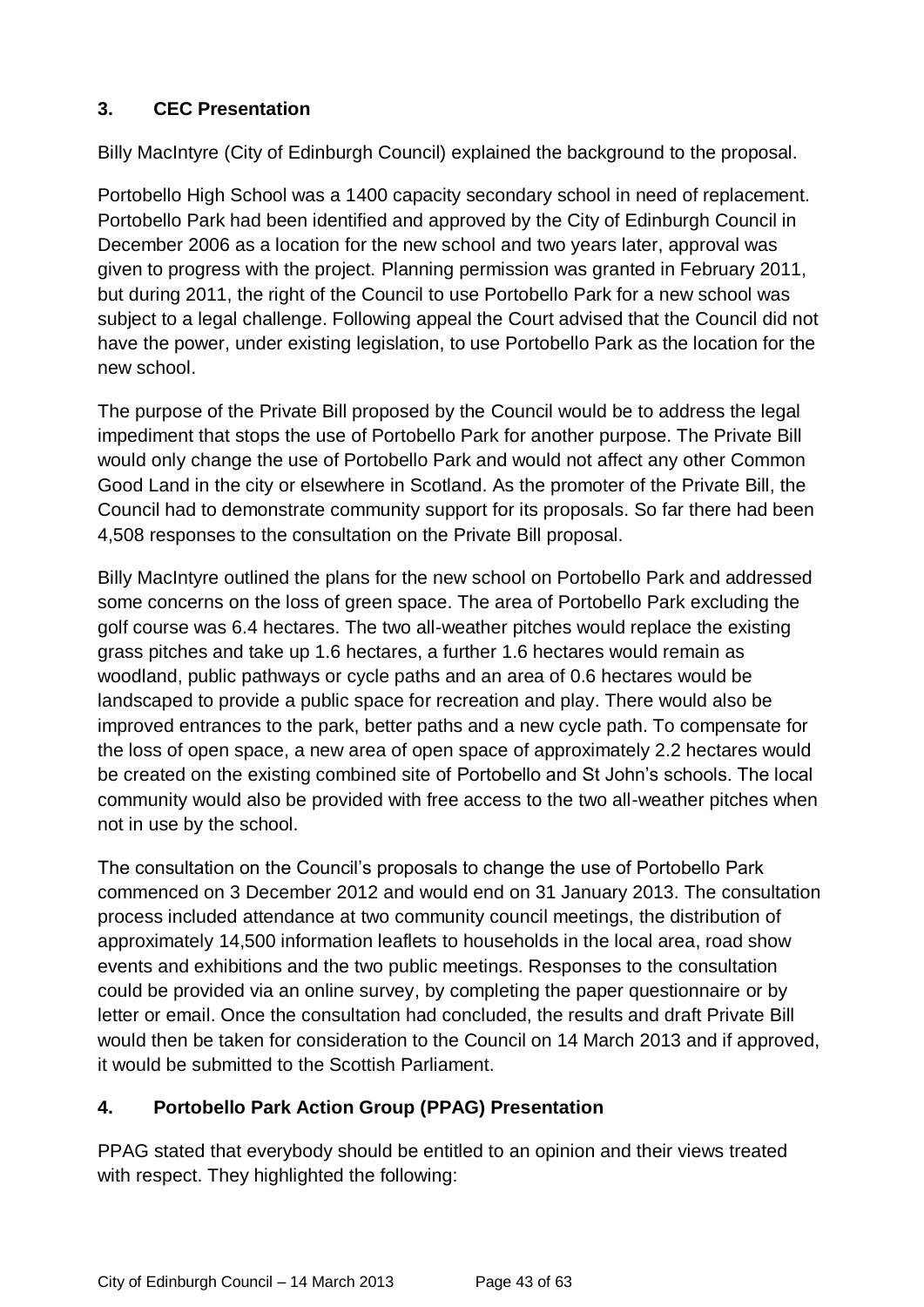## 3. CEC Presentation

Billy MacIntyre (City of Edinburgh Council) explained the background to the proposal.

Portobello High School was a 1400 capacity secondary school in need of replacement. Portobello Park had been identified and approved by the City of Edinburgh Council in December 2006 as a location for the new school and two years later, approval was given to progress with the project. Planning permission was granted in February 2011, but during 2011, the right of the Council to use Portobello Park for a new school was subject to a legal challenge. Following appeal the Court advised that the Council did not have the power, under existing legislation, to use Portobello Park as the location for the new school.

The purpose of the Private Bill proposed by the Council would be to address the legal impediment that stops the use of Portobello Park for another purpose. The Private Bill would only change the use of Portobello Park and would not affect any other Common Good Land in the city or elsewhere in Scotland. As the promoter of the Private Bill, the Council had to demonstrate community support for its proposals. So far there had been 4,508 responses to the consultation on the Private Bill proposal.

Billy MacIntyre outlined the plans for the new school on Portobello Park and addressed some concerns on the loss of green space. The area of Portobello Park excluding the golf course was 6.4 hectares. The two all-weather pitches would replace the existing grass pitches and take up 1.6 hectares, a further 1.6 hectares would remain as woodland, public pathways or cycle paths and an area of 0.6 hectares would be landscaped to provide a public space for recreation and play. There would also be improved entrances to the park, better paths and a new cycle path. To compensate for the loss of open space, a new area of open space of approximately 2.2 hectares would be created on the existing combined site of Portobello and St John's schools. The local community would also be provided with free access to the two all-weather pitches when not in use by the school.

The consultation on the Council's proposals to change the use of Portobello Park commenced on 3 December 2012 and would end on 31 January 2013. The consultation process included attendance at two community council meetings, the distribution of approximately 14,500 information leaflets to households in the local area, road show events and exhibitions and the two public meetings. Responses to the consultation could be provided via an online survey, by completing the paper questionnaire or by letter or email. Once the consultation had concluded, the results and draft Private Bill would then be taken for consideration to the Council on 14 March 2013 and if approved, it would be submitted to the Scottish Parliament.

## 4. Portobello Park Action Group (PPAG) Presentation

PPAG stated that everybody should be entitled to an opinion and their views treated with respect. They highlighted the following: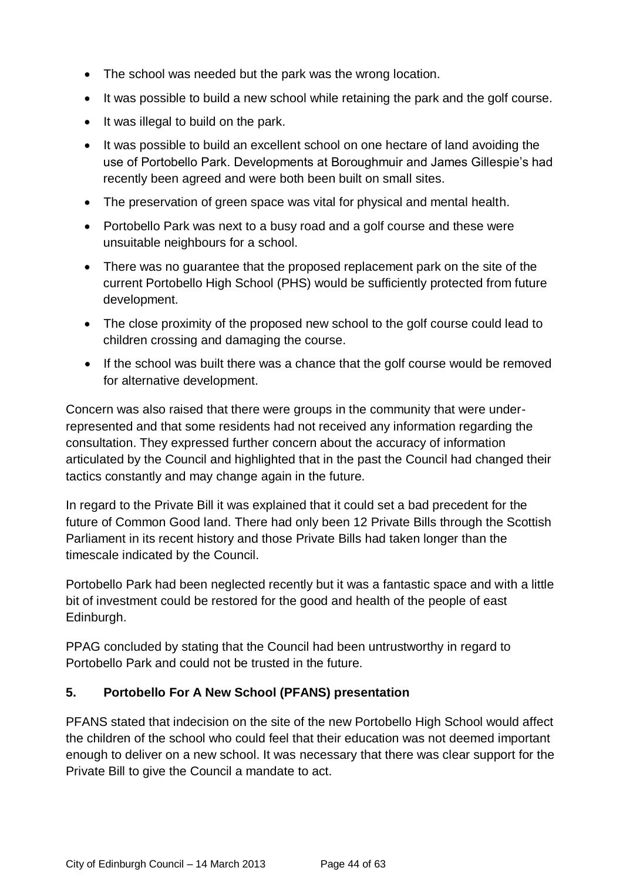- The school was needed but the park was the wrong location.
- It was possible to build a new school while retaining the park and the golf course.
- It was illegal to build on the park.
- It was possible to build an excellent school on one hectare of land avoiding the use of Portobello Park. Developments at Boroughmuir and James Gillespie's had recently been agreed and were both been built on small sites.
- The preservation of green space was vital for physical and mental health.
- Portobello Park was next to a busy road and a golf course and these were unsuitable neighbours for a school.
- There was no guarantee that the proposed replacement park on the site of the current Portobello High School (PHS) would be sufficiently protected from future development.
- The close proximity of the proposed new school to the golf course could lead to children crossing and damaging the course.
- If the school was built there was a chance that the golf course would be removed for alternative development.

Concern was also raised that there were groups in the community that were under-represented and that some residents had not received any information regarding the consultation. They expressed further concern about the accuracy of information articulated by the Council and highlighted that in the past the Council had changed their tactics constantly and may change again in the future.

In regard to the Private Bill it was explained that it could set a bad precedent for the future of Common Good land. There had only been 12 Private Bills through the Scottish Parliament in its recent history and those Private Bills had taken longer than the timescale indicated by the Council.

Portobello Park had been neglected recently but it was a fantastic space and with a little bit of investment could be restored for the good and health of the people of east Edinburgh.

PPAG concluded by stating that the Council had been untrustworthy in regard to Portobello Park and could not be trusted in the future.

## 5. Portobello For A New School (PFANS) presentation

PFANS stated that indecision on the site of the new Portobello High School would affect the children of the school who could feel that their education was not deemed important enough to deliver on a new school. It was necessary that there was clear support for the Private Bill to give the Council a mandate to act.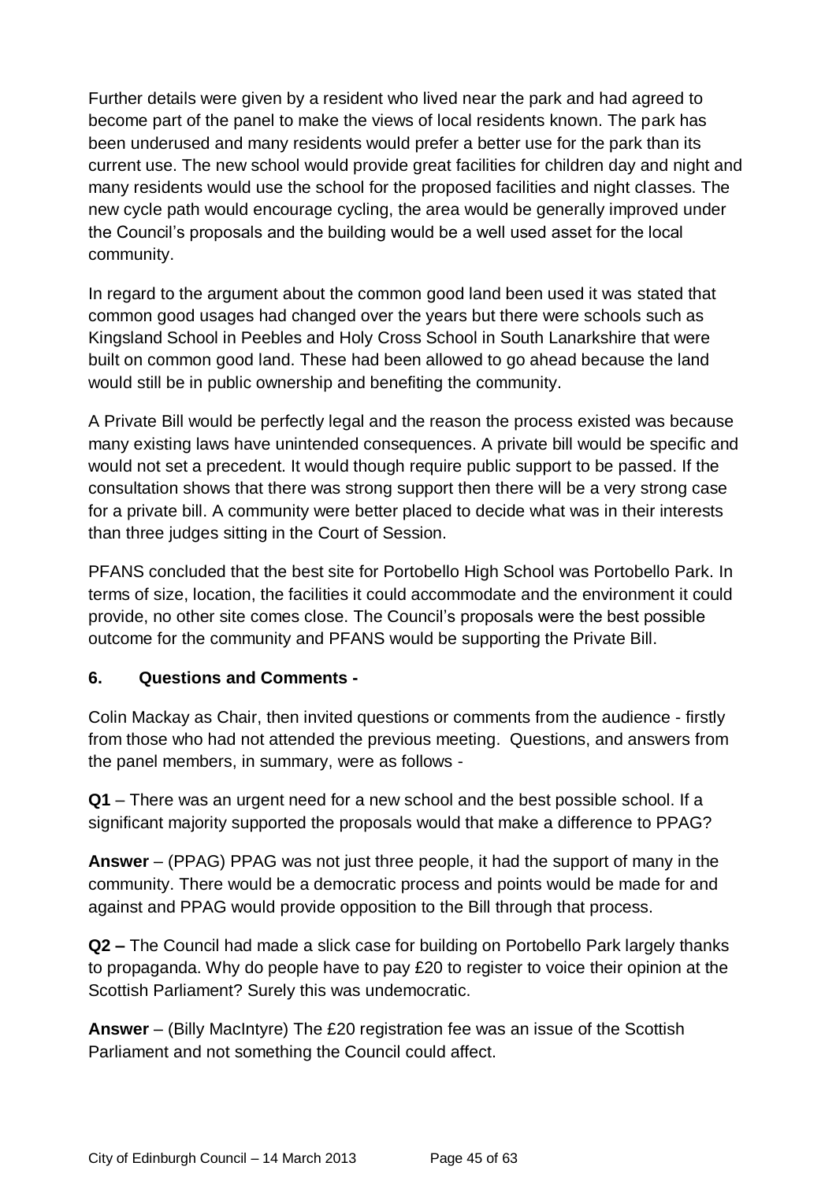Further details were given by a resident who lived near the park and had agreed to become part of the panel to make the views of local residents known. The park has been underused and many residents would prefer a better use for the park than its current use. The new school would provide great facilities for children day and night and many residents would use the school for the proposed facilities and night classes. The new cycle path would encourage cycling, the area would be generally improved under the Council's proposals and the building would be a well used asset for the local community.

In regard to the argument about the common good land been used it was stated that common good usages had changed over the years but there were schools such as Kingsland School in Peebles and Holy Cross School in South Lanarkshire that were built on common good land. These had been allowed to go ahead because the land would still be in public ownership and benefiting the community.

A Private Bill would be perfectly legal and the reason the process existed was because many existing laws have unintended consequences. A private bill would be specific and would not set a precedent. It would though require public support to be passed. If the consultation shows that there was strong support then there will be a very strong case for a private bill. A community were better placed to decide what was in their interests than three judges sitting in the Court of Session.

PFANS concluded that the best site for Portobello High School was Portobello Park. In terms of size, location, the facilities it could accommodate and the environment it could provide, no other site comes close. The Council's proposals were the best possible outcome for the community and PFANS would be supporting the Private Bill.

## 6. Questions and Comments -

Colin Mackay as Chair, then invited questions or comments from the audience - firstly from those who had not attended the previous meeting. Questions, and answers from the panel members, in summary, were as follows -

**Q1** – There was an urgent need for a new school and the best possible school. If a significant majority supported the proposals would that make a difference to PPAG?

**Answer** – (PPAG) PPAG was not just three people, it had the support of many in the community. There would be a democratic process and points would be made for and against and PPAG would provide opposition to the Bill through that process.

**Q2 –** The Council had made a slick case for building on Portobello Park largely thanks to propaganda. Why do people have to pay £20 to register to voice their opinion at the Scottish Parliament? Surely this was undemocratic.

**Answer** – (Billy MacIntyre) The £20 registration fee was an issue of the Scottish Parliament and not something the Council could affect.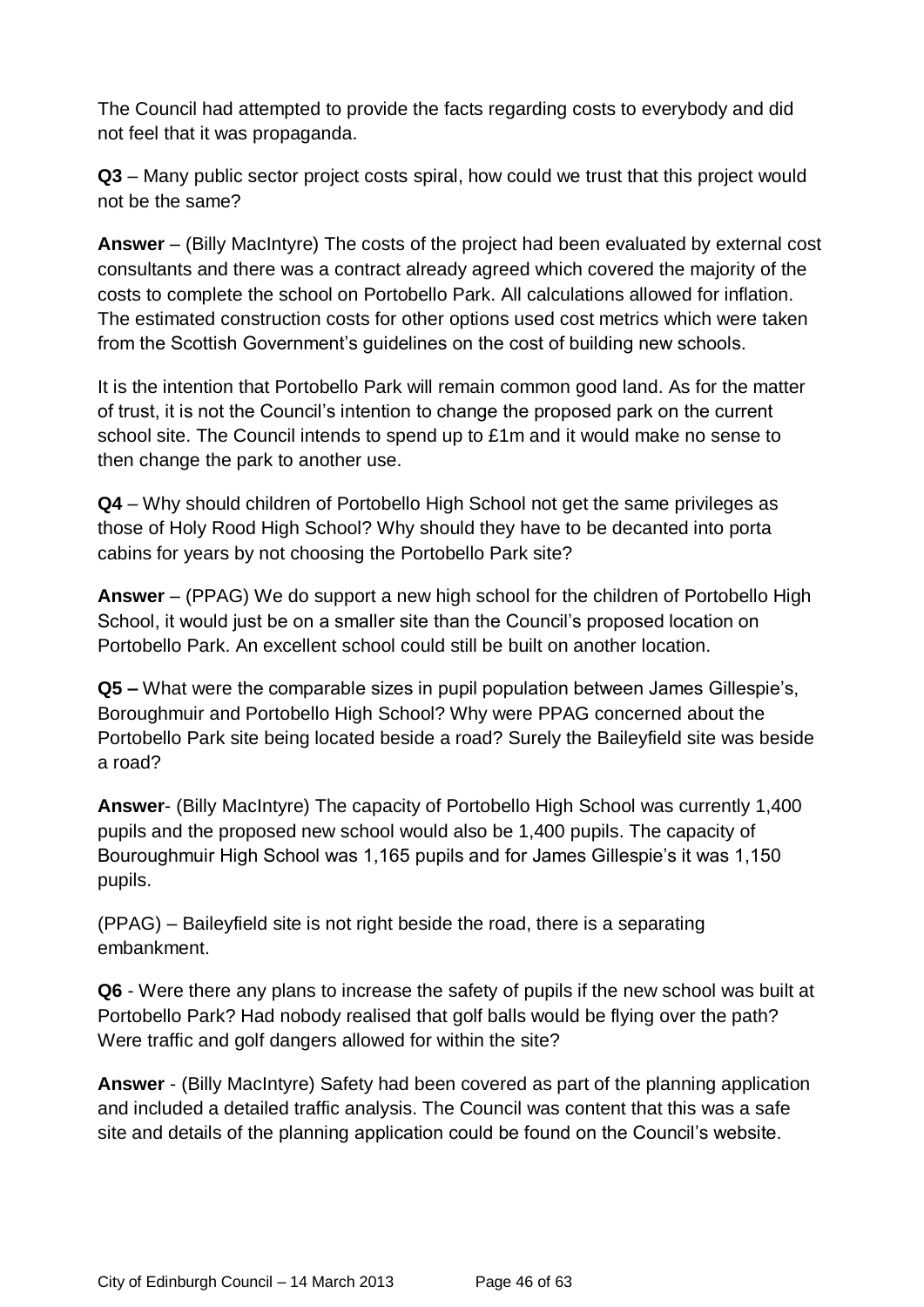The Council had attempted to provide the facts regarding costs to everybody and did not feel that it was propaganda.

**Q3** – Many public sector project costs spiral, how could we trust that this project would not be the same?

**Answer** – (Billy MacIntyre) The costs of the project had been evaluated by external cost consultants and there was a contract already agreed which covered the majority of the costs to complete the school on Portobello Park. All calculations allowed for inflation. The estimated construction costs for other options used cost metrics which were taken from the Scottish Government's guidelines on the cost of building new schools.

It is the intention that Portobello Park will remain common good land. As for the matter of trust, it is not the Council's intention to change the proposed park on the current school site. The Council intends to spend up to £1m and it would make no sense to then change the park to another use.

**Q4** – Why should children of Portobello High School not get the same privileges as those of Holy Rood High School? Why should they have to be decanted into porta cabins for years by not choosing the Portobello Park site?

**Answer** – (PPAG) We do support a new high school for the children of Portobello High School, it would just be on a smaller site than the Council's proposed location on Portobello Park. An excellent school could still be built on another location.

**Q5 –** What were the comparable sizes in pupil population between James Gillespie's, Boroughmuir and Portobello High School? Why were PPAG concerned about the Portobello Park site being located beside a road? Surely the Baileyfield site was beside a road?

**Answer**- (Billy MacIntyre) The capacity of Portobello High School was currently 1,400 pupils and the proposed new school would also be 1,400 pupils. The capacity of Bouroughmuir High School was 1,165 pupils and for James Gillespie's it was 1,150 pupils.

(PPAG) – Baileyfield site is not right beside the road, there is a separating embankment.

**Q6** - Were there any plans to increase the safety of pupils if the new school was built at Portobello Park? Had nobody realised that golf balls would be flying over the path? Were traffic and golf dangers allowed for within the site?

**Answer** - (Billy MacIntyre) Safety had been covered as part of the planning application and included a detailed traffic analysis. The Council was content that this was a safe site and details of the planning application could be found on the Council's website.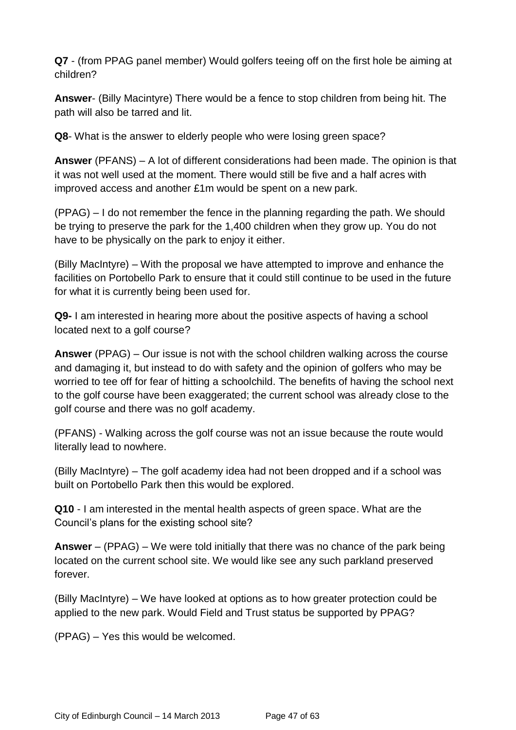**Q7** - (from PPAG panel member) Would golfers teeing off on the first hole be aiming at children?

**Answer**- (Billy Macintyre) There would be a fence to stop children from being hit. The path will also be tarred and lit.

**Q8**- What is the answer to elderly people who were losing green space?

**Answer** (PFANS) – A lot of different considerations had been made. The opinion is that it was not well used at the moment. There would still be five and a half acres with improved access and another £1m would be spent on a new park.

(PPAG) – I do not remember the fence in the planning regarding the path. We should be trying to preserve the park for the 1,400 children when they grow up. You do not have to be physically on the park to enjoy it either.

(Billy MacIntyre) – With the proposal we have attempted to improve and enhance the facilities on Portobello Park to ensure that it could still continue to be used in the future for what it is currently being been used for.

**Q9-** I am interested in hearing more about the positive aspects of having a school located next to a golf course?

**Answer** (PPAG) – Our issue is not with the school children walking across the course and damaging it, but instead to do with safety and the opinion of golfers who may be worried to tee off for fear of hitting a schoolchild. The benefits of having the school next to the golf course have been exaggerated; the current school was already close to the golf course and there was no golf academy.

(PFANS) - Walking across the golf course was not an issue because the route would literally lead to nowhere.

(Billy MacIntyre) – The golf academy idea had not been dropped and if a school was built on Portobello Park then this would be explored.

**Q10** - I am interested in the mental health aspects of green space. What are the Council's plans for the existing school site?

**Answer** – (PPAG) – We were told initially that there was no chance of the park being located on the current school site. We would like see any such parkland preserved forever.

(Billy MacIntyre) – We have looked at options as to how greater protection could be applied to the new park. Would Field and Trust status be supported by PPAG?

(PPAG) – Yes this would be welcomed.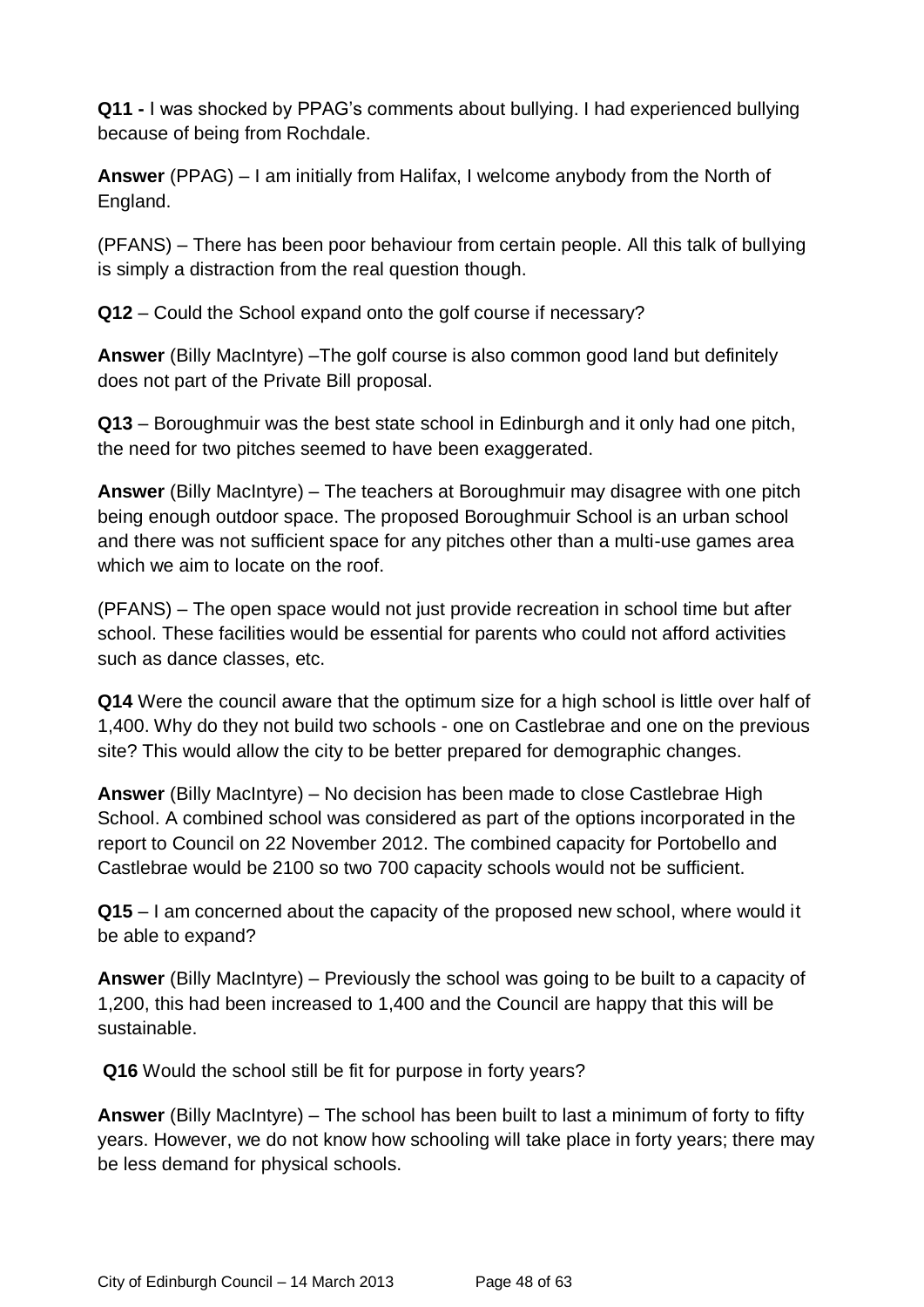**Q11 -** I was shocked by PPAG's comments about bullying. I had experienced bullying because of being from Rochdale.

**Answer** (PPAG) – I am initially from Halifax, I welcome anybody from the North of England.

(PFANS) – There has been poor behaviour from certain people. All this talk of bullying is simply a distraction from the real question though.

**Q12** – Could the School expand onto the golf course if necessary?

**Answer** (Billy MacIntyre) –The golf course is also common good land but definitely does not part of the Private Bill proposal.

**Q13** – Boroughmuir was the best state school in Edinburgh and it only had one pitch, the need for two pitches seemed to have been exaggerated.

**Answer** (Billy MacIntyre) – The teachers at Boroughmuir may disagree with one pitch being enough outdoor space. The proposed Boroughmuir School is an urban school and there was not sufficient space for any pitches other than a multi-use games area which we aim to locate on the roof.

(PFANS) – The open space would not just provide recreation in school time but after school. These facilities would be essential for parents who could not afford activities such as dance classes, etc.

**Q14** Were the council aware that the optimum size for a high school is little over half of 1,400. Why do they not build two schools - one on Castlebrae and one on the previous site? This would allow the city to be better prepared for demographic changes.

**Answer** (Billy MacIntyre) – No decision has been made to close Castlebrae High School. A combined school was considered as part of the options incorporated in the report to Council on 22 November 2012. The combined capacity for Portobello and Castlebrae would be 2100 so two 700 capacity schools would not be sufficient.

**Q15** – I am concerned about the capacity of the proposed new school, where would it be able to expand?

**Answer** (Billy MacIntyre) – Previously the school was going to be built to a capacity of 1,200, this had been increased to 1,400 and the Council are happy that this will be sustainable.

**Q16** Would the school still be fit for purpose in forty years?

**Answer** (Billy MacIntyre) – The school has been built to last a minimum of forty to fifty years. However, we do not know how schooling will take place in forty years; there may be less demand for physical schools.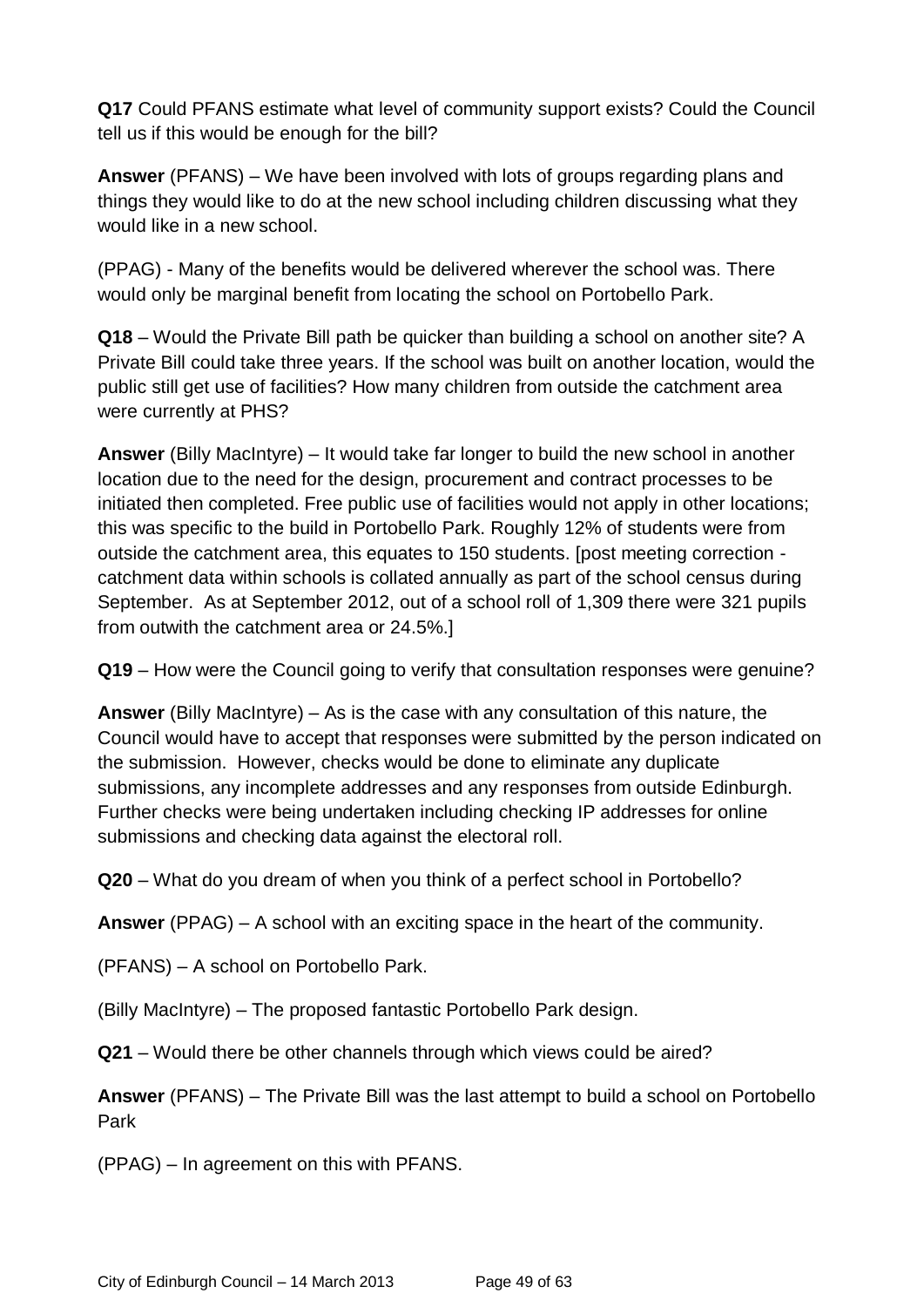**Q17** Could PFANS estimate what level of community support exists? Could the Council tell us if this would be enough for the bill?

**Answer** (PFANS) – We have been involved with lots of groups regarding plans and things they would like to do at the new school including children discussing what they would like in a new school.

(PPAG) - Many of the benefits would be delivered wherever the school was. There would only be marginal benefit from locating the school on Portobello Park.

**Q18** – Would the Private Bill path be quicker than building a school on another site? A Private Bill could take three years. If the school was built on another location, would the public still get use of facilities? How many children from outside the catchment area were currently at PHS?

**Answer** (Billy MacIntyre) – It would take far longer to build the new school in another location due to the need for the design, procurement and contract processes to be initiated then completed. Free public use of facilities would not apply in other locations; this was specific to the build in Portobello Park. Roughly 12% of students were from outside the catchment area, this equates to 150 students. [post meeting correction - catchment data within schools is collated annually as part of the school census during September. As at September 2012, out of a school roll of 1,309 there were 321 pupils from outwith the catchment area or 24.5%.]

**Q19** – How were the Council going to verify that consultation responses were genuine?

**Answer** (Billy MacIntyre) – As is the case with any consultation of this nature, the Council would have to accept that responses were submitted by the person indicated on the submission. However, checks would be done to eliminate any duplicate submissions, any incomplete addresses and any responses from outside Edinburgh. Further checks were being undertaken including checking IP addresses for online submissions and checking data against the electoral roll.

**Q20** – What do you dream of when you think of a perfect school in Portobello?

**Answer** (PPAG) – A school with an exciting space in the heart of the community.

(PFANS) – A school on Portobello Park.

(Billy MacIntyre) – The proposed fantastic Portobello Park design.

**Q21** – Would there be other channels through which views could be aired?

**Answer** (PFANS) – The Private Bill was the last attempt to build a school on Portobello Park

(PPAG) – In agreement on this with PFANS.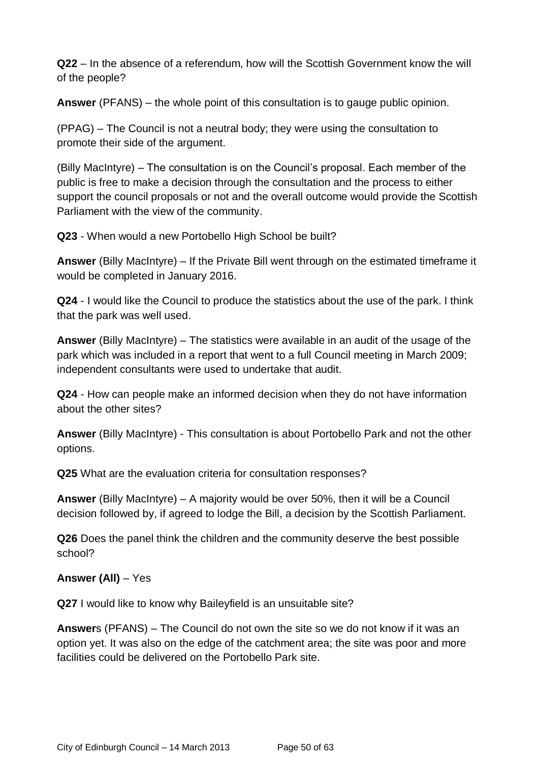**Q22** – In the absence of a referendum, how will the Scottish Government know the will of the people?

**Answer** (PFANS) – the whole point of this consultation is to gauge public opinion.

(PPAG) – The Council is not a neutral body; they were using the consultation to promote their side of the argument.

(Billy MacIntyre) – The consultation is on the Council's proposal. Each member of the public is free to make a decision through the consultation and the process to either support the council proposals or not and the overall outcome would provide the Scottish Parliament with the view of the community.

**Q23** - When would a new Portobello High School be built?

**Answer** (Billy MacIntyre) – If the Private Bill went through on the estimated timeframe it would be completed in January 2016.

**Q24** - I would like the Council to produce the statistics about the use of the park. I think that the park was well used.

**Answer** (Billy MacIntyre) – The statistics were available in an audit of the usage of the park which was included in a report that went to a full Council meeting in March 2009; independent consultants were used to undertake that audit.

**Q24** - How can people make an informed decision when they do not have information about the other sites?

**Answer** (Billy MacIntyre) - This consultation is about Portobello Park and not the other options.

**Q25** What are the evaluation criteria for consultation responses?

**Answer** (Billy MacIntyre) – A majority would be over 50%, then it will be a Council decision followed by, if agreed to lodge the Bill, a decision by the Scottish Parliament.

**Q26** Does the panel think the children and the community deserve the best possible school?

**Answer (All)** – Yes

**Q27** I would like to know why Baileyfield is an unsuitable site?

**Answer**s (PFANS) – The Council do not own the site so we do not know if it was an option yet. It was also on the edge of the catchment area; the site was poor and more facilities could be delivered on the Portobello Park site.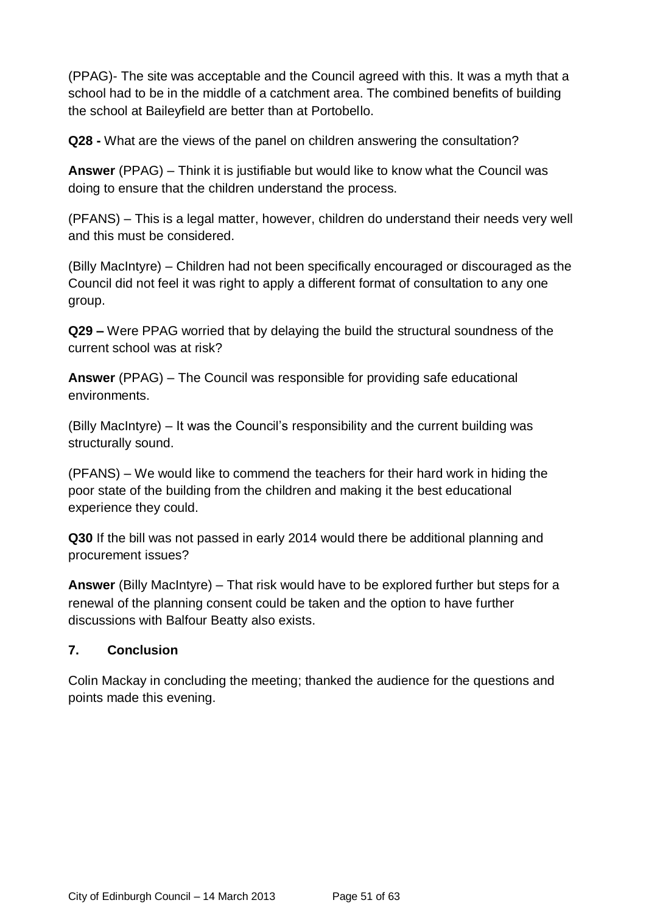(PPAG)- The site was acceptable and the Council agreed with this. It was a myth that a school had to be in the middle of a catchment area. The combined benefits of building the school at Baileyfield are better than at Portobello.

**Q28 -** What are the views of the panel on children answering the consultation?

**Answer** (PPAG) – Think it is justifiable but would like to know what the Council was doing to ensure that the children understand the process.

(PFANS) – This is a legal matter, however, children do understand their needs very well and this must be considered.

(Billy MacIntyre) – Children had not been specifically encouraged or discouraged as the Council did not feel it was right to apply a different format of consultation to any one group.

**Q29 –** Were PPAG worried that by delaying the build the structural soundness of the current school was at risk?

**Answer** (PPAG) – The Council was responsible for providing safe educational environments.

(Billy MacIntyre) – It was the Council's responsibility and the current building was structurally sound.

(PFANS) – We would like to commend the teachers for their hard work in hiding the poor state of the building from the children and making it the best educational experience they could.

**Q30** If the bill was not passed in early 2014 would there be additional planning and procurement issues?

**Answer** (Billy MacIntyre) – That risk would have to be explored further but steps for a renewal of the planning consent could be taken and the option to have further discussions with Balfour Beatty also exists.

## 7. Conclusion

Colin Mackay in concluding the meeting; thanked the audience for the questions and points made this evening.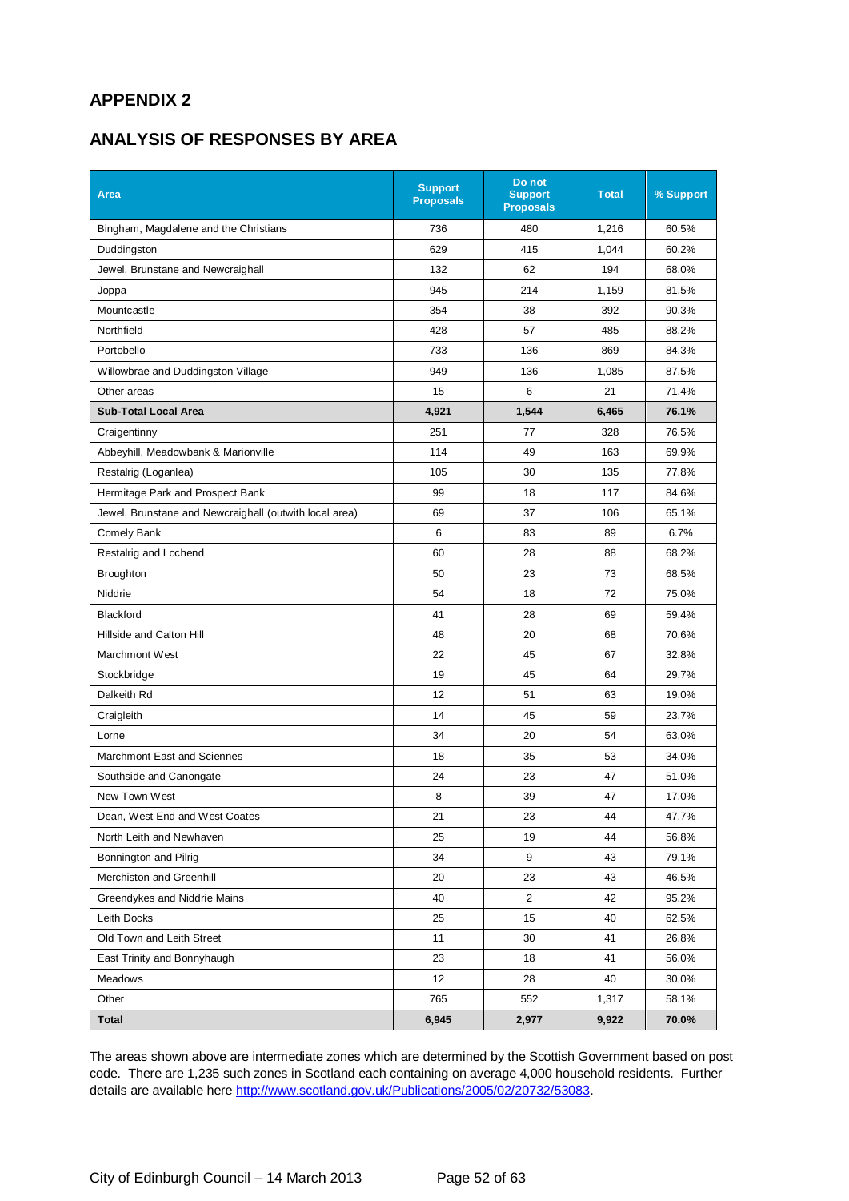## APPENDIX 2

## ANALYSIS OF RESPONSES BY AREA

| Area | Support Proposals | Do not Support Proposals | Total | % Support |
|---|---|---|---|---|
| Bingham, Magdalene and the Christians | 736 | 480 | 1,216 | 60.5% |
| Duddingston | 629 | 415 | 1,044 | 60.2% |
| Jewel, Brunstane and Newcraighall | 132 | 62 | 194 | 68.0% |
| Joppa | 945 | 214 | 1,159 | 81.5% |
| Mountcastle | 354 | 38 | 392 | 90.3% |
| Northfield | 428 | 57 | 485 | 88.2% |
| Portobello | 733 | 136 | 869 | 84.3% |
| Willowbrae and Duddingston Village | 949 | 136 | 1,085 | 87.5% |
| Other areas | 15 | 6 | 21 | 71.4% |
| **Sub-Total Local Area** | **4,921** | **1,544** | **6,465** | **76.1%** |
| Craigentinny | 251 | 77 | 328 | 76.5% |
| Abbeyhill, Meadowbank & Marionville | 114 | 49 | 163 | 69.9% |
| Restalrig (Loganlea) | 105 | 30 | 135 | 77.8% |
| Hermitage Park and Prospect Bank | 99 | 18 | 117 | 84.6% |
| Jewel, Brunstane and Newcraighall (outwith local area) | 69 | 37 | 106 | 65.1% |
| Comely Bank | 6 | 83 | 89 | 6.7% |
| Restalrig and Lochend | 60 | 28 | 88 | 68.2% |
| Broughton | 50 | 23 | 73 | 68.5% |
| Niddrie | 54 | 18 | 72 | 75.0% |
| Blackford | 41 | 28 | 69 | 59.4% |
| Hillside and Calton Hill | 48 | 20 | 68 | 70.6% |
| Marchmont West | 22 | 45 | 67 | 32.8% |
| Stockbridge | 19 | 45 | 64 | 29.7% |
| Dalkeith Rd | 12 | 51 | 63 | 19.0% |
| Craigleith | 14 | 45 | 59 | 23.7% |
| Lorne | 34 | 20 | 54 | 63.0% |
| Marchmont East and Sciennes | 18 | 35 | 53 | 34.0% |
| Southside and Canongate | 24 | 23 | 47 | 51.0% |
| New Town West | 8 | 39 | 47 | 17.0% |
| Dean, West End and West Coates | 21 | 23 | 44 | 47.7% |
| North Leith and Newhaven | 25 | 19 | 44 | 56.8% |
| Bonnington and Pilrig | 34 | 9 | 43 | 79.1% |
| Merchiston and Greenhill | 20 | 23 | 43 | 46.5% |
| Greendykes and Niddrie Mains | 40 | 2 | 42 | 95.2% |
| Leith Docks | 25 | 15 | 40 | 62.5% |
| Old Town and Leith Street | 11 | 30 | 41 | 26.8% |
| East Trinity and Bonnyhaugh | 23 | 18 | 41 | 56.0% |
| Meadows | 12 | 28 | 40 | 30.0% |
| Other | 765 | 552 | 1,317 | 58.1% |
| **Total** | **6,945** | **2,977** | **9,922** | **70.0%** |

The areas shown above are intermediate zones which are determined by the Scottish Government based on post code. There are 1,235 such zones in Scotland each containing on average 4,000 household residents. Further details are available here http://www.scotland.gov.uk/Publications/2005/02/20732/53083.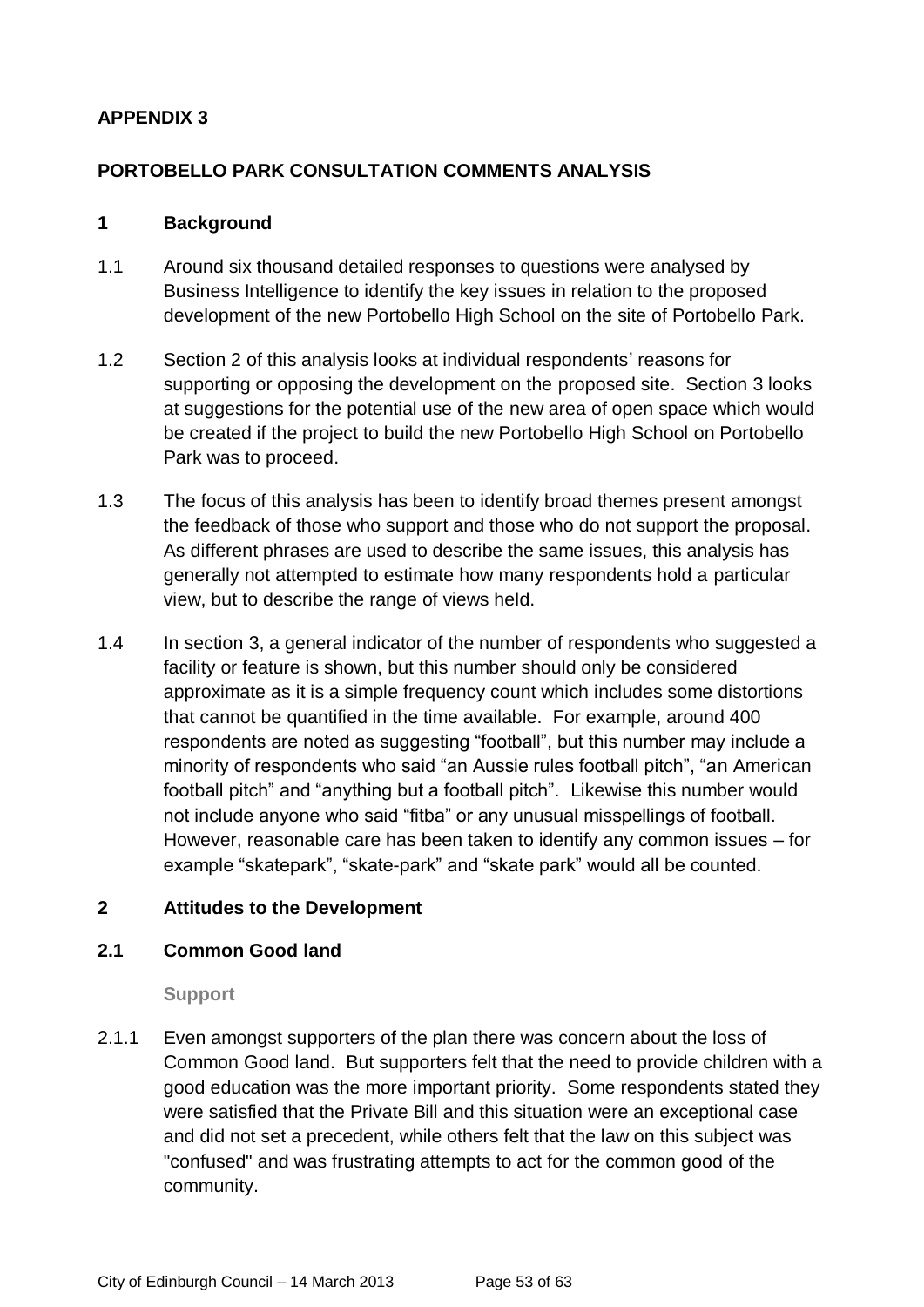# APPENDIX 3

## PORTOBELLO PARK CONSULTATION COMMENTS ANALYSIS

### 1 Background

1.1 Around six thousand detailed responses to questions were analysed by Business Intelligence to identify the key issues in relation to the proposed development of the new Portobello High School on the site of Portobello Park.

1.2 Section 2 of this analysis looks at individual respondents' reasons for supporting or opposing the development on the proposed site. Section 3 looks at suggestions for the potential use of the new area of open space which would be created if the project to build the new Portobello High School on Portobello Park was to proceed.

1.3 The focus of this analysis has been to identify broad themes present amongst the feedback of those who support and those who do not support the proposal. As different phrases are used to describe the same issues, this analysis has generally not attempted to estimate how many respondents hold a particular view, but to describe the range of views held.

1.4 In section 3, a general indicator of the number of respondents who suggested a facility or feature is shown, but this number should only be considered approximate as it is a simple frequency count which includes some distortions that cannot be quantified in the time available. For example, around 400 respondents are noted as suggesting "football", but this number may include a minority of respondents who said "an Aussie rules football pitch", "an American football pitch" and "anything but a football pitch". Likewise this number would not include anyone who said "fitba" or any unusual misspellings of football. However, reasonable care has been taken to identify any common issues – for example "skatepark", "skate-park" and "skate park" would all be counted.

### 2 Attitudes to the Development

### 2.1 Common Good land

**Support**

2.1.1 Even amongst supporters of the plan there was concern about the loss of Common Good land. But supporters felt that the need to provide children with a good education was the more important priority. Some respondents stated they were satisfied that the Private Bill and this situation were an exceptional case and did not set a precedent, while others felt that the law on this subject was "confused" and was frustrating attempts to act for the common good of the community.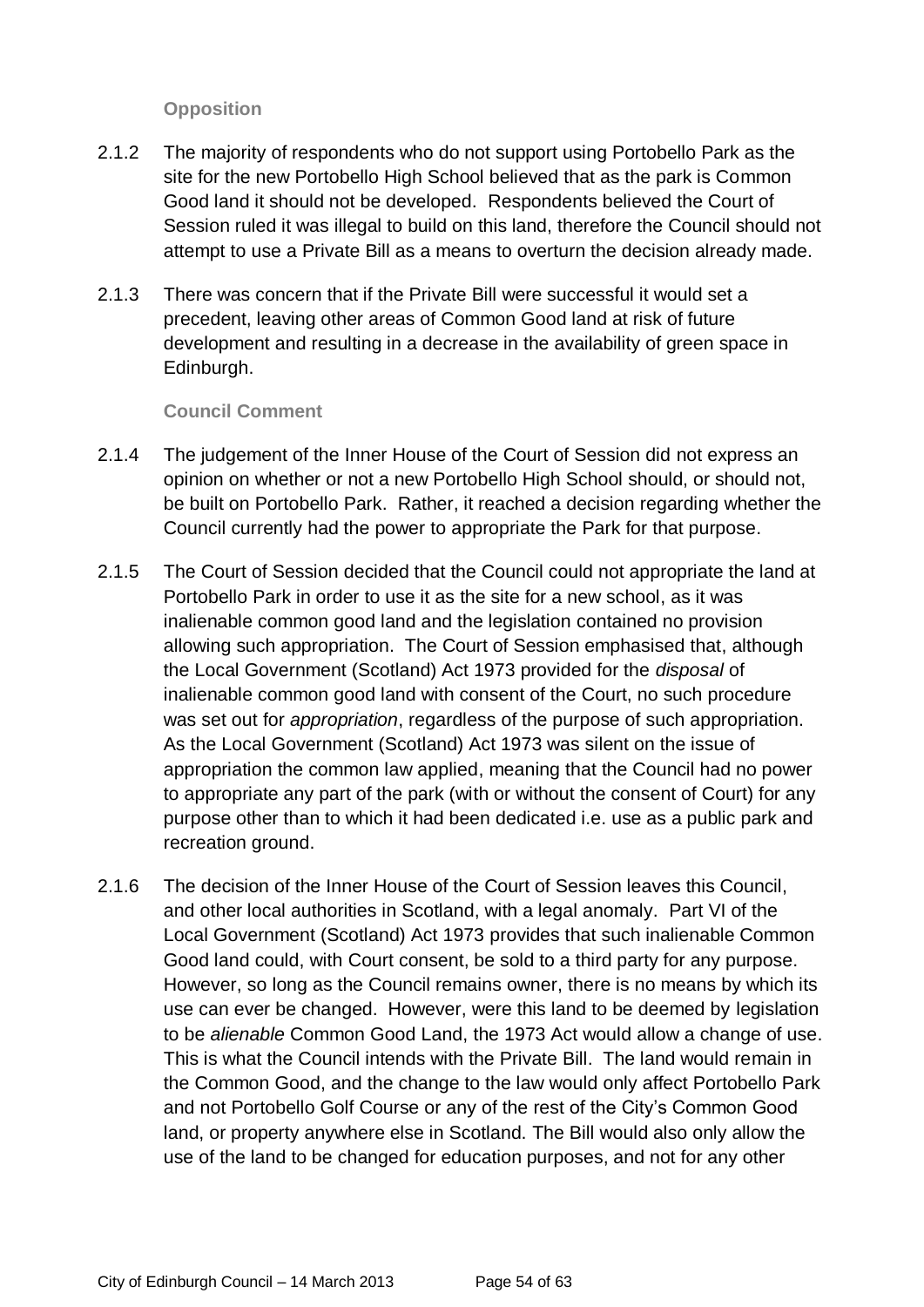**Opposition**

2.1.2 The majority of respondents who do not support using Portobello Park as the site for the new Portobello High School believed that as the park is Common Good land it should not be developed. Respondents believed the Court of Session ruled it was illegal to build on this land, therefore the Council should not attempt to use a Private Bill as a means to overturn the decision already made.

2.1.3 There was concern that if the Private Bill were successful it would set a precedent, leaving other areas of Common Good land at risk of future development and resulting in a decrease in the availability of green space in Edinburgh.

**Council Comment**

2.1.4 The judgement of the Inner House of the Court of Session did not express an opinion on whether or not a new Portobello High School should, or should not, be built on Portobello Park. Rather, it reached a decision regarding whether the Council currently had the power to appropriate the Park for that purpose.

2.1.5 The Court of Session decided that the Council could not appropriate the land at Portobello Park in order to use it as the site for a new school, as it was inalienable common good land and the legislation contained no provision allowing such appropriation. The Court of Session emphasised that, although the Local Government (Scotland) Act 1973 provided for the *disposal* of inalienable common good land with consent of the Court, no such procedure was set out for *appropriation*, regardless of the purpose of such appropriation. As the Local Government (Scotland) Act 1973 was silent on the issue of appropriation the common law applied, meaning that the Council had no power to appropriate any part of the park (with or without the consent of Court) for any purpose other than to which it had been dedicated i.e. use as a public park and recreation ground.

2.1.6 The decision of the Inner House of the Court of Session leaves this Council, and other local authorities in Scotland, with a legal anomaly. Part VI of the Local Government (Scotland) Act 1973 provides that such inalienable Common Good land could, with Court consent, be sold to a third party for any purpose. However, so long as the Council remains owner, there is no means by which its use can ever be changed. However, were this land to be deemed by legislation to be *alienable* Common Good Land, the 1973 Act would allow a change of use. This is what the Council intends with the Private Bill. The land would remain in the Common Good, and the change to the law would only affect Portobello Park and not Portobello Golf Course or any of the rest of the City's Common Good land, or property anywhere else in Scotland. The Bill would also only allow the use of the land to be changed for education purposes, and not for any other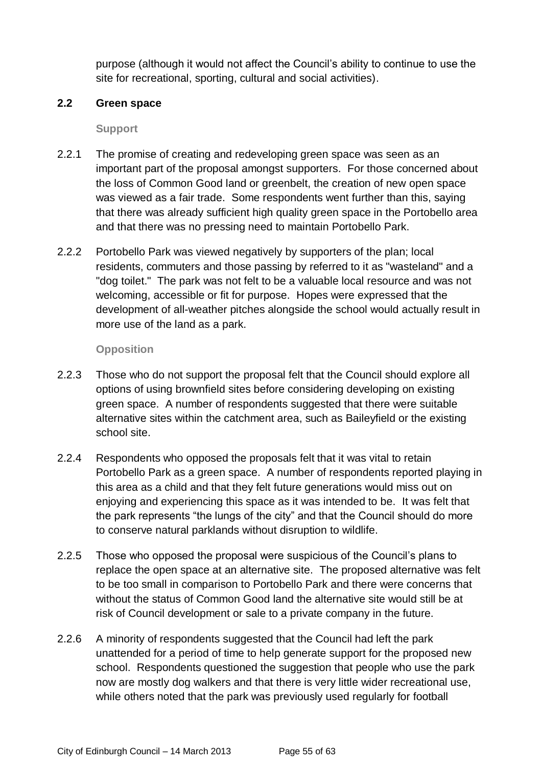purpose (although it would not affect the Council's ability to continue to use the site for recreational, sporting, cultural and social activities).

## 2.2 Green space

**Support**

2.2.1 The promise of creating and redeveloping green space was seen as an important part of the proposal amongst supporters. For those concerned about the loss of Common Good land or greenbelt, the creation of new open space was viewed as a fair trade. Some respondents went further than this, saying that there was already sufficient high quality green space in the Portobello area and that there was no pressing need to maintain Portobello Park.

2.2.2 Portobello Park was viewed negatively by supporters of the plan; local residents, commuters and those passing by referred to it as "wasteland" and a "dog toilet." The park was not felt to be a valuable local resource and was not welcoming, accessible or fit for purpose. Hopes were expressed that the development of all-weather pitches alongside the school would actually result in more use of the land as a park.

**Opposition**

2.2.3 Those who do not support the proposal felt that the Council should explore all options of using brownfield sites before considering developing on existing green space. A number of respondents suggested that there were suitable alternative sites within the catchment area, such as Baileyfield or the existing school site.

2.2.4 Respondents who opposed the proposals felt that it was vital to retain Portobello Park as a green space. A number of respondents reported playing in this area as a child and that they felt future generations would miss out on enjoying and experiencing this space as it was intended to be. It was felt that the park represents "the lungs of the city" and that the Council should do more to conserve natural parklands without disruption to wildlife.

2.2.5 Those who opposed the proposal were suspicious of the Council's plans to replace the open space at an alternative site. The proposed alternative was felt to be too small in comparison to Portobello Park and there were concerns that without the status of Common Good land the alternative site would still be at risk of Council development or sale to a private company in the future.

2.2.6 A minority of respondents suggested that the Council had left the park unattended for a period of time to help generate support for the proposed new school. Respondents questioned the suggestion that people who use the park now are mostly dog walkers and that there is very little wider recreational use, while others noted that the park was previously used regularly for football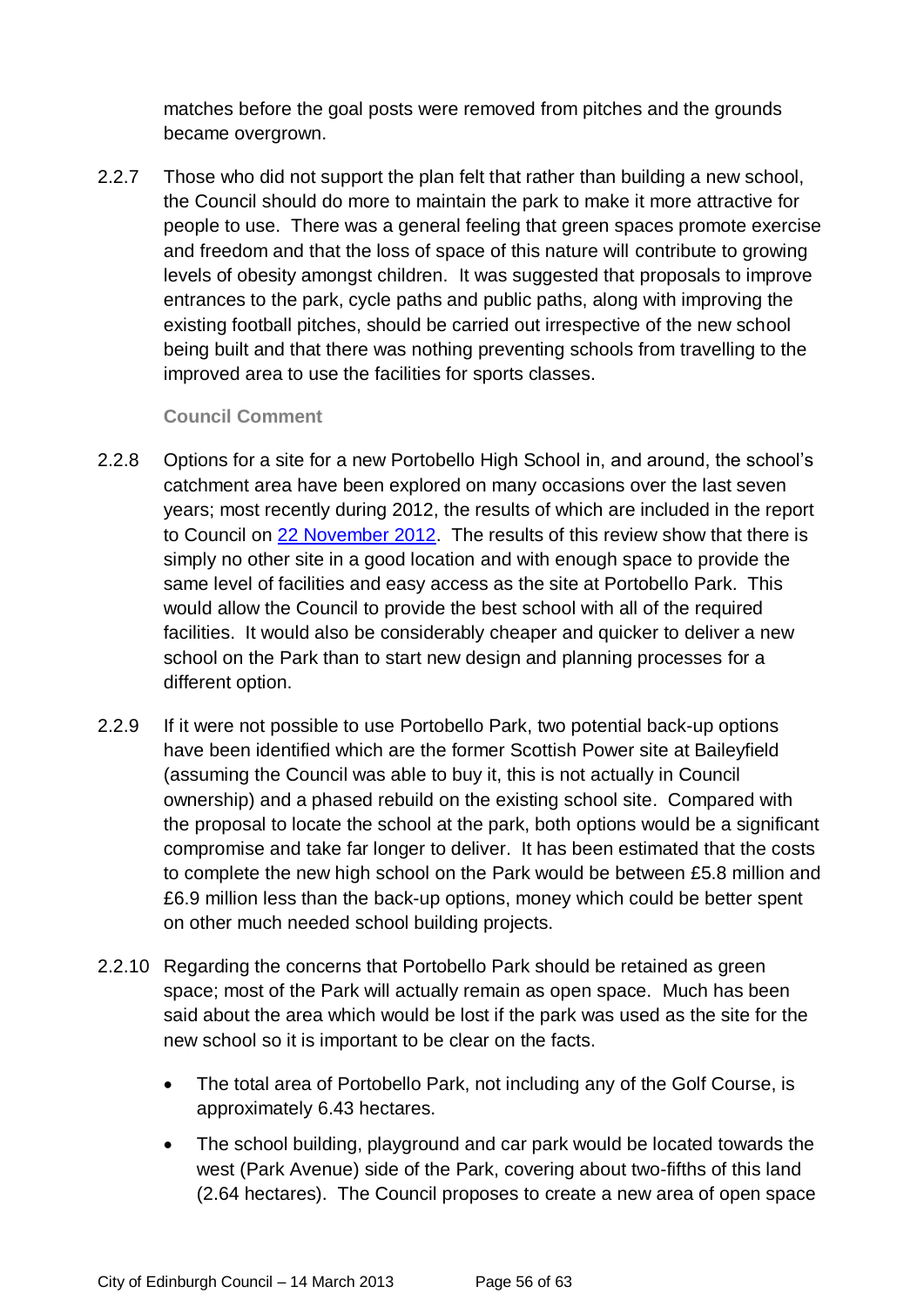matches before the goal posts were removed from pitches and the grounds became overgrown.

2.2.7 Those who did not support the plan felt that rather than building a new school, the Council should do more to maintain the park to make it more attractive for people to use. There was a general feeling that green spaces promote exercise and freedom and that the loss of space of this nature will contribute to growing levels of obesity amongst children. It was suggested that proposals to improve entrances to the park, cycle paths and public paths, along with improving the existing football pitches, should be carried out irrespective of the new school being built and that there was nothing preventing schools from travelling to the improved area to use the facilities for sports classes.

**Council Comment**

2.2.8 Options for a site for a new Portobello High School in, and around, the school's catchment area have been explored on many occasions over the last seven years; most recently during 2012, the results of which are included in the report to Council on 22 November 2012. The results of this review show that there is simply no other site in a good location and with enough space to provide the same level of facilities and easy access as the site at Portobello Park. This would allow the Council to provide the best school with all of the required facilities. It would also be considerably cheaper and quicker to deliver a new school on the Park than to start new design and planning processes for a different option.

2.2.9 If it were not possible to use Portobello Park, two potential back-up options have been identified which are the former Scottish Power site at Baileyfield (assuming the Council was able to buy it, this is not actually in Council ownership) and a phased rebuild on the existing school site. Compared with the proposal to locate the school at the park, both options would be a significant compromise and take far longer to deliver. It has been estimated that the costs to complete the new high school on the Park would be between £5.8 million and £6.9 million less than the back-up options, money which could be better spent on other much needed school building projects.

2.2.10 Regarding the concerns that Portobello Park should be retained as green space; most of the Park will actually remain as open space. Much has been said about the area which would be lost if the park was used as the site for the new school so it is important to be clear on the facts.

- The total area of Portobello Park, not including any of the Golf Course, is approximately 6.43 hectares.
- The school building, playground and car park would be located towards the west (Park Avenue) side of the Park, covering about two-fifths of this land (2.64 hectares). The Council proposes to create a new area of open space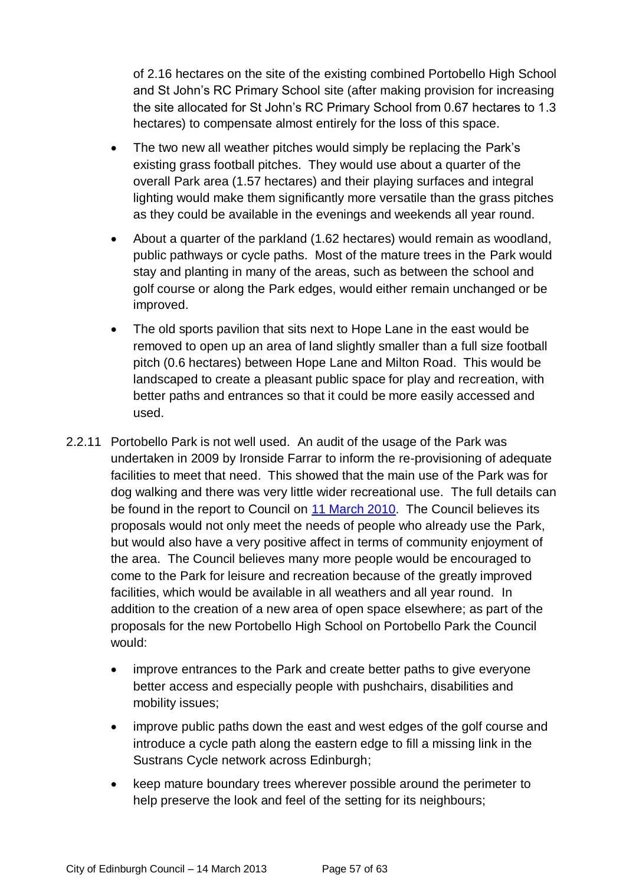of 2.16 hectares on the site of the existing combined Portobello High School and St John's RC Primary School site (after making provision for increasing the site allocated for St John's RC Primary School from 0.67 hectares to 1.3 hectares) to compensate almost entirely for the loss of this space.

- The two new all weather pitches would simply be replacing the Park's existing grass football pitches. They would use about a quarter of the overall Park area (1.57 hectares) and their playing surfaces and integral lighting would make them significantly more versatile than the grass pitches as they could be available in the evenings and weekends all year round.
- About a quarter of the parkland (1.62 hectares) would remain as woodland, public pathways or cycle paths. Most of the mature trees in the Park would stay and planting in many of the areas, such as between the school and golf course or along the Park edges, would either remain unchanged or be improved.
- The old sports pavilion that sits next to Hope Lane in the east would be removed to open up an area of land slightly smaller than a full size football pitch (0.6 hectares) between Hope Lane and Milton Road. This would be landscaped to create a pleasant public space for play and recreation, with better paths and entrances so that it could be more easily accessed and used.

2.2.11 Portobello Park is not well used. An audit of the usage of the Park was undertaken in 2009 by Ironside Farrar to inform the re-provisioning of adequate facilities to meet that need. This showed that the main use of the Park was for dog walking and there was very little wider recreational use. The full details can be found in the report to Council on 11 March 2010. The Council believes its proposals would not only meet the needs of people who already use the Park, but would also have a very positive affect in terms of community enjoyment of the area. The Council believes many more people would be encouraged to come to the Park for leisure and recreation because of the greatly improved facilities, which would be available in all weathers and all year round. In addition to the creation of a new area of open space elsewhere; as part of the proposals for the new Portobello High School on Portobello Park the Council would:

- improve entrances to the Park and create better paths to give everyone better access and especially people with pushchairs, disabilities and mobility issues;
- improve public paths down the east and west edges of the golf course and introduce a cycle path along the eastern edge to fill a missing link in the Sustrans Cycle network across Edinburgh;
- keep mature boundary trees wherever possible around the perimeter to help preserve the look and feel of the setting for its neighbours;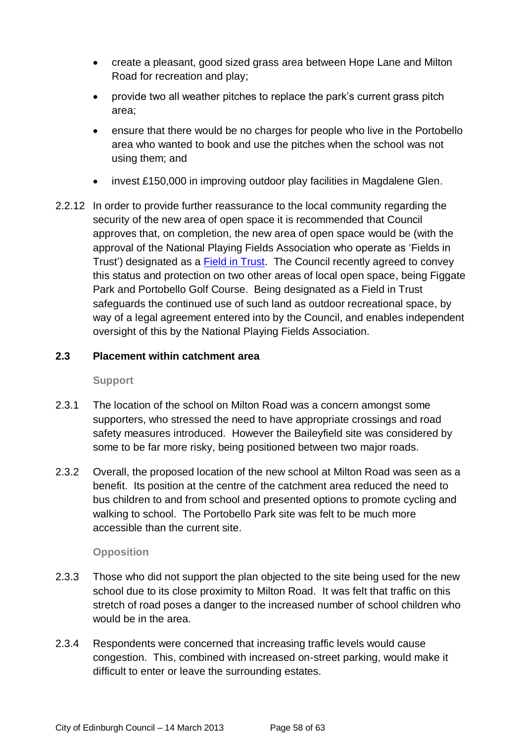- create a pleasant, good sized grass area between Hope Lane and Milton Road for recreation and play;
- provide two all weather pitches to replace the park's current grass pitch area;
- ensure that there would be no charges for people who live in the Portobello area who wanted to book and use the pitches when the school was not using them; and
- invest £150,000 in improving outdoor play facilities in Magdalene Glen.

2.2.12 In order to provide further reassurance to the local community regarding the security of the new area of open space it is recommended that Council approves that, on completion, the new area of open space would be (with the approval of the National Playing Fields Association who operate as 'Fields in Trust') designated as a Field in Trust. The Council recently agreed to convey this status and protection on two other areas of local open space, being Figgate Park and Portobello Golf Course. Being designated as a Field in Trust safeguards the continued use of such land as outdoor recreational space, by way of a legal agreement entered into by the Council, and enables independent oversight of this by the National Playing Fields Association.

### 2.3 Placement within catchment area

**Support**

2.3.1 The location of the school on Milton Road was a concern amongst some supporters, who stressed the need to have appropriate crossings and road safety measures introduced. However the Baileyfield site was considered by some to be far more risky, being positioned between two major roads.

2.3.2 Overall, the proposed location of the new school at Milton Road was seen as a benefit. Its position at the centre of the catchment area reduced the need to bus children to and from school and presented options to promote cycling and walking to school. The Portobello Park site was felt to be much more accessible than the current site.

**Opposition**

2.3.3 Those who did not support the plan objected to the site being used for the new school due to its close proximity to Milton Road. It was felt that traffic on this stretch of road poses a danger to the increased number of school children who would be in the area.

2.3.4 Respondents were concerned that increasing traffic levels would cause congestion. This, combined with increased on-street parking, would make it difficult to enter or leave the surrounding estates.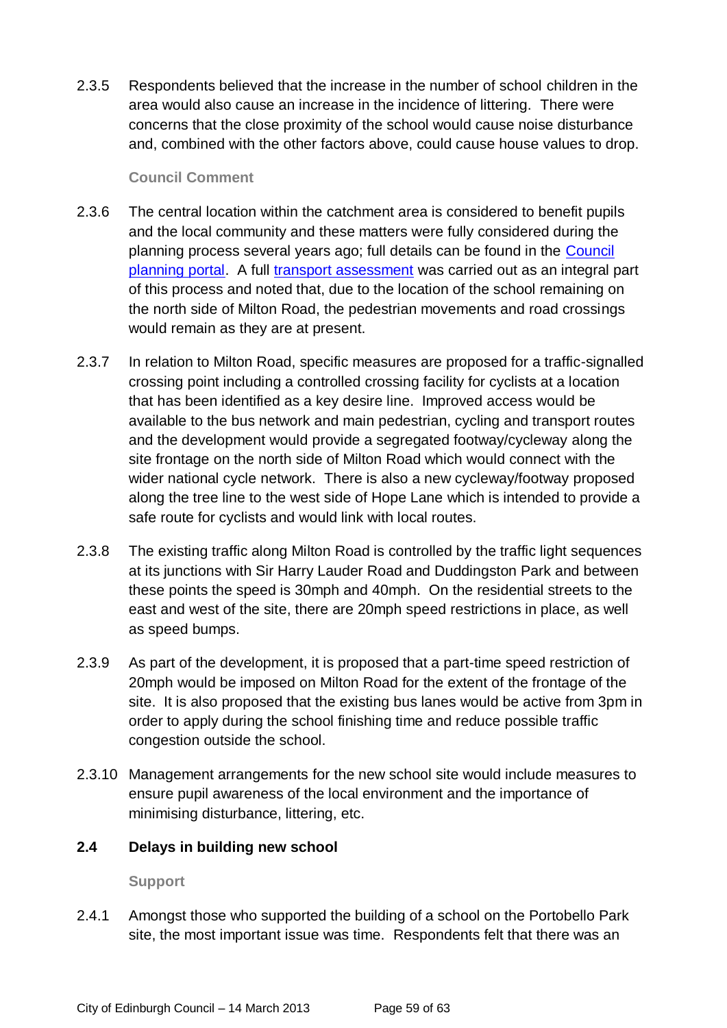2.3.5 Respondents believed that the increase in the number of school children in the area would also cause an increase in the incidence of littering. There were concerns that the close proximity of the school would cause noise disturbance and, combined with the other factors above, could cause house values to drop.

**Council Comment**

2.3.6 The central location within the catchment area is considered to benefit pupils and the local community and these matters were fully considered during the planning process several years ago; full details can be found in the Council planning portal. A full transport assessment was carried out as an integral part of this process and noted that, due to the location of the school remaining on the north side of Milton Road, the pedestrian movements and road crossings would remain as they are at present.

2.3.7 In relation to Milton Road, specific measures are proposed for a traffic-signalled crossing point including a controlled crossing facility for cyclists at a location that has been identified as a key desire line. Improved access would be available to the bus network and main pedestrian, cycling and transport routes and the development would provide a segregated footway/cycleway along the site frontage on the north side of Milton Road which would connect with the wider national cycle network. There is also a new cycleway/footway proposed along the tree line to the west side of Hope Lane which is intended to provide a safe route for cyclists and would link with local routes.

2.3.8 The existing traffic along Milton Road is controlled by the traffic light sequences at its junctions with Sir Harry Lauder Road and Duddingston Park and between these points the speed is 30mph and 40mph. On the residential streets to the east and west of the site, there are 20mph speed restrictions in place, as well as speed bumps.

2.3.9 As part of the development, it is proposed that a part-time speed restriction of 20mph would be imposed on Milton Road for the extent of the frontage of the site. It is also proposed that the existing bus lanes would be active from 3pm in order to apply during the school finishing time and reduce possible traffic congestion outside the school.

2.3.10 Management arrangements for the new school site would include measures to ensure pupil awareness of the local environment and the importance of minimising disturbance, littering, etc.

### 2.4 Delays in building new school

**Support**

2.4.1 Amongst those who supported the building of a school on the Portobello Park site, the most important issue was time. Respondents felt that there was an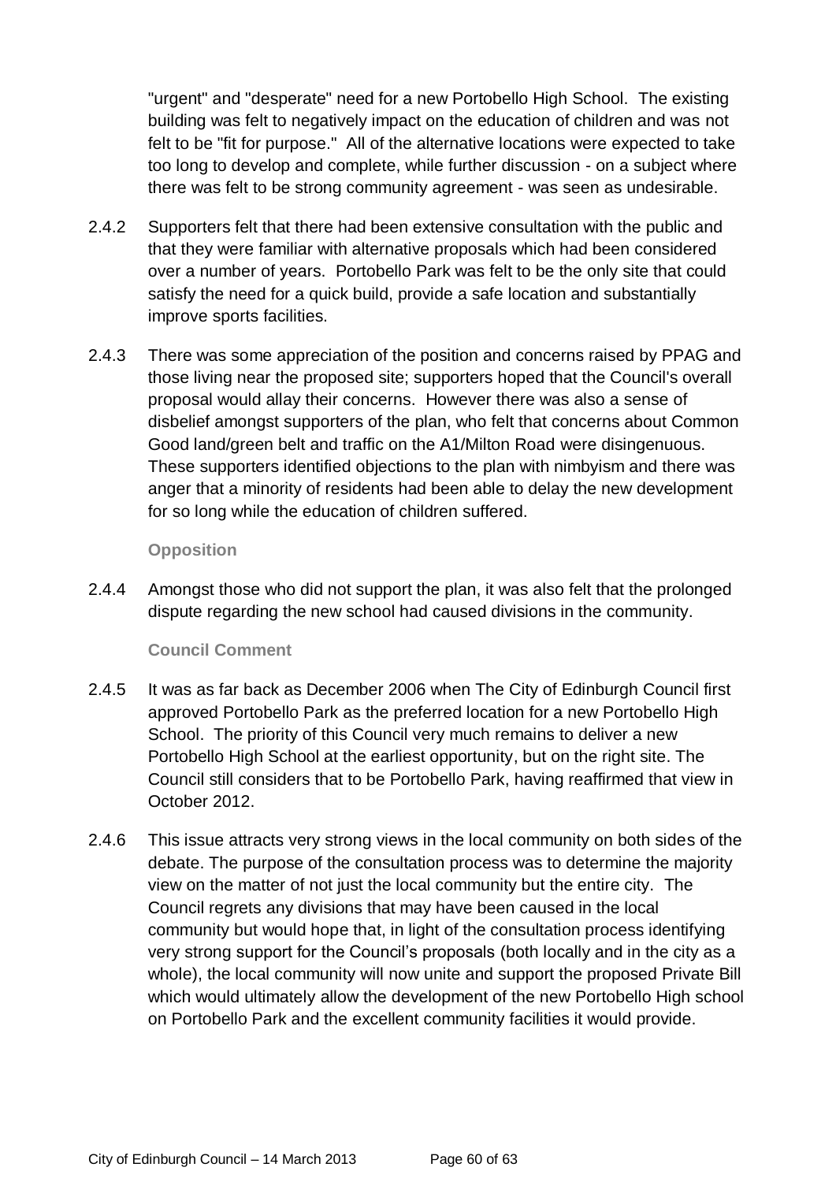"urgent" and "desperate" need for a new Portobello High School. The existing building was felt to negatively impact on the education of children and was not felt to be "fit for purpose." All of the alternative locations were expected to take too long to develop and complete, while further discussion - on a subject where there was felt to be strong community agreement - was seen as undesirable.

2.4.2 Supporters felt that there had been extensive consultation with the public and that they were familiar with alternative proposals which had been considered over a number of years. Portobello Park was felt to be the only site that could satisfy the need for a quick build, provide a safe location and substantially improve sports facilities.

2.4.3 There was some appreciation of the position and concerns raised by PPAG and those living near the proposed site; supporters hoped that the Council's overall proposal would allay their concerns. However there was also a sense of disbelief amongst supporters of the plan, who felt that concerns about Common Good land/green belt and traffic on the A1/Milton Road were disingenuous. These supporters identified objections to the plan with nimbyism and there was anger that a minority of residents had been able to delay the new development for so long while the education of children suffered.

#### Opposition

2.4.4 Amongst those who did not support the plan, it was also felt that the prolonged dispute regarding the new school had caused divisions in the community.

#### Council Comment

2.4.5 It was as far back as December 2006 when The City of Edinburgh Council first approved Portobello Park as the preferred location for a new Portobello High School. The priority of this Council very much remains to deliver a new Portobello High School at the earliest opportunity, but on the right site. The Council still considers that to be Portobello Park, having reaffirmed that view in October 2012.

2.4.6 This issue attracts very strong views in the local community on both sides of the debate. The purpose of the consultation process was to determine the majority view on the matter of not just the local community but the entire city. The Council regrets any divisions that may have been caused in the local community but would hope that, in light of the consultation process identifying very strong support for the Council's proposals (both locally and in the city as a whole), the local community will now unite and support the proposed Private Bill which would ultimately allow the development of the new Portobello High school on Portobello Park and the excellent community facilities it would provide.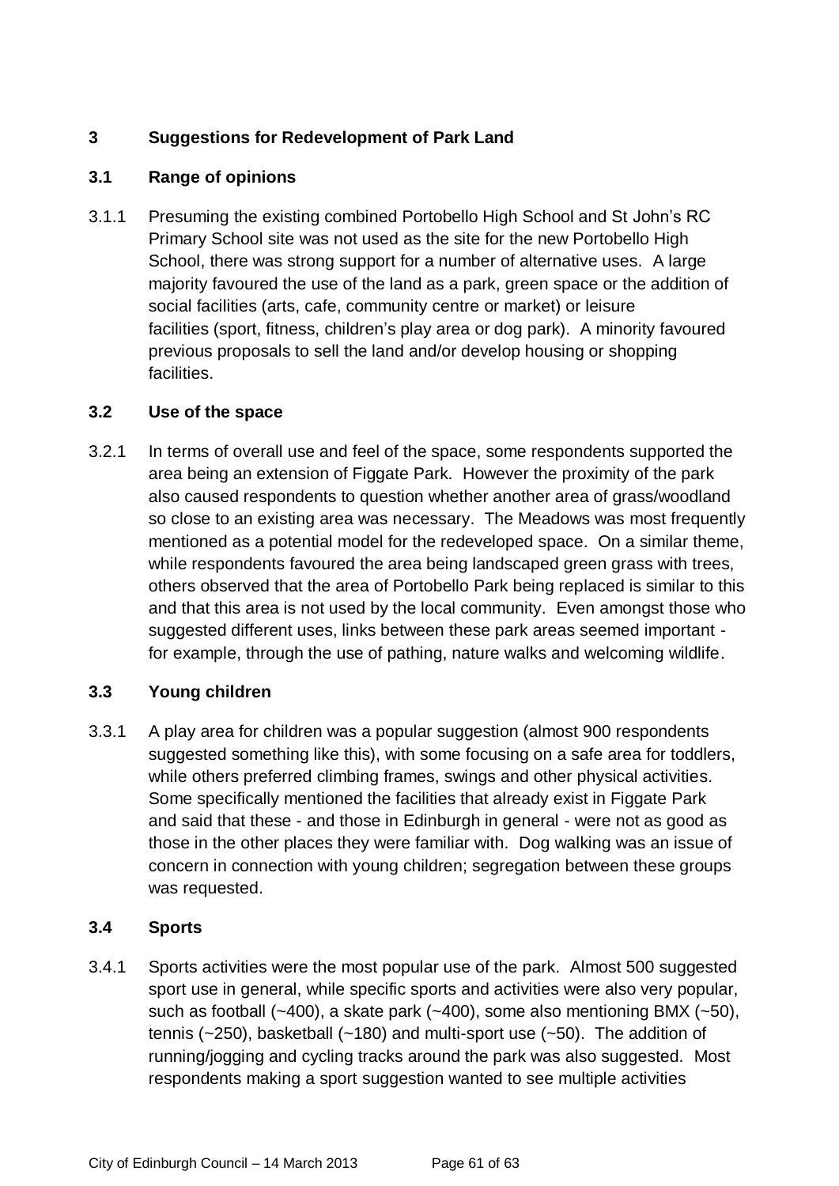## 3 Suggestions for Redevelopment of Park Land

### 3.1 Range of opinions

3.1.1 Presuming the existing combined Portobello High School and St John's RC Primary School site was not used as the site for the new Portobello High School, there was strong support for a number of alternative uses. A large majority favoured the use of the land as a park, green space or the addition of social facilities (arts, cafe, community centre or market) or leisure facilities (sport, fitness, children's play area or dog park). A minority favoured previous proposals to sell the land and/or develop housing or shopping facilities.

### 3.2 Use of the space

3.2.1 In terms of overall use and feel of the space, some respondents supported the area being an extension of Figgate Park. However the proximity of the park also caused respondents to question whether another area of grass/woodland so close to an existing area was necessary. The Meadows was most frequently mentioned as a potential model for the redeveloped space. On a similar theme, while respondents favoured the area being landscaped green grass with trees, others observed that the area of Portobello Park being replaced is similar to this and that this area is not used by the local community. Even amongst those who suggested different uses, links between these park areas seemed important - for example, through the use of pathing, nature walks and welcoming wildlife.

### 3.3 Young children

3.3.1 A play area for children was a popular suggestion (almost 900 respondents suggested something like this), with some focusing on a safe area for toddlers, while others preferred climbing frames, swings and other physical activities. Some specifically mentioned the facilities that already exist in Figgate Park and said that these - and those in Edinburgh in general - were not as good as those in the other places they were familiar with. Dog walking was an issue of concern in connection with young children; segregation between these groups was requested.

### 3.4 Sports

3.4.1 Sports activities were the most popular use of the park. Almost 500 suggested sport use in general, while specific sports and activities were also very popular, such as football (~400), a skate park (~400), some also mentioning BMX (~50), tennis (~250), basketball (~180) and multi-sport use (~50). The addition of running/jogging and cycling tracks around the park was also suggested. Most respondents making a sport suggestion wanted to see multiple activities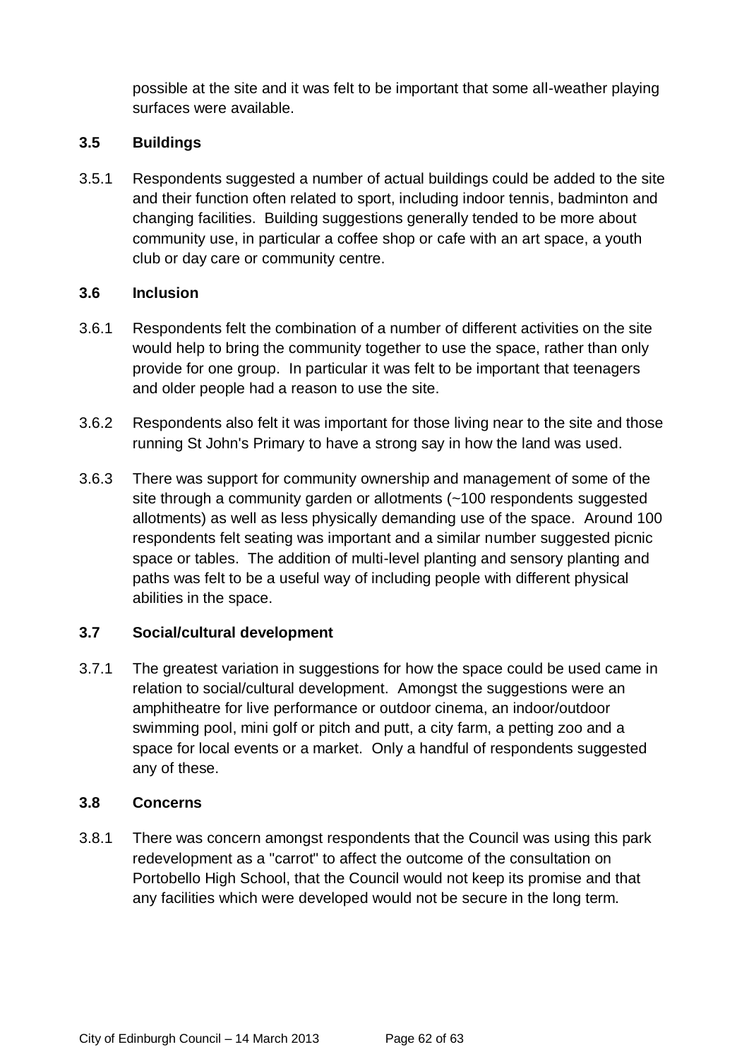possible at the site and it was felt to be important that some all-weather playing surfaces were available.

### 3.5 Buildings

3.5.1 Respondents suggested a number of actual buildings could be added to the site and their function often related to sport, including indoor tennis, badminton and changing facilities. Building suggestions generally tended to be more about community use, in particular a coffee shop or cafe with an art space, a youth club or day care or community centre.

### 3.6 Inclusion

3.6.1 Respondents felt the combination of a number of different activities on the site would help to bring the community together to use the space, rather than only provide for one group. In particular it was felt to be important that teenagers and older people had a reason to use the site.

3.6.2 Respondents also felt it was important for those living near to the site and those running St John's Primary to have a strong say in how the land was used.

3.6.3 There was support for community ownership and management of some of the site through a community garden or allotments (~100 respondents suggested allotments) as well as less physically demanding use of the space. Around 100 respondents felt seating was important and a similar number suggested picnic space or tables. The addition of multi-level planting and sensory planting and paths was felt to be a useful way of including people with different physical abilities in the space.

### 3.7 Social/cultural development

3.7.1 The greatest variation in suggestions for how the space could be used came in relation to social/cultural development. Amongst the suggestions were an amphitheatre for live performance or outdoor cinema, an indoor/outdoor swimming pool, mini golf or pitch and putt, a city farm, a petting zoo and a space for local events or a market. Only a handful of respondents suggested any of these.

### 3.8 Concerns

3.8.1 There was concern amongst respondents that the Council was using this park redevelopment as a "carrot" to affect the outcome of the consultation on Portobello High School, that the Council would not keep its promise and that any facilities which were developed would not be secure in the long term.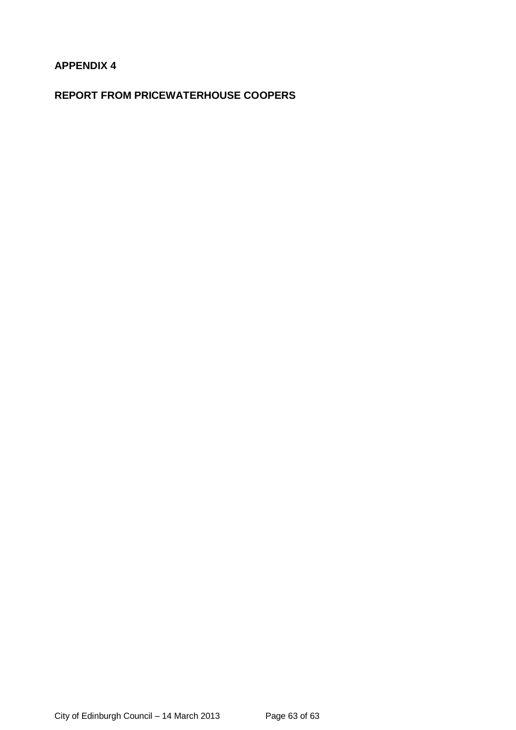# APPENDIX 4

## REPORT FROM PRICEWATERHOUSE COOPERS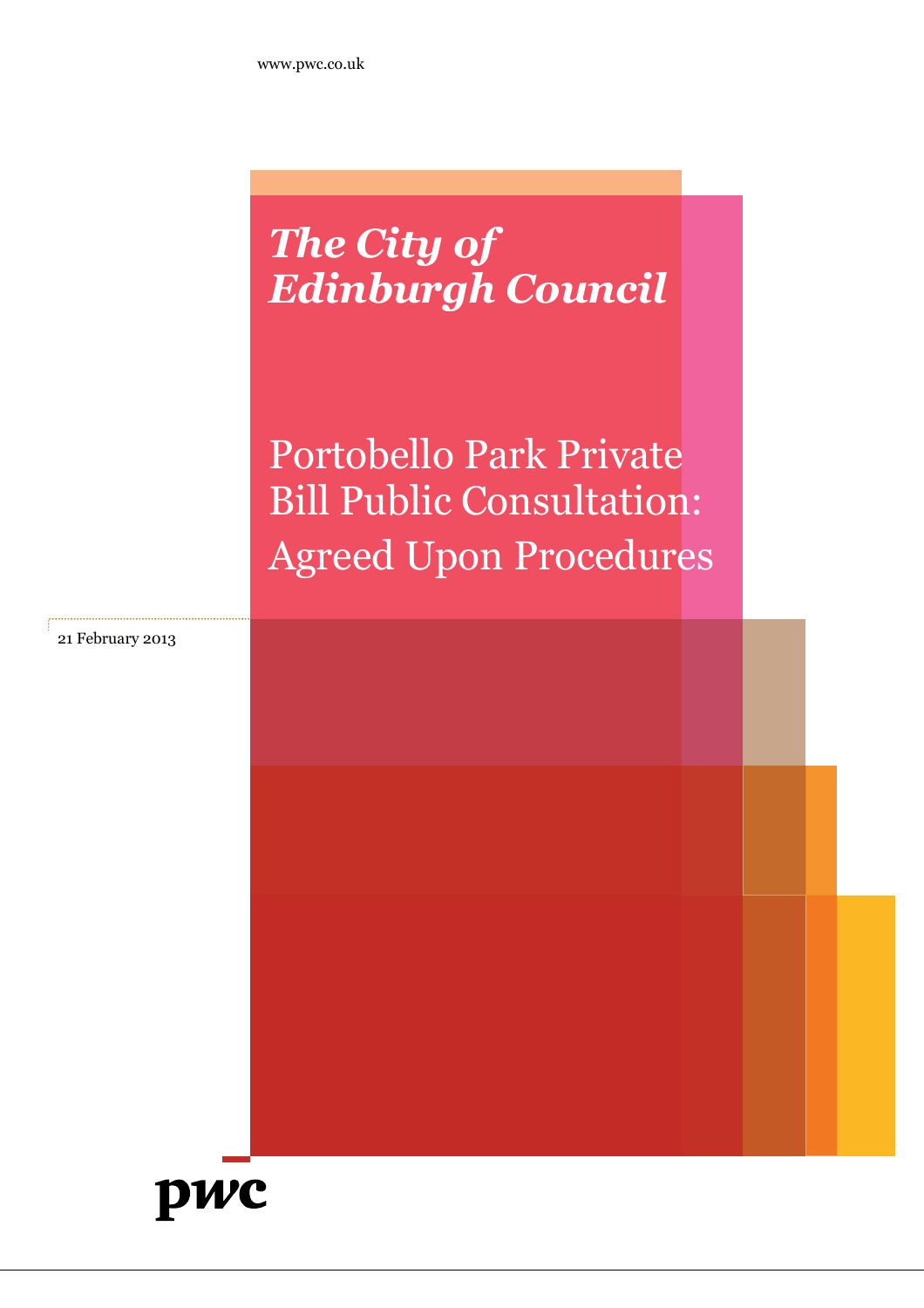www.pwc.co.uk

# *The City of Edinburgh Council*

## Portobello Park Private Bill Public Consultation: Agreed Upon Procedures

21 February 2013

pwc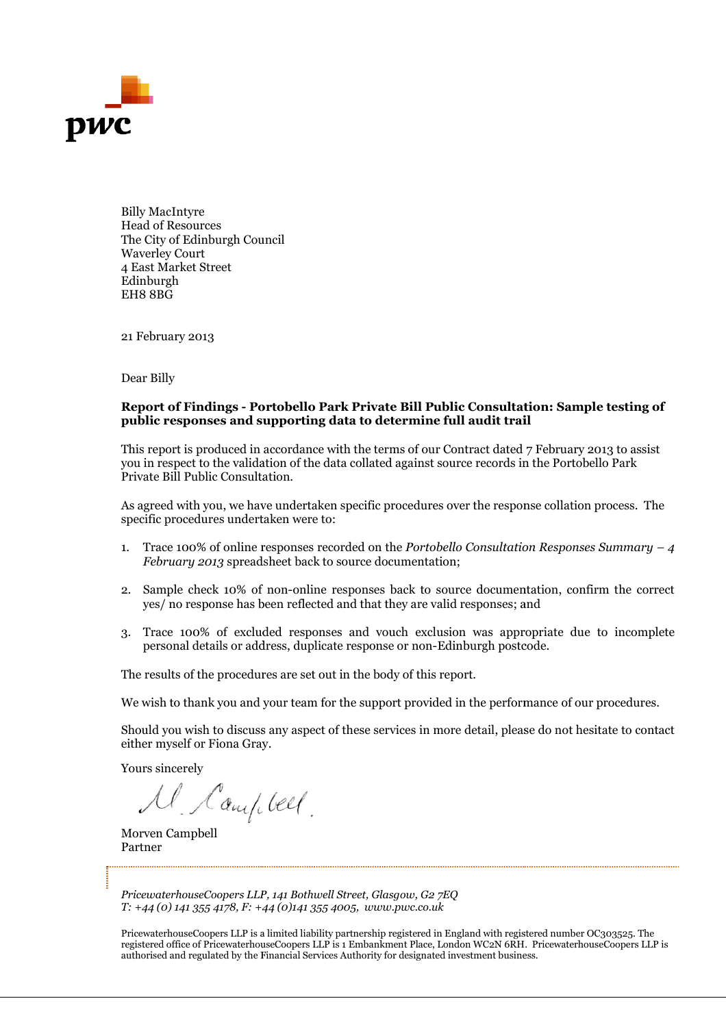pwc

Billy MacIntyre
Head of Resources
The City of Edinburgh Council
Waverley Court
4 East Market Street
Edinburgh
EH8 8BG

21 February 2013

Dear Billy

**Report of Findings - Portobello Park Private Bill Public Consultation: Sample testing of public responses and supporting data to determine full audit trail**

This report is produced in accordance with the terms of our Contract dated 7 February 2013 to assist you in respect to the validation of the data collated against source records in the Portobello Park Private Bill Public Consultation.

As agreed with you, we have undertaken specific procedures over the response collation process. The specific procedures undertaken were to:

1. Trace 100% of online responses recorded on the *Portobello Consultation Responses Summary – 4 February 2013* spreadsheet back to source documentation;

2. Sample check 10% of non-online responses back to source documentation, confirm the correct yes/ no response has been reflected and that they are valid responses; and

3. Trace 100% of excluded responses and vouch exclusion was appropriate due to incomplete personal details or address, duplicate response or non-Edinburgh postcode.

The results of the procedures are set out in the body of this report.

We wish to thank you and your team for the support provided in the performance of our procedures.

Should you wish to discuss any aspect of these services in more detail, please do not hesitate to contact either myself or Fiona Gray.

Yours sincerely

M. Campbell.

Morven Campbell
Partner

*PricewaterhouseCoopers LLP, 141 Bothwell Street, Glasgow, G2 7EQ*
*T: +44 (0) 141 355 4178, F: +44 (0)141 355 4005, www.pwc.co.uk*

PricewaterhouseCoopers LLP is a limited liability partnership registered in England with registered number OC303525. The registered office of PricewaterhouseCoopers LLP is 1 Embankment Place, London WC2N 6RH. PricewaterhouseCoopers LLP is authorised and regulated by the Financial Services Authority for designated investment business.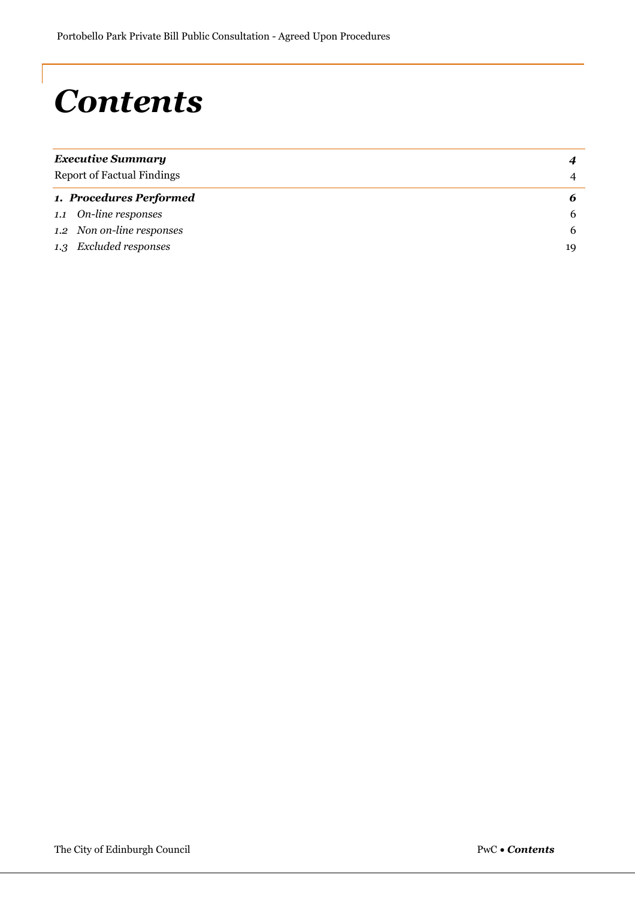# *Contents*

| | |
|---|---|
| ***Executive Summary*** | ***4*** |
| Report of Factual Findings | 4 |
| ***1. Procedures Performed*** | ***6*** |
| *1.1 On-line responses* | 6 |
| *1.2 Non on-line responses* | 6 |
| *1.3 Excluded responses* | 19 |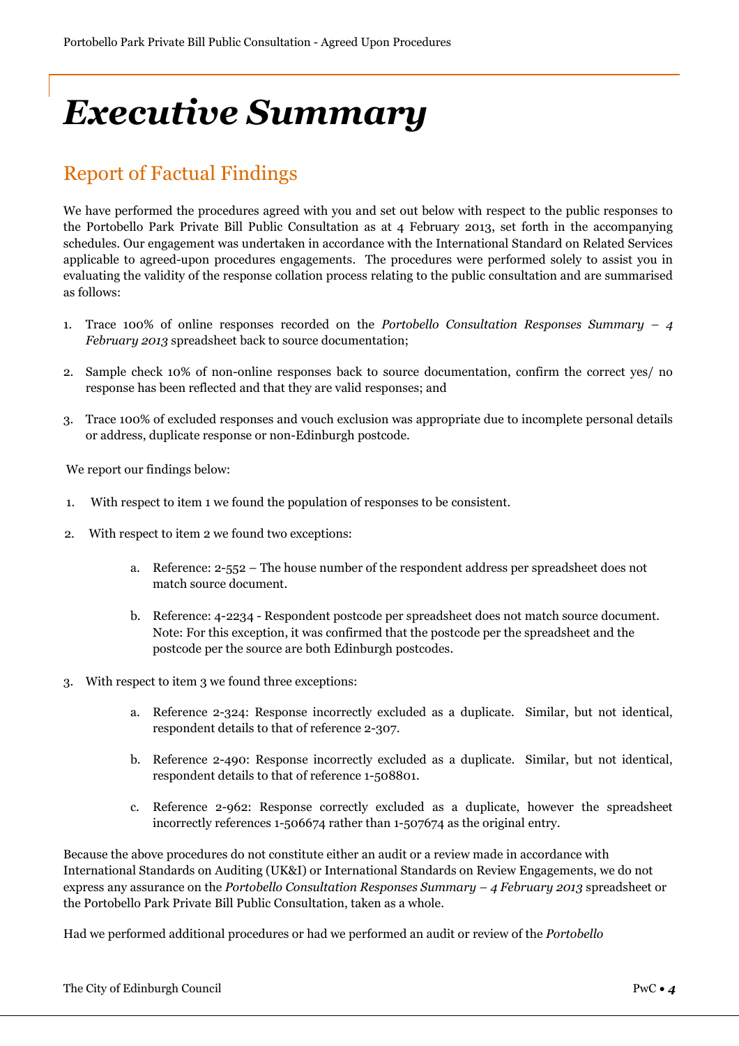# *Executive Summary*

## Report of Factual Findings

We have performed the procedures agreed with you and set out below with respect to the public responses to the Portobello Park Private Bill Public Consultation as at 4 February 2013, set forth in the accompanying schedules. Our engagement was undertaken in accordance with the International Standard on Related Services applicable to agreed-upon procedures engagements. The procedures were performed solely to assist you in evaluating the validity of the response collation process relating to the public consultation and are summarised as follows:

1. Trace 100% of online responses recorded on the *Portobello Consultation Responses Summary – 4 February 2013* spreadsheet back to source documentation;
2. Sample check 10% of non-online responses back to source documentation, confirm the correct yes/ no response has been reflected and that they are valid responses; and
3. Trace 100% of excluded responses and vouch exclusion was appropriate due to incomplete personal details or address, duplicate response or non-Edinburgh postcode.

We report our findings below:

1. With respect to item 1 we found the population of responses to be consistent.
2. With respect to item 2 we found two exceptions:
   a. Reference: 2-552 – The house number of the respondent address per spreadsheet does not match source document.
   b. Reference: 4-2234 - Respondent postcode per spreadsheet does not match source document. Note: For this exception, it was confirmed that the postcode per the spreadsheet and the postcode per the source are both Edinburgh postcodes.
3. With respect to item 3 we found three exceptions:
   a. Reference 2-324: Response incorrectly excluded as a duplicate. Similar, but not identical, respondent details to that of reference 2-307.
   b. Reference 2-490: Response incorrectly excluded as a duplicate. Similar, but not identical, respondent details to that of reference 1-508801.
   c. Reference 2-962: Response correctly excluded as a duplicate, however the spreadsheet incorrectly references 1-506674 rather than 1-507674 as the original entry.

Because the above procedures do not constitute either an audit or a review made in accordance with International Standards on Auditing (UK&I) or International Standards on Review Engagements, we do not express any assurance on the *Portobello Consultation Responses Summary – 4 February 2013* spreadsheet or the Portobello Park Private Bill Public Consultation, taken as a whole.

Had we performed additional procedures or had we performed an audit or review of the *Portobello*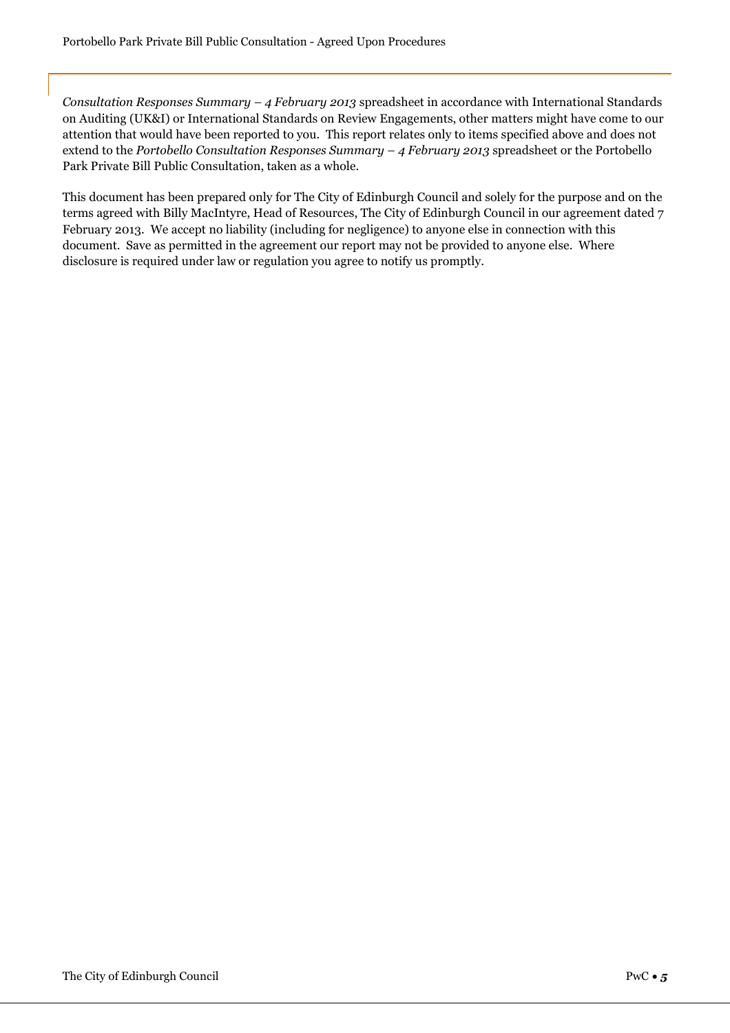*Consultation Responses Summary – 4 February 2013* spreadsheet in accordance with International Standards on Auditing (UK&I) or International Standards on Review Engagements, other matters might have come to our attention that would have been reported to you. This report relates only to items specified above and does not extend to the *Portobello Consultation Responses Summary – 4 February 2013* spreadsheet or the Portobello Park Private Bill Public Consultation, taken as a whole.

This document has been prepared only for The City of Edinburgh Council and solely for the purpose and on the terms agreed with Billy MacIntyre, Head of Resources, The City of Edinburgh Council in our agreement dated 7 February 2013. We accept no liability (including for negligence) to anyone else in connection with this document. Save as permitted in the agreement our report may not be provided to anyone else. Where disclosure is required under law or regulation you agree to notify us promptly.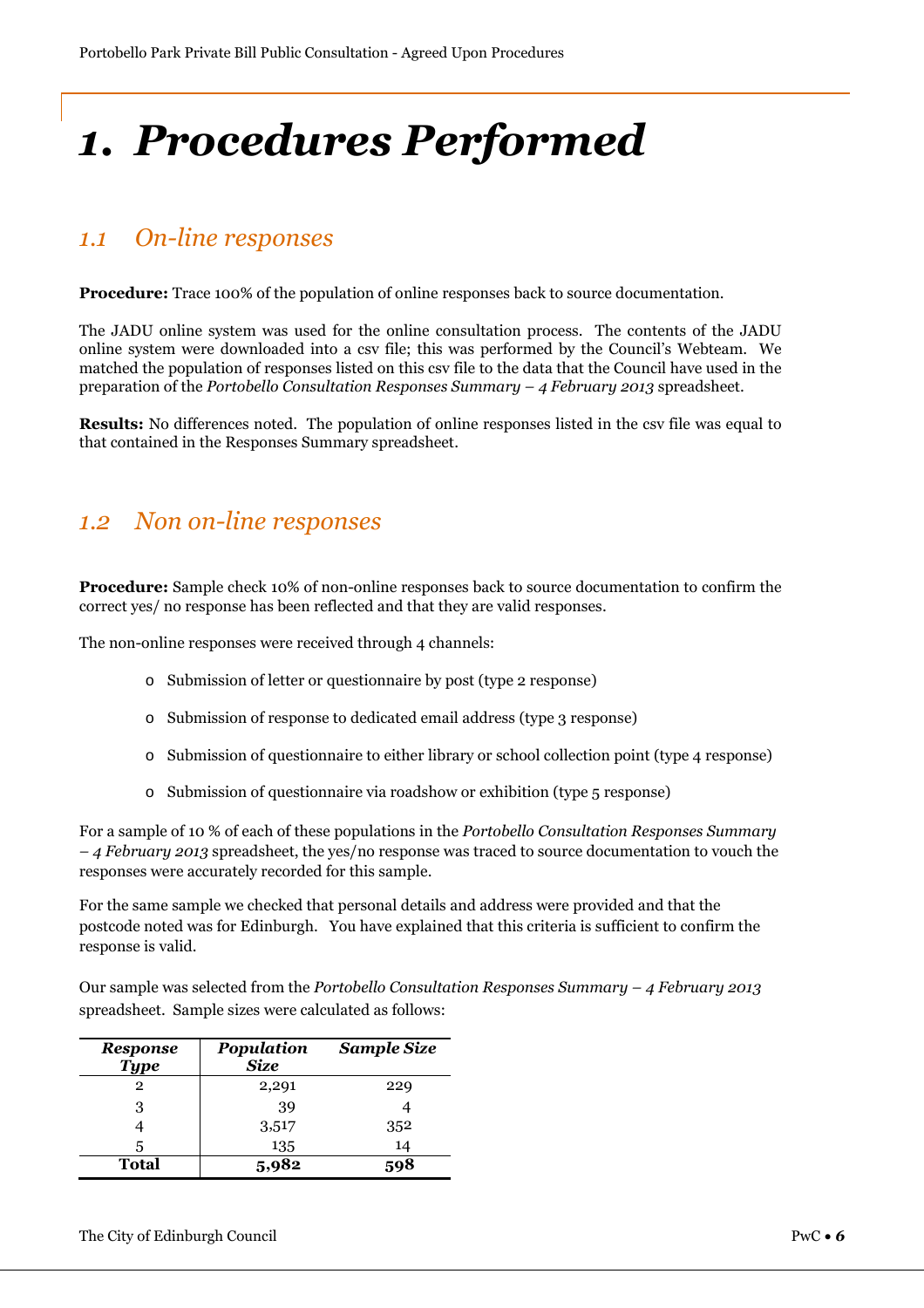# 1. Procedures Performed

## 1.1 On-line responses

**Procedure:** Trace 100% of the population of online responses back to source documentation.

The JADU online system was used for the online consultation process. The contents of the JADU online system were downloaded into a csv file; this was performed by the Council's Webteam. We matched the population of responses listed on this csv file to the data that the Council have used in the preparation of the *Portobello Consultation Responses Summary – 4 February 2013* spreadsheet.

**Results:** No differences noted. The population of online responses listed in the csv file was equal to that contained in the Responses Summary spreadsheet.

## 1.2 Non on-line responses

**Procedure:** Sample check 10% of non-online responses back to source documentation to confirm the correct yes/ no response has been reflected and that they are valid responses.

The non-online responses were received through 4 channels:

- Submission of letter or questionnaire by post (type 2 response)
- Submission of response to dedicated email address (type 3 response)
- Submission of questionnaire to either library or school collection point (type 4 response)
- Submission of questionnaire via roadshow or exhibition (type 5 response)

For a sample of 10 % of each of these populations in the *Portobello Consultation Responses Summary – 4 February 2013* spreadsheet, the yes/no response was traced to source documentation to vouch the responses were accurately recorded for this sample.

For the same sample we checked that personal details and address were provided and that the postcode noted was for Edinburgh. You have explained that this criteria is sufficient to confirm the response is valid.

Our sample was selected from the *Portobello Consultation Responses Summary – 4 February 2013* spreadsheet. Sample sizes were calculated as follows:

| ***Response Type*** | ***Population Size*** | ***Sample Size*** |
|---|---|---|
| 2 | 2,291 | 229 |
| 3 | 39 | 4 |
| 4 | 3,517 | 352 |
| 5 | 135 | 14 |
| **Total** | **5,982** | **598** |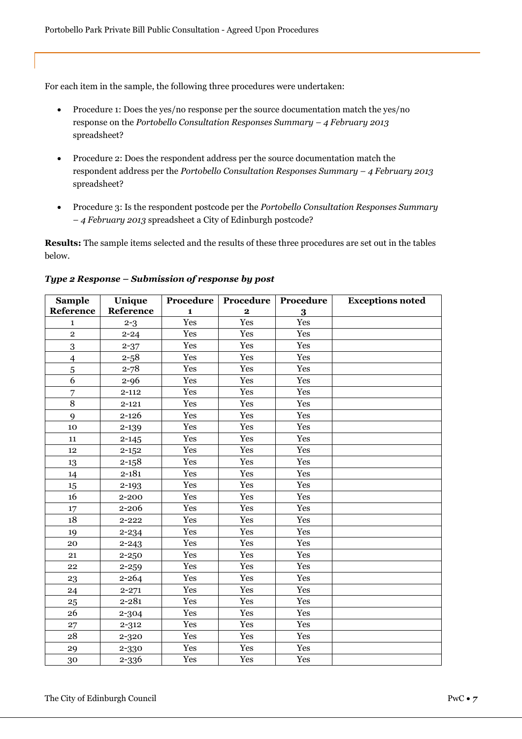For each item in the sample, the following three procedures were undertaken:

- Procedure 1: Does the yes/no response per the source documentation match the yes/no response on the *Portobello Consultation Responses Summary – 4 February 2013* spreadsheet?
- Procedure 2: Does the respondent address per the source documentation match the respondent address per the *Portobello Consultation Responses Summary – 4 February 2013* spreadsheet?
- Procedure 3: Is the respondent postcode per the *Portobello Consultation Responses Summary – 4 February 2013* spreadsheet a City of Edinburgh postcode?

**Results:** The sample items selected and the results of these three procedures are set out in the tables below.

***Type 2 Response – Submission of response by post***

| Sample Reference | Unique Reference | Procedure 1 | Procedure 2 | Procedure 3 | Exceptions noted |
|---|---|---|---|---|---|
| 1 | 2-3 | Yes | Yes | Yes | |
| 2 | 2-24 | Yes | Yes | Yes | |
| 3 | 2-37 | Yes | Yes | Yes | |
| 4 | 2-58 | Yes | Yes | Yes | |
| 5 | 2-78 | Yes | Yes | Yes | |
| 6 | 2-96 | Yes | Yes | Yes | |
| 7 | 2-112 | Yes | Yes | Yes | |
| 8 | 2-121 | Yes | Yes | Yes | |
| 9 | 2-126 | Yes | Yes | Yes | |
| 10 | 2-139 | Yes | Yes | Yes | |
| 11 | 2-145 | Yes | Yes | Yes | |
| 12 | 2-152 | Yes | Yes | Yes | |
| 13 | 2-158 | Yes | Yes | Yes | |
| 14 | 2-181 | Yes | Yes | Yes | |
| 15 | 2-193 | Yes | Yes | Yes | |
| 16 | 2-200 | Yes | Yes | Yes | |
| 17 | 2-206 | Yes | Yes | Yes | |
| 18 | 2-222 | Yes | Yes | Yes | |
| 19 | 2-234 | Yes | Yes | Yes | |
| 20 | 2-243 | Yes | Yes | Yes | |
| 21 | 2-250 | Yes | Yes | Yes | |
| 22 | 2-259 | Yes | Yes | Yes | |
| 23 | 2-264 | Yes | Yes | Yes | |
| 24 | 2-271 | Yes | Yes | Yes | |
| 25 | 2-281 | Yes | Yes | Yes | |
| 26 | 2-304 | Yes | Yes | Yes | |
| 27 | 2-312 | Yes | Yes | Yes | |
| 28 | 2-320 | Yes | Yes | Yes | |
| 29 | 2-330 | Yes | Yes | Yes | |
| 30 | 2-336 | Yes | Yes | Yes | |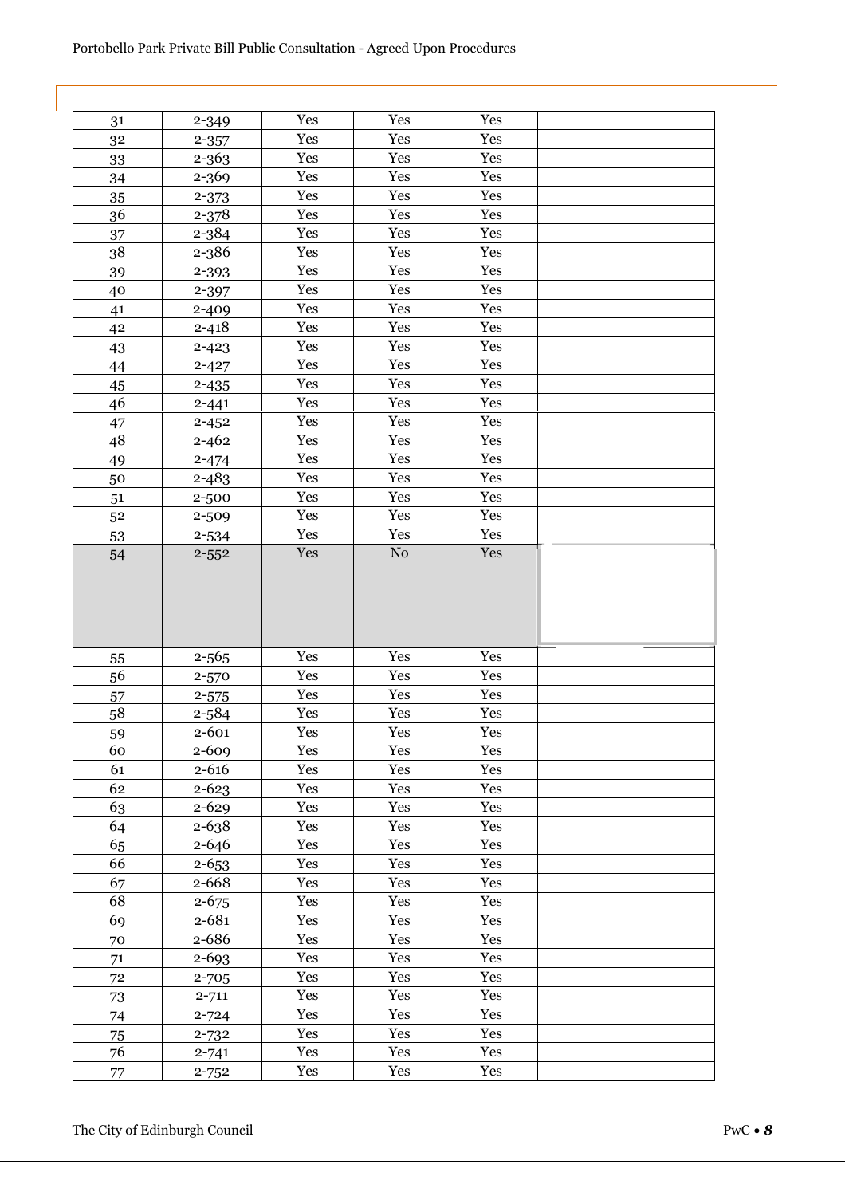| | | | | | |
|---|---|---|---|---|---|
| 31 | 2-349 | Yes | Yes | Yes | |
| 32 | 2-357 | Yes | Yes | Yes | |
| 33 | 2-363 | Yes | Yes | Yes | |
| 34 | 2-369 | Yes | Yes | Yes | |
| 35 | 2-373 | Yes | Yes | Yes | |
| 36 | 2-378 | Yes | Yes | Yes | |
| 37 | 2-384 | Yes | Yes | Yes | |
| 38 | 2-386 | Yes | Yes | Yes | |
| 39 | 2-393 | Yes | Yes | Yes | |
| 40 | 2-397 | Yes | Yes | Yes | |
| 41 | 2-409 | Yes | Yes | Yes | |
| 42 | 2-418 | Yes | Yes | Yes | |
| 43 | 2-423 | Yes | Yes | Yes | |
| 44 | 2-427 | Yes | Yes | Yes | |
| 45 | 2-435 | Yes | Yes | Yes | |
| 46 | 2-441 | Yes | Yes | Yes | |
| 47 | 2-452 | Yes | Yes | Yes | |
| 48 | 2-462 | Yes | Yes | Yes | |
| 49 | 2-474 | Yes | Yes | Yes | |
| 50 | 2-483 | Yes | Yes | Yes | |
| 51 | 2-500 | Yes | Yes | Yes | |
| 52 | 2-509 | Yes | Yes | Yes | |
| 53 | 2-534 | Yes | Yes | Yes | |
| 54 | 2-552 | Yes | No | Yes | |
| 55 | 2-565 | Yes | Yes | Yes | |
| 56 | 2-570 | Yes | Yes | Yes | |
| 57 | 2-575 | Yes | Yes | Yes | |
| 58 | 2-584 | Yes | Yes | Yes | |
| 59 | 2-601 | Yes | Yes | Yes | |
| 60 | 2-609 | Yes | Yes | Yes | |
| 61 | 2-616 | Yes | Yes | Yes | |
| 62 | 2-623 | Yes | Yes | Yes | |
| 63 | 2-629 | Yes | Yes | Yes | |
| 64 | 2-638 | Yes | Yes | Yes | |
| 65 | 2-646 | Yes | Yes | Yes | |
| 66 | 2-653 | Yes | Yes | Yes | |
| 67 | 2-668 | Yes | Yes | Yes | |
| 68 | 2-675 | Yes | Yes | Yes | |
| 69 | 2-681 | Yes | Yes | Yes | |
| 70 | 2-686 | Yes | Yes | Yes | |
| 71 | 2-693 | Yes | Yes | Yes | |
| 72 | 2-705 | Yes | Yes | Yes | |
| 73 | 2-711 | Yes | Yes | Yes | |
| 74 | 2-724 | Yes | Yes | Yes | |
| 75 | 2-732 | Yes | Yes | Yes | |
| 76 | 2-741 | Yes | Yes | Yes | |
| 77 | 2-752 | Yes | Yes | Yes | |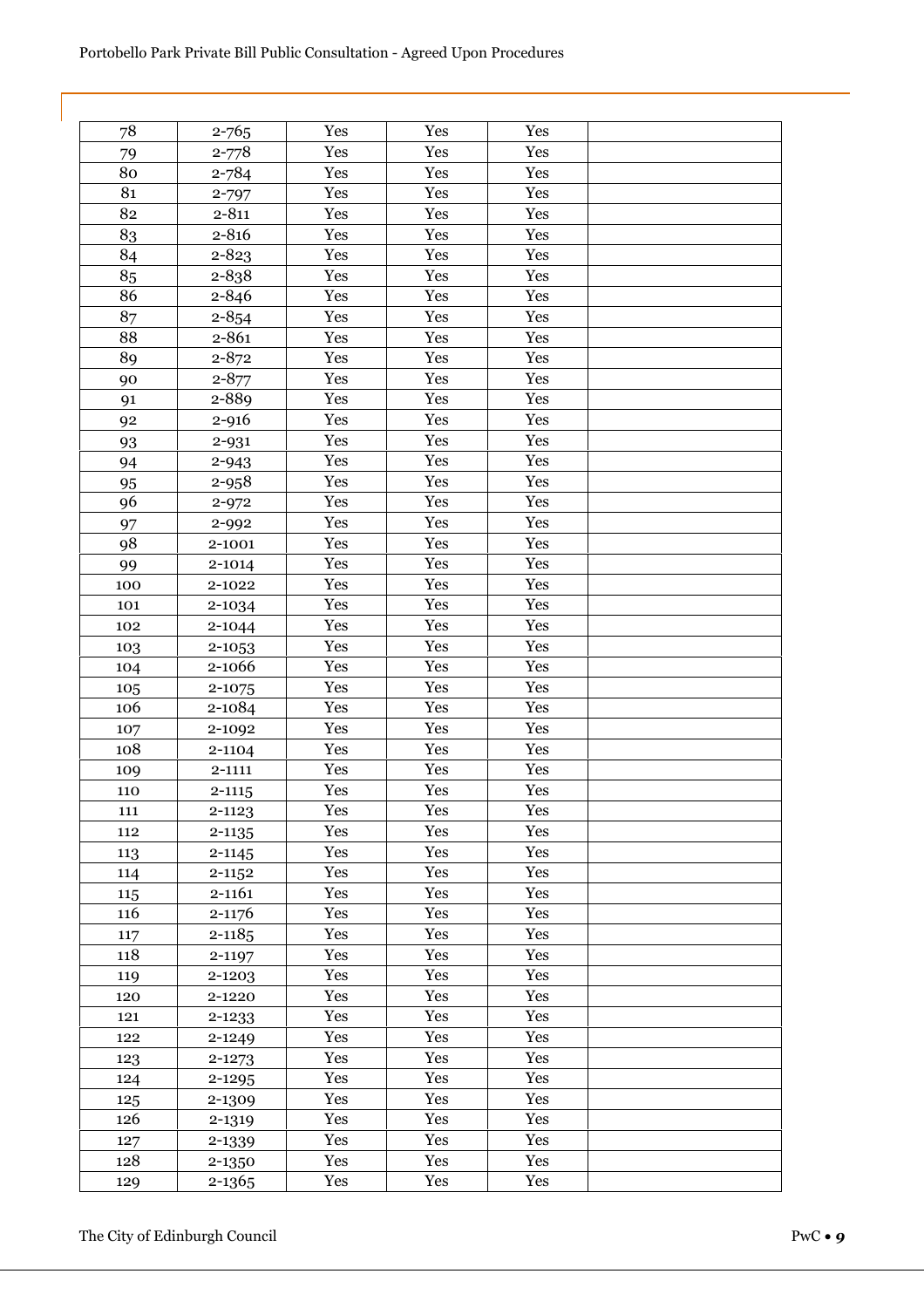| 78 | 2-765 | Yes | Yes | Yes | |
|---|---|---|---|---|---|
| 79 | 2-778 | Yes | Yes | Yes | |
| 80 | 2-784 | Yes | Yes | Yes | |
| 81 | 2-797 | Yes | Yes | Yes | |
| 82 | 2-811 | Yes | Yes | Yes | |
| 83 | 2-816 | Yes | Yes | Yes | |
| 84 | 2-823 | Yes | Yes | Yes | |
| 85 | 2-838 | Yes | Yes | Yes | |
| 86 | 2-846 | Yes | Yes | Yes | |
| 87 | 2-854 | Yes | Yes | Yes | |
| 88 | 2-861 | Yes | Yes | Yes | |
| 89 | 2-872 | Yes | Yes | Yes | |
| 90 | 2-877 | Yes | Yes | Yes | |
| 91 | 2-889 | Yes | Yes | Yes | |
| 92 | 2-916 | Yes | Yes | Yes | |
| 93 | 2-931 | Yes | Yes | Yes | |
| 94 | 2-943 | Yes | Yes | Yes | |
| 95 | 2-958 | Yes | Yes | Yes | |
| 96 | 2-972 | Yes | Yes | Yes | |
| 97 | 2-992 | Yes | Yes | Yes | |
| 98 | 2-1001 | Yes | Yes | Yes | |
| 99 | 2-1014 | Yes | Yes | Yes | |
| 100 | 2-1022 | Yes | Yes | Yes | |
| 101 | 2-1034 | Yes | Yes | Yes | |
| 102 | 2-1044 | Yes | Yes | Yes | |
| 103 | 2-1053 | Yes | Yes | Yes | |
| 104 | 2-1066 | Yes | Yes | Yes | |
| 105 | 2-1075 | Yes | Yes | Yes | |
| 106 | 2-1084 | Yes | Yes | Yes | |
| 107 | 2-1092 | Yes | Yes | Yes | |
| 108 | 2-1104 | Yes | Yes | Yes | |
| 109 | 2-1111 | Yes | Yes | Yes | |
| 110 | 2-1115 | Yes | Yes | Yes | |
| 111 | 2-1123 | Yes | Yes | Yes | |
| 112 | 2-1135 | Yes | Yes | Yes | |
| 113 | 2-1145 | Yes | Yes | Yes | |
| 114 | 2-1152 | Yes | Yes | Yes | |
| 115 | 2-1161 | Yes | Yes | Yes | |
| 116 | 2-1176 | Yes | Yes | Yes | |
| 117 | 2-1185 | Yes | Yes | Yes | |
| 118 | 2-1197 | Yes | Yes | Yes | |
| 119 | 2-1203 | Yes | Yes | Yes | |
| 120 | 2-1220 | Yes | Yes | Yes | |
| 121 | 2-1233 | Yes | Yes | Yes | |
| 122 | 2-1249 | Yes | Yes | Yes | |
| 123 | 2-1273 | Yes | Yes | Yes | |
| 124 | 2-1295 | Yes | Yes | Yes | |
| 125 | 2-1309 | Yes | Yes | Yes | |
| 126 | 2-1319 | Yes | Yes | Yes | |
| 127 | 2-1339 | Yes | Yes | Yes | |
| 128 | 2-1350 | Yes | Yes | Yes | |
| 129 | 2-1365 | Yes | Yes | Yes | |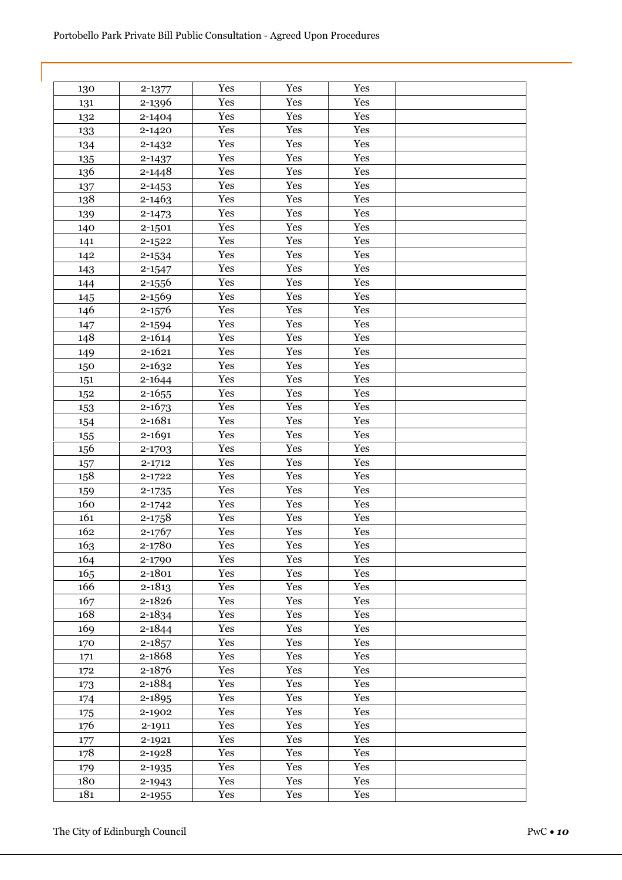| 130 | 2-1377 | Yes | Yes | Yes | |
|---|---|---|---|---|---|
| 131 | 2-1396 | Yes | Yes | Yes | |
| 132 | 2-1404 | Yes | Yes | Yes | |
| 133 | 2-1420 | Yes | Yes | Yes | |
| 134 | 2-1432 | Yes | Yes | Yes | |
| 135 | 2-1437 | Yes | Yes | Yes | |
| 136 | 2-1448 | Yes | Yes | Yes | |
| 137 | 2-1453 | Yes | Yes | Yes | |
| 138 | 2-1463 | Yes | Yes | Yes | |
| 139 | 2-1473 | Yes | Yes | Yes | |
| 140 | 2-1501 | Yes | Yes | Yes | |
| 141 | 2-1522 | Yes | Yes | Yes | |
| 142 | 2-1534 | Yes | Yes | Yes | |
| 143 | 2-1547 | Yes | Yes | Yes | |
| 144 | 2-1556 | Yes | Yes | Yes | |
| 145 | 2-1569 | Yes | Yes | Yes | |
| 146 | 2-1576 | Yes | Yes | Yes | |
| 147 | 2-1594 | Yes | Yes | Yes | |
| 148 | 2-1614 | Yes | Yes | Yes | |
| 149 | 2-1621 | Yes | Yes | Yes | |
| 150 | 2-1632 | Yes | Yes | Yes | |
| 151 | 2-1644 | Yes | Yes | Yes | |
| 152 | 2-1655 | Yes | Yes | Yes | |
| 153 | 2-1673 | Yes | Yes | Yes | |
| 154 | 2-1681 | Yes | Yes | Yes | |
| 155 | 2-1691 | Yes | Yes | Yes | |
| 156 | 2-1703 | Yes | Yes | Yes | |
| 157 | 2-1712 | Yes | Yes | Yes | |
| 158 | 2-1722 | Yes | Yes | Yes | |
| 159 | 2-1735 | Yes | Yes | Yes | |
| 160 | 2-1742 | Yes | Yes | Yes | |
| 161 | 2-1758 | Yes | Yes | Yes | |
| 162 | 2-1767 | Yes | Yes | Yes | |
| 163 | 2-1780 | Yes | Yes | Yes | |
| 164 | 2-1790 | Yes | Yes | Yes | |
| 165 | 2-1801 | Yes | Yes | Yes | |
| 166 | 2-1813 | Yes | Yes | Yes | |
| 167 | 2-1826 | Yes | Yes | Yes | |
| 168 | 2-1834 | Yes | Yes | Yes | |
| 169 | 2-1844 | Yes | Yes | Yes | |
| 170 | 2-1857 | Yes | Yes | Yes | |
| 171 | 2-1868 | Yes | Yes | Yes | |
| 172 | 2-1876 | Yes | Yes | Yes | |
| 173 | 2-1884 | Yes | Yes | Yes | |
| 174 | 2-1895 | Yes | Yes | Yes | |
| 175 | 2-1902 | Yes | Yes | Yes | |
| 176 | 2-1911 | Yes | Yes | Yes | |
| 177 | 2-1921 | Yes | Yes | Yes | |
| 178 | 2-1928 | Yes | Yes | Yes | |
| 179 | 2-1935 | Yes | Yes | Yes | |
| 180 | 2-1943 | Yes | Yes | Yes | |
| 181 | 2-1955 | Yes | Yes | Yes | |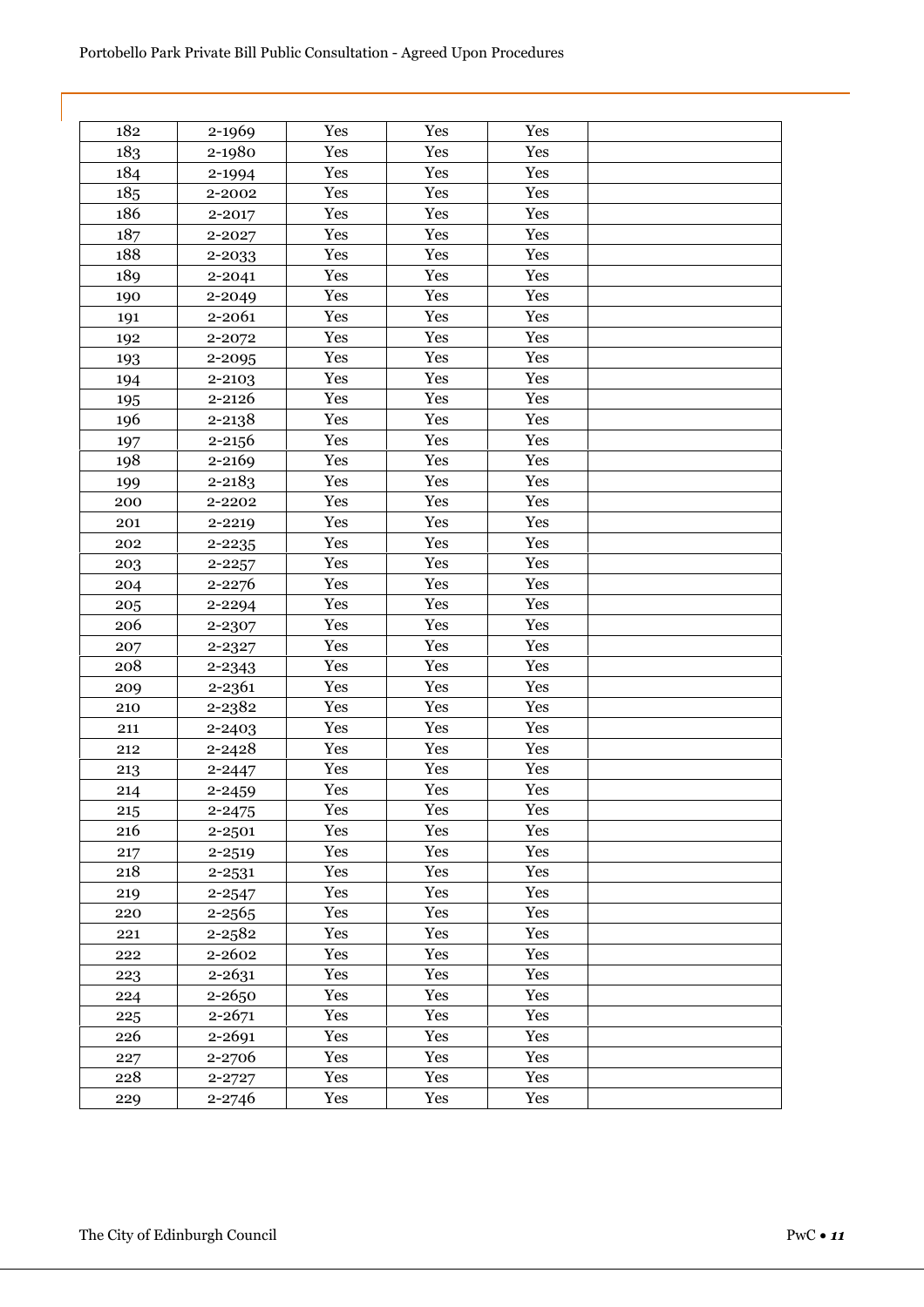|  |  |  |  |  |  |
|---|---|---|---|---|---|
| 182 | 2-1969 | Yes | Yes | Yes |  |
| 183 | 2-1980 | Yes | Yes | Yes |  |
| 184 | 2-1994 | Yes | Yes | Yes |  |
| 185 | 2-2002 | Yes | Yes | Yes |  |
| 186 | 2-2017 | Yes | Yes | Yes |  |
| 187 | 2-2027 | Yes | Yes | Yes |  |
| 188 | 2-2033 | Yes | Yes | Yes |  |
| 189 | 2-2041 | Yes | Yes | Yes |  |
| 190 | 2-2049 | Yes | Yes | Yes |  |
| 191 | 2-2061 | Yes | Yes | Yes |  |
| 192 | 2-2072 | Yes | Yes | Yes |  |
| 193 | 2-2095 | Yes | Yes | Yes |  |
| 194 | 2-2103 | Yes | Yes | Yes |  |
| 195 | 2-2126 | Yes | Yes | Yes |  |
| 196 | 2-2138 | Yes | Yes | Yes |  |
| 197 | 2-2156 | Yes | Yes | Yes |  |
| 198 | 2-2169 | Yes | Yes | Yes |  |
| 199 | 2-2183 | Yes | Yes | Yes |  |
| 200 | 2-2202 | Yes | Yes | Yes |  |
| 201 | 2-2219 | Yes | Yes | Yes |  |
| 202 | 2-2235 | Yes | Yes | Yes |  |
| 203 | 2-2257 | Yes | Yes | Yes |  |
| 204 | 2-2276 | Yes | Yes | Yes |  |
| 205 | 2-2294 | Yes | Yes | Yes |  |
| 206 | 2-2307 | Yes | Yes | Yes |  |
| 207 | 2-2327 | Yes | Yes | Yes |  |
| 208 | 2-2343 | Yes | Yes | Yes |  |
| 209 | 2-2361 | Yes | Yes | Yes |  |
| 210 | 2-2382 | Yes | Yes | Yes |  |
| 211 | 2-2403 | Yes | Yes | Yes |  |
| 212 | 2-2428 | Yes | Yes | Yes |  |
| 213 | 2-2447 | Yes | Yes | Yes |  |
| 214 | 2-2459 | Yes | Yes | Yes |  |
| 215 | 2-2475 | Yes | Yes | Yes |  |
| 216 | 2-2501 | Yes | Yes | Yes |  |
| 217 | 2-2519 | Yes | Yes | Yes |  |
| 218 | 2-2531 | Yes | Yes | Yes |  |
| 219 | 2-2547 | Yes | Yes | Yes |  |
| 220 | 2-2565 | Yes | Yes | Yes |  |
| 221 | 2-2582 | Yes | Yes | Yes |  |
| 222 | 2-2602 | Yes | Yes | Yes |  |
| 223 | 2-2631 | Yes | Yes | Yes |  |
| 224 | 2-2650 | Yes | Yes | Yes |  |
| 225 | 2-2671 | Yes | Yes | Yes |  |
| 226 | 2-2691 | Yes | Yes | Yes |  |
| 227 | 2-2706 | Yes | Yes | Yes |  |
| 228 | 2-2727 | Yes | Yes | Yes |  |
| 229 | 2-2746 | Yes | Yes | Yes |  |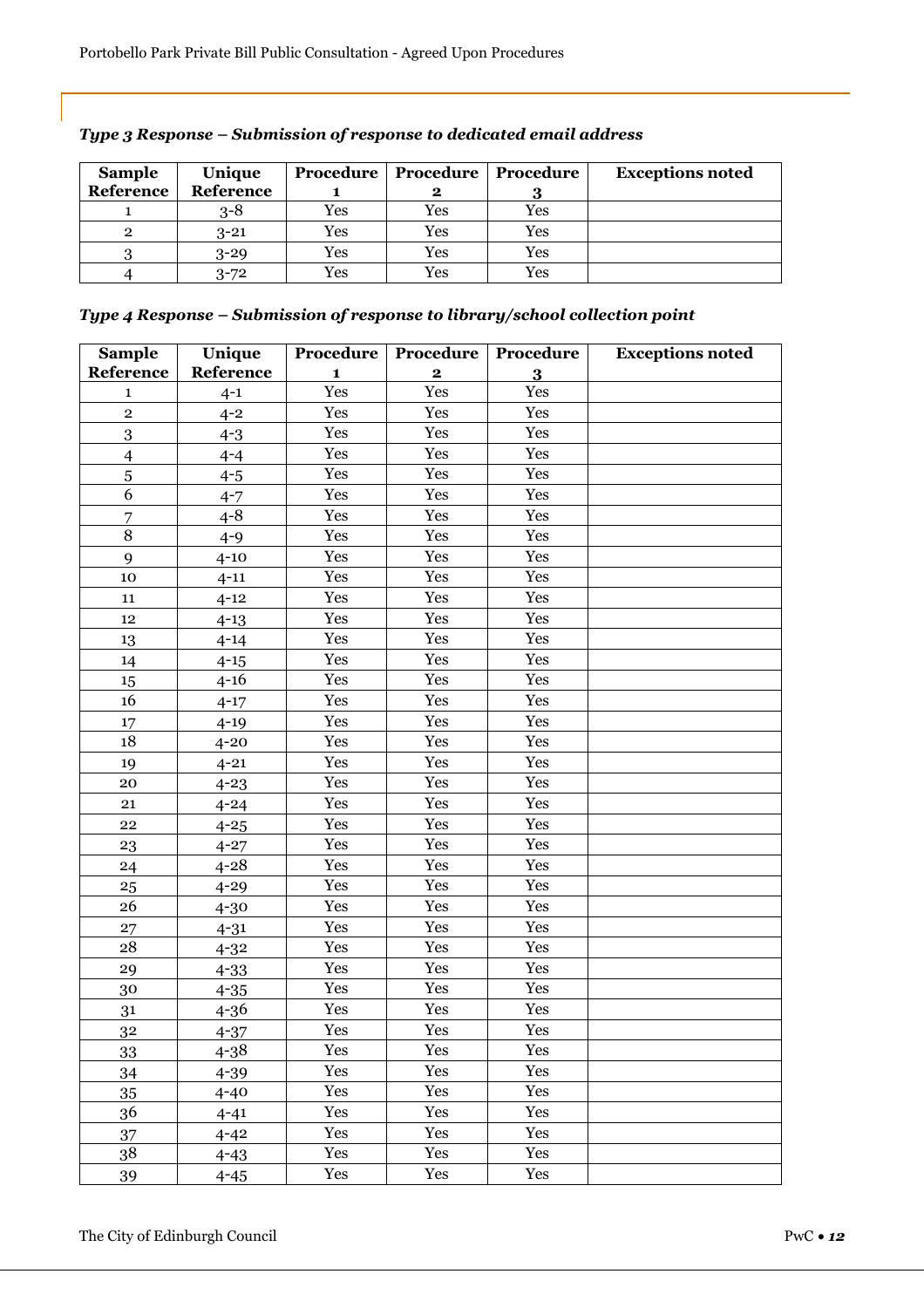***Type 3 Response – Submission of response to dedicated email address***

| Sample Reference | Unique Reference | Procedure 1 | Procedure 2 | Procedure 3 | Exceptions noted |
|---|---|---|---|---|---|
| 1 | 3-8 | Yes | Yes | Yes | |
| 2 | 3-21 | Yes | Yes | Yes | |
| 3 | 3-29 | Yes | Yes | Yes | |
| 4 | 3-72 | Yes | Yes | Yes | |

***Type 4 Response – Submission of response to library/school collection point***

| Sample Reference | Unique Reference | Procedure 1 | Procedure 2 | Procedure 3 | Exceptions noted |
|---|---|---|---|---|---|
| 1 | 4-1 | Yes | Yes | Yes | |
| 2 | 4-2 | Yes | Yes | Yes | |
| 3 | 4-3 | Yes | Yes | Yes | |
| 4 | 4-4 | Yes | Yes | Yes | |
| 5 | 4-5 | Yes | Yes | Yes | |
| 6 | 4-7 | Yes | Yes | Yes | |
| 7 | 4-8 | Yes | Yes | Yes | |
| 8 | 4-9 | Yes | Yes | Yes | |
| 9 | 4-10 | Yes | Yes | Yes | |
| 10 | 4-11 | Yes | Yes | Yes | |
| 11 | 4-12 | Yes | Yes | Yes | |
| 12 | 4-13 | Yes | Yes | Yes | |
| 13 | 4-14 | Yes | Yes | Yes | |
| 14 | 4-15 | Yes | Yes | Yes | |
| 15 | 4-16 | Yes | Yes | Yes | |
| 16 | 4-17 | Yes | Yes | Yes | |
| 17 | 4-19 | Yes | Yes | Yes | |
| 18 | 4-20 | Yes | Yes | Yes | |
| 19 | 4-21 | Yes | Yes | Yes | |
| 20 | 4-23 | Yes | Yes | Yes | |
| 21 | 4-24 | Yes | Yes | Yes | |
| 22 | 4-25 | Yes | Yes | Yes | |
| 23 | 4-27 | Yes | Yes | Yes | |
| 24 | 4-28 | Yes | Yes | Yes | |
| 25 | 4-29 | Yes | Yes | Yes | |
| 26 | 4-30 | Yes | Yes | Yes | |
| 27 | 4-31 | Yes | Yes | Yes | |
| 28 | 4-32 | Yes | Yes | Yes | |
| 29 | 4-33 | Yes | Yes | Yes | |
| 30 | 4-35 | Yes | Yes | Yes | |
| 31 | 4-36 | Yes | Yes | Yes | |
| 32 | 4-37 | Yes | Yes | Yes | |
| 33 | 4-38 | Yes | Yes | Yes | |
| 34 | 4-39 | Yes | Yes | Yes | |
| 35 | 4-40 | Yes | Yes | Yes | |
| 36 | 4-41 | Yes | Yes | Yes | |
| 37 | 4-42 | Yes | Yes | Yes | |
| 38 | 4-43 | Yes | Yes | Yes | |
| 39 | 4-45 | Yes | Yes | Yes | |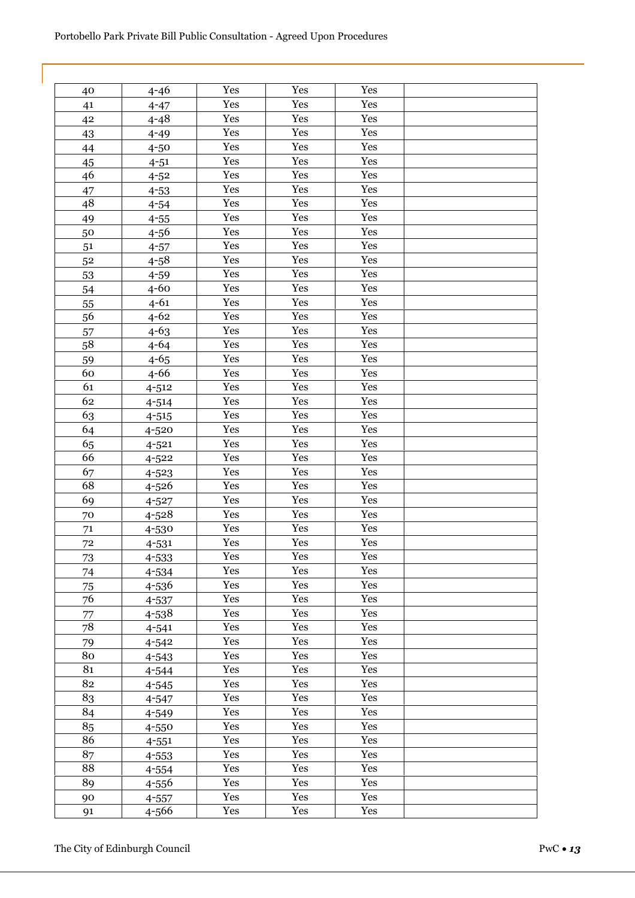| | | | | | |
|---|---|---|---|---|---|
| 40 | 4-46 | Yes | Yes | Yes | |
| 41 | 4-47 | Yes | Yes | Yes | |
| 42 | 4-48 | Yes | Yes | Yes | |
| 43 | 4-49 | Yes | Yes | Yes | |
| 44 | 4-50 | Yes | Yes | Yes | |
| 45 | 4-51 | Yes | Yes | Yes | |
| 46 | 4-52 | Yes | Yes | Yes | |
| 47 | 4-53 | Yes | Yes | Yes | |
| 48 | 4-54 | Yes | Yes | Yes | |
| 49 | 4-55 | Yes | Yes | Yes | |
| 50 | 4-56 | Yes | Yes | Yes | |
| 51 | 4-57 | Yes | Yes | Yes | |
| 52 | 4-58 | Yes | Yes | Yes | |
| 53 | 4-59 | Yes | Yes | Yes | |
| 54 | 4-60 | Yes | Yes | Yes | |
| 55 | 4-61 | Yes | Yes | Yes | |
| 56 | 4-62 | Yes | Yes | Yes | |
| 57 | 4-63 | Yes | Yes | Yes | |
| 58 | 4-64 | Yes | Yes | Yes | |
| 59 | 4-65 | Yes | Yes | Yes | |
| 60 | 4-66 | Yes | Yes | Yes | |
| 61 | 4-512 | Yes | Yes | Yes | |
| 62 | 4-514 | Yes | Yes | Yes | |
| 63 | 4-515 | Yes | Yes | Yes | |
| 64 | 4-520 | Yes | Yes | Yes | |
| 65 | 4-521 | Yes | Yes | Yes | |
| 66 | 4-522 | Yes | Yes | Yes | |
| 67 | 4-523 | Yes | Yes | Yes | |
| 68 | 4-526 | Yes | Yes | Yes | |
| 69 | 4-527 | Yes | Yes | Yes | |
| 70 | 4-528 | Yes | Yes | Yes | |
| 71 | 4-530 | Yes | Yes | Yes | |
| 72 | 4-531 | Yes | Yes | Yes | |
| 73 | 4-533 | Yes | Yes | Yes | |
| 74 | 4-534 | Yes | Yes | Yes | |
| 75 | 4-536 | Yes | Yes | Yes | |
| 76 | 4-537 | Yes | Yes | Yes | |
| 77 | 4-538 | Yes | Yes | Yes | |
| 78 | 4-541 | Yes | Yes | Yes | |
| 79 | 4-542 | Yes | Yes | Yes | |
| 80 | 4-543 | Yes | Yes | Yes | |
| 81 | 4-544 | Yes | Yes | Yes | |
| 82 | 4-545 | Yes | Yes | Yes | |
| 83 | 4-547 | Yes | Yes | Yes | |
| 84 | 4-549 | Yes | Yes | Yes | |
| 85 | 4-550 | Yes | Yes | Yes | |
| 86 | 4-551 | Yes | Yes | Yes | |
| 87 | 4-553 | Yes | Yes | Yes | |
| 88 | 4-554 | Yes | Yes | Yes | |
| 89 | 4-556 | Yes | Yes | Yes | |
| 90 | 4-557 | Yes | Yes | Yes | |
| 91 | 4-566 | Yes | Yes | Yes | |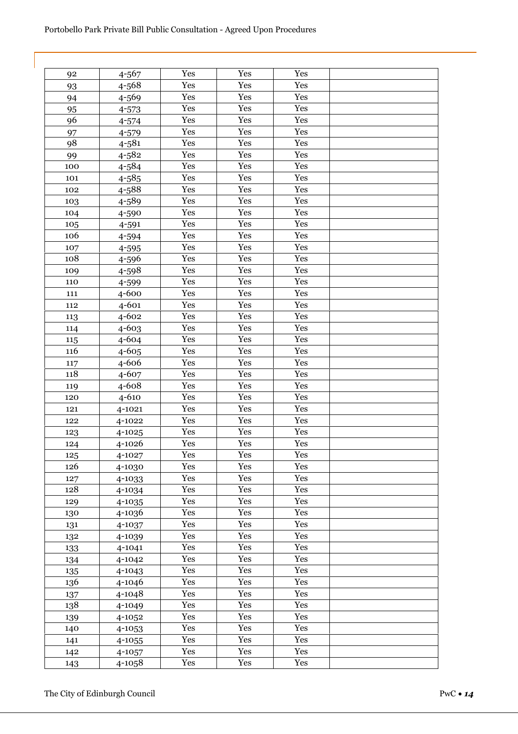| 92 | 4-567 | Yes | Yes | Yes | |
|---|---|---|---|---|---|
| 93 | 4-568 | Yes | Yes | Yes | |
| 94 | 4-569 | Yes | Yes | Yes | |
| 95 | 4-573 | Yes | Yes | Yes | |
| 96 | 4-574 | Yes | Yes | Yes | |
| 97 | 4-579 | Yes | Yes | Yes | |
| 98 | 4-581 | Yes | Yes | Yes | |
| 99 | 4-582 | Yes | Yes | Yes | |
| 100 | 4-584 | Yes | Yes | Yes | |
| 101 | 4-585 | Yes | Yes | Yes | |
| 102 | 4-588 | Yes | Yes | Yes | |
| 103 | 4-589 | Yes | Yes | Yes | |
| 104 | 4-590 | Yes | Yes | Yes | |
| 105 | 4-591 | Yes | Yes | Yes | |
| 106 | 4-594 | Yes | Yes | Yes | |
| 107 | 4-595 | Yes | Yes | Yes | |
| 108 | 4-596 | Yes | Yes | Yes | |
| 109 | 4-598 | Yes | Yes | Yes | |
| 110 | 4-599 | Yes | Yes | Yes | |
| 111 | 4-600 | Yes | Yes | Yes | |
| 112 | 4-601 | Yes | Yes | Yes | |
| 113 | 4-602 | Yes | Yes | Yes | |
| 114 | 4-603 | Yes | Yes | Yes | |
| 115 | 4-604 | Yes | Yes | Yes | |
| 116 | 4-605 | Yes | Yes | Yes | |
| 117 | 4-606 | Yes | Yes | Yes | |
| 118 | 4-607 | Yes | Yes | Yes | |
| 119 | 4-608 | Yes | Yes | Yes | |
| 120 | 4-610 | Yes | Yes | Yes | |
| 121 | 4-1021 | Yes | Yes | Yes | |
| 122 | 4-1022 | Yes | Yes | Yes | |
| 123 | 4-1025 | Yes | Yes | Yes | |
| 124 | 4-1026 | Yes | Yes | Yes | |
| 125 | 4-1027 | Yes | Yes | Yes | |
| 126 | 4-1030 | Yes | Yes | Yes | |
| 127 | 4-1033 | Yes | Yes | Yes | |
| 128 | 4-1034 | Yes | Yes | Yes | |
| 129 | 4-1035 | Yes | Yes | Yes | |
| 130 | 4-1036 | Yes | Yes | Yes | |
| 131 | 4-1037 | Yes | Yes | Yes | |
| 132 | 4-1039 | Yes | Yes | Yes | |
| 133 | 4-1041 | Yes | Yes | Yes | |
| 134 | 4-1042 | Yes | Yes | Yes | |
| 135 | 4-1043 | Yes | Yes | Yes | |
| 136 | 4-1046 | Yes | Yes | Yes | |
| 137 | 4-1048 | Yes | Yes | Yes | |
| 138 | 4-1049 | Yes | Yes | Yes | |
| 139 | 4-1052 | Yes | Yes | Yes | |
| 140 | 4-1053 | Yes | Yes | Yes | |
| 141 | 4-1055 | Yes | Yes | Yes | |
| 142 | 4-1057 | Yes | Yes | Yes | |
| 143 | 4-1058 | Yes | Yes | Yes | |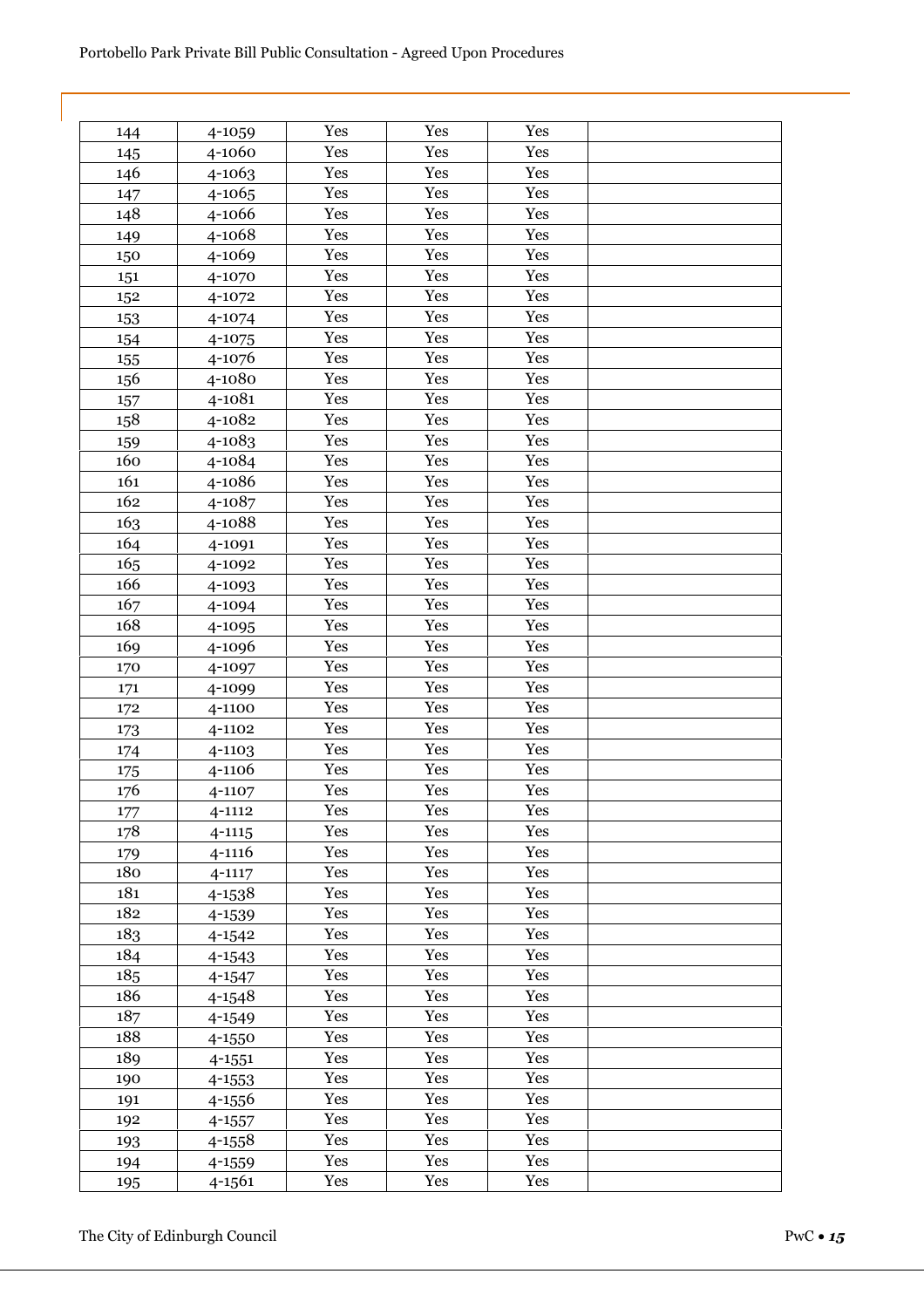| 144 | 4-1059 | Yes | Yes | Yes | |
|---|---|---|---|---|---|
| 145 | 4-1060 | Yes | Yes | Yes | |
| 146 | 4-1063 | Yes | Yes | Yes | |
| 147 | 4-1065 | Yes | Yes | Yes | |
| 148 | 4-1066 | Yes | Yes | Yes | |
| 149 | 4-1068 | Yes | Yes | Yes | |
| 150 | 4-1069 | Yes | Yes | Yes | |
| 151 | 4-1070 | Yes | Yes | Yes | |
| 152 | 4-1072 | Yes | Yes | Yes | |
| 153 | 4-1074 | Yes | Yes | Yes | |
| 154 | 4-1075 | Yes | Yes | Yes | |
| 155 | 4-1076 | Yes | Yes | Yes | |
| 156 | 4-1080 | Yes | Yes | Yes | |
| 157 | 4-1081 | Yes | Yes | Yes | |
| 158 | 4-1082 | Yes | Yes | Yes | |
| 159 | 4-1083 | Yes | Yes | Yes | |
| 160 | 4-1084 | Yes | Yes | Yes | |
| 161 | 4-1086 | Yes | Yes | Yes | |
| 162 | 4-1087 | Yes | Yes | Yes | |
| 163 | 4-1088 | Yes | Yes | Yes | |
| 164 | 4-1091 | Yes | Yes | Yes | |
| 165 | 4-1092 | Yes | Yes | Yes | |
| 166 | 4-1093 | Yes | Yes | Yes | |
| 167 | 4-1094 | Yes | Yes | Yes | |
| 168 | 4-1095 | Yes | Yes | Yes | |
| 169 | 4-1096 | Yes | Yes | Yes | |
| 170 | 4-1097 | Yes | Yes | Yes | |
| 171 | 4-1099 | Yes | Yes | Yes | |
| 172 | 4-1100 | Yes | Yes | Yes | |
| 173 | 4-1102 | Yes | Yes | Yes | |
| 174 | 4-1103 | Yes | Yes | Yes | |
| 175 | 4-1106 | Yes | Yes | Yes | |
| 176 | 4-1107 | Yes | Yes | Yes | |
| 177 | 4-1112 | Yes | Yes | Yes | |
| 178 | 4-1115 | Yes | Yes | Yes | |
| 179 | 4-1116 | Yes | Yes | Yes | |
| 180 | 4-1117 | Yes | Yes | Yes | |
| 181 | 4-1538 | Yes | Yes | Yes | |
| 182 | 4-1539 | Yes | Yes | Yes | |
| 183 | 4-1542 | Yes | Yes | Yes | |
| 184 | 4-1543 | Yes | Yes | Yes | |
| 185 | 4-1547 | Yes | Yes | Yes | |
| 186 | 4-1548 | Yes | Yes | Yes | |
| 187 | 4-1549 | Yes | Yes | Yes | |
| 188 | 4-1550 | Yes | Yes | Yes | |
| 189 | 4-1551 | Yes | Yes | Yes | |
| 190 | 4-1553 | Yes | Yes | Yes | |
| 191 | 4-1556 | Yes | Yes | Yes | |
| 192 | 4-1557 | Yes | Yes | Yes | |
| 193 | 4-1558 | Yes | Yes | Yes | |
| 194 | 4-1559 | Yes | Yes | Yes | |
| 195 | 4-1561 | Yes | Yes | Yes | |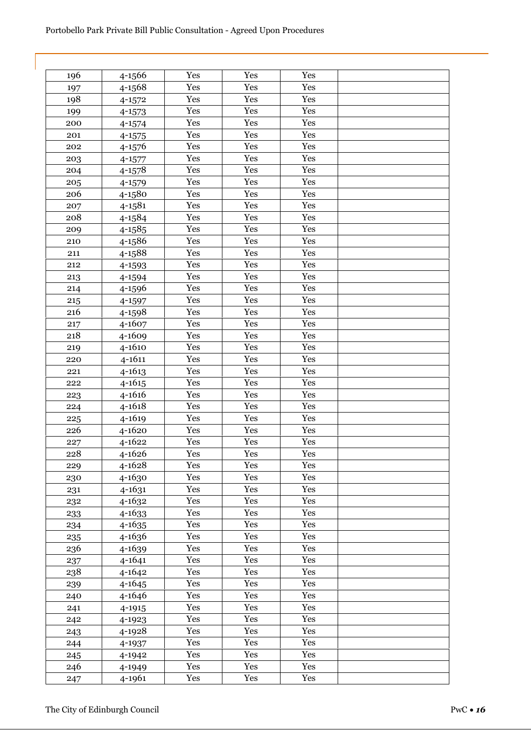| | | | | | |
|---|---|---|---|---|---|
| 196 | 4-1566 | Yes | Yes | Yes | |
| 197 | 4-1568 | Yes | Yes | Yes | |
| 198 | 4-1572 | Yes | Yes | Yes | |
| 199 | 4-1573 | Yes | Yes | Yes | |
| 200 | 4-1574 | Yes | Yes | Yes | |
| 201 | 4-1575 | Yes | Yes | Yes | |
| 202 | 4-1576 | Yes | Yes | Yes | |
| 203 | 4-1577 | Yes | Yes | Yes | |
| 204 | 4-1578 | Yes | Yes | Yes | |
| 205 | 4-1579 | Yes | Yes | Yes | |
| 206 | 4-1580 | Yes | Yes | Yes | |
| 207 | 4-1581 | Yes | Yes | Yes | |
| 208 | 4-1584 | Yes | Yes | Yes | |
| 209 | 4-1585 | Yes | Yes | Yes | |
| 210 | 4-1586 | Yes | Yes | Yes | |
| 211 | 4-1588 | Yes | Yes | Yes | |
| 212 | 4-1593 | Yes | Yes | Yes | |
| 213 | 4-1594 | Yes | Yes | Yes | |
| 214 | 4-1596 | Yes | Yes | Yes | |
| 215 | 4-1597 | Yes | Yes | Yes | |
| 216 | 4-1598 | Yes | Yes | Yes | |
| 217 | 4-1607 | Yes | Yes | Yes | |
| 218 | 4-1609 | Yes | Yes | Yes | |
| 219 | 4-1610 | Yes | Yes | Yes | |
| 220 | 4-1611 | Yes | Yes | Yes | |
| 221 | 4-1613 | Yes | Yes | Yes | |
| 222 | 4-1615 | Yes | Yes | Yes | |
| 223 | 4-1616 | Yes | Yes | Yes | |
| 224 | 4-1618 | Yes | Yes | Yes | |
| 225 | 4-1619 | Yes | Yes | Yes | |
| 226 | 4-1620 | Yes | Yes | Yes | |
| 227 | 4-1622 | Yes | Yes | Yes | |
| 228 | 4-1626 | Yes | Yes | Yes | |
| 229 | 4-1628 | Yes | Yes | Yes | |
| 230 | 4-1630 | Yes | Yes | Yes | |
| 231 | 4-1631 | Yes | Yes | Yes | |
| 232 | 4-1632 | Yes | Yes | Yes | |
| 233 | 4-1633 | Yes | Yes | Yes | |
| 234 | 4-1635 | Yes | Yes | Yes | |
| 235 | 4-1636 | Yes | Yes | Yes | |
| 236 | 4-1639 | Yes | Yes | Yes | |
| 237 | 4-1641 | Yes | Yes | Yes | |
| 238 | 4-1642 | Yes | Yes | Yes | |
| 239 | 4-1645 | Yes | Yes | Yes | |
| 240 | 4-1646 | Yes | Yes | Yes | |
| 241 | 4-1915 | Yes | Yes | Yes | |
| 242 | 4-1923 | Yes | Yes | Yes | |
| 243 | 4-1928 | Yes | Yes | Yes | |
| 244 | 4-1937 | Yes | Yes | Yes | |
| 245 | 4-1942 | Yes | Yes | Yes | |
| 246 | 4-1949 | Yes | Yes | Yes | |
| 247 | 4-1961 | Yes | Yes | Yes | |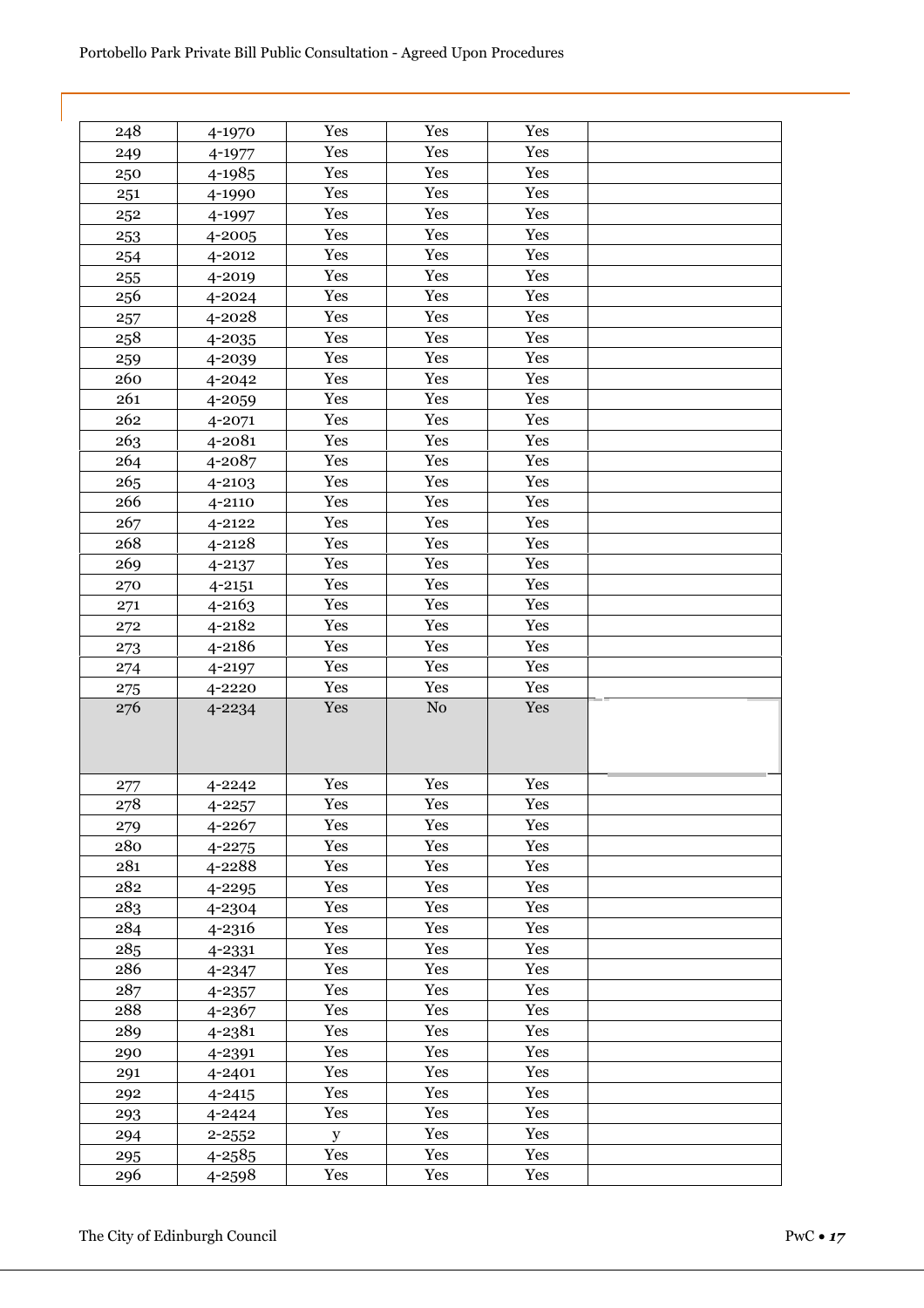| | | | | | |
|---|---|---|---|---|---|
| 248 | 4-1970 | Yes | Yes | Yes | |
| 249 | 4-1977 | Yes | Yes | Yes | |
| 250 | 4-1985 | Yes | Yes | Yes | |
| 251 | 4-1990 | Yes | Yes | Yes | |
| 252 | 4-1997 | Yes | Yes | Yes | |
| 253 | 4-2005 | Yes | Yes | Yes | |
| 254 | 4-2012 | Yes | Yes | Yes | |
| 255 | 4-2019 | Yes | Yes | Yes | |
| 256 | 4-2024 | Yes | Yes | Yes | |
| 257 | 4-2028 | Yes | Yes | Yes | |
| 258 | 4-2035 | Yes | Yes | Yes | |
| 259 | 4-2039 | Yes | Yes | Yes | |
| 260 | 4-2042 | Yes | Yes | Yes | |
| 261 | 4-2059 | Yes | Yes | Yes | |
| 262 | 4-2071 | Yes | Yes | Yes | |
| 263 | 4-2081 | Yes | Yes | Yes | |
| 264 | 4-2087 | Yes | Yes | Yes | |
| 265 | 4-2103 | Yes | Yes | Yes | |
| 266 | 4-2110 | Yes | Yes | Yes | |
| 267 | 4-2122 | Yes | Yes | Yes | |
| 268 | 4-2128 | Yes | Yes | Yes | |
| 269 | 4-2137 | Yes | Yes | Yes | |
| 270 | 4-2151 | Yes | Yes | Yes | |
| 271 | 4-2163 | Yes | Yes | Yes | |
| 272 | 4-2182 | Yes | Yes | Yes | |
| 273 | 4-2186 | Yes | Yes | Yes | |
| 274 | 4-2197 | Yes | Yes | Yes | |
| 275 | 4-2220 | Yes | Yes | Yes | |
| 276 | 4-2234 | Yes | No | Yes | |
| 277 | 4-2242 | Yes | Yes | Yes | |
| 278 | 4-2257 | Yes | Yes | Yes | |
| 279 | 4-2267 | Yes | Yes | Yes | |
| 280 | 4-2275 | Yes | Yes | Yes | |
| 281 | 4-2288 | Yes | Yes | Yes | |
| 282 | 4-2295 | Yes | Yes | Yes | |
| 283 | 4-2304 | Yes | Yes | Yes | |
| 284 | 4-2316 | Yes | Yes | Yes | |
| 285 | 4-2331 | Yes | Yes | Yes | |
| 286 | 4-2347 | Yes | Yes | Yes | |
| 287 | 4-2357 | Yes | Yes | Yes | |
| 288 | 4-2367 | Yes | Yes | Yes | |
| 289 | 4-2381 | Yes | Yes | Yes | |
| 290 | 4-2391 | Yes | Yes | Yes | |
| 291 | 4-2401 | Yes | Yes | Yes | |
| 292 | 4-2415 | Yes | Yes | Yes | |
| 293 | 4-2424 | Yes | Yes | Yes | |
| 294 | 2-2552 | y | Yes | Yes | |
| 295 | 4-2585 | Yes | Yes | Yes | |
| 296 | 4-2598 | Yes | Yes | Yes | |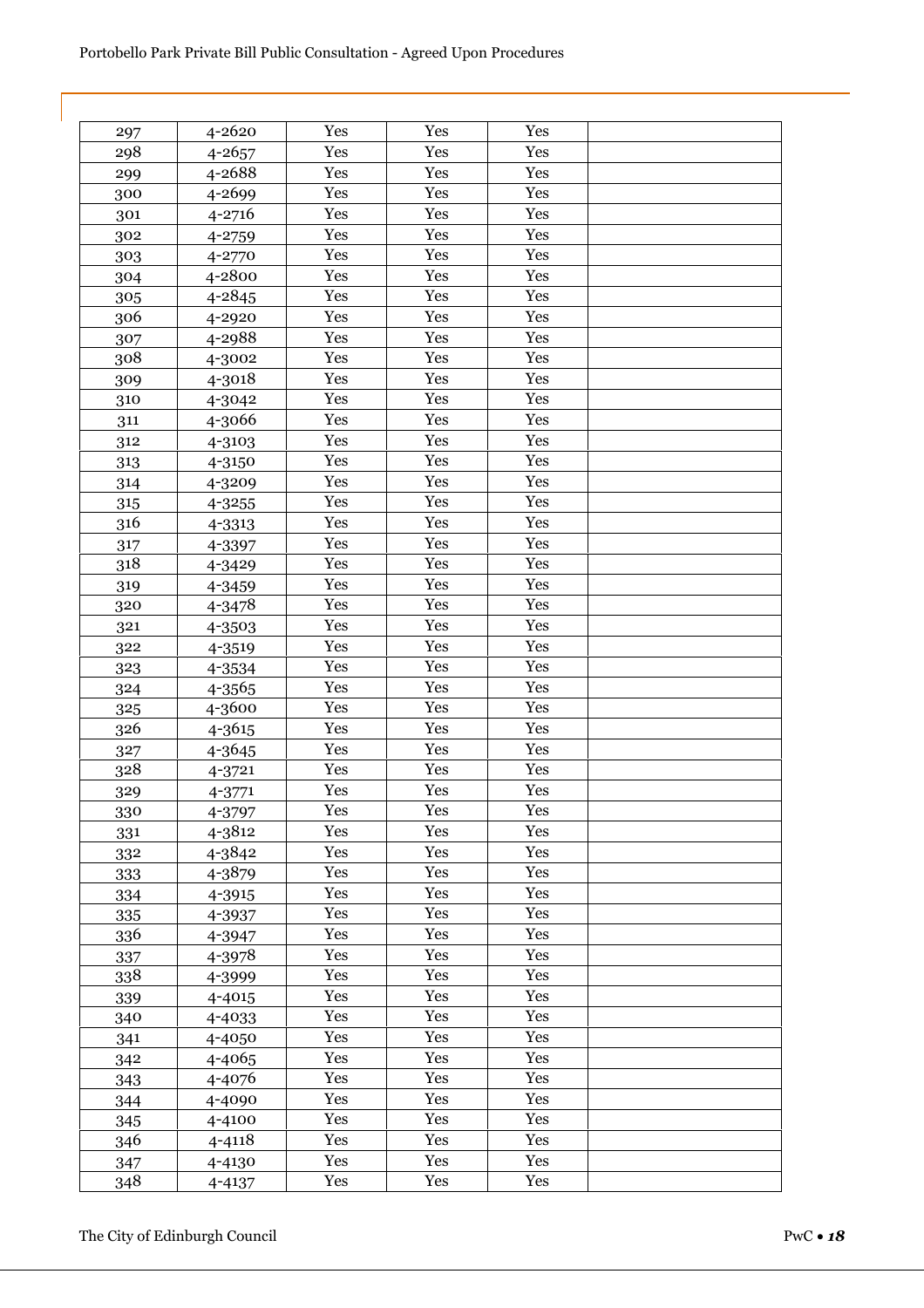| | | | | | |
|---|---|---|---|---|---|
| 297 | 4-2620 | Yes | Yes | Yes | |
| 298 | 4-2657 | Yes | Yes | Yes | |
| 299 | 4-2688 | Yes | Yes | Yes | |
| 300 | 4-2699 | Yes | Yes | Yes | |
| 301 | 4-2716 | Yes | Yes | Yes | |
| 302 | 4-2759 | Yes | Yes | Yes | |
| 303 | 4-2770 | Yes | Yes | Yes | |
| 304 | 4-2800 | Yes | Yes | Yes | |
| 305 | 4-2845 | Yes | Yes | Yes | |
| 306 | 4-2920 | Yes | Yes | Yes | |
| 307 | 4-2988 | Yes | Yes | Yes | |
| 308 | 4-3002 | Yes | Yes | Yes | |
| 309 | 4-3018 | Yes | Yes | Yes | |
| 310 | 4-3042 | Yes | Yes | Yes | |
| 311 | 4-3066 | Yes | Yes | Yes | |
| 312 | 4-3103 | Yes | Yes | Yes | |
| 313 | 4-3150 | Yes | Yes | Yes | |
| 314 | 4-3209 | Yes | Yes | Yes | |
| 315 | 4-3255 | Yes | Yes | Yes | |
| 316 | 4-3313 | Yes | Yes | Yes | |
| 317 | 4-3397 | Yes | Yes | Yes | |
| 318 | 4-3429 | Yes | Yes | Yes | |
| 319 | 4-3459 | Yes | Yes | Yes | |
| 320 | 4-3478 | Yes | Yes | Yes | |
| 321 | 4-3503 | Yes | Yes | Yes | |
| 322 | 4-3519 | Yes | Yes | Yes | |
| 323 | 4-3534 | Yes | Yes | Yes | |
| 324 | 4-3565 | Yes | Yes | Yes | |
| 325 | 4-3600 | Yes | Yes | Yes | |
| 326 | 4-3615 | Yes | Yes | Yes | |
| 327 | 4-3645 | Yes | Yes | Yes | |
| 328 | 4-3721 | Yes | Yes | Yes | |
| 329 | 4-3771 | Yes | Yes | Yes | |
| 330 | 4-3797 | Yes | Yes | Yes | |
| 331 | 4-3812 | Yes | Yes | Yes | |
| 332 | 4-3842 | Yes | Yes | Yes | |
| 333 | 4-3879 | Yes | Yes | Yes | |
| 334 | 4-3915 | Yes | Yes | Yes | |
| 335 | 4-3937 | Yes | Yes | Yes | |
| 336 | 4-3947 | Yes | Yes | Yes | |
| 337 | 4-3978 | Yes | Yes | Yes | |
| 338 | 4-3999 | Yes | Yes | Yes | |
| 339 | 4-4015 | Yes | Yes | Yes | |
| 340 | 4-4033 | Yes | Yes | Yes | |
| 341 | 4-4050 | Yes | Yes | Yes | |
| 342 | 4-4065 | Yes | Yes | Yes | |
| 343 | 4-4076 | Yes | Yes | Yes | |
| 344 | 4-4090 | Yes | Yes | Yes | |
| 345 | 4-4100 | Yes | Yes | Yes | |
| 346 | 4-4118 | Yes | Yes | Yes | |
| 347 | 4-4130 | Yes | Yes | Yes | |
| 348 | 4-4137 | Yes | Yes | Yes | |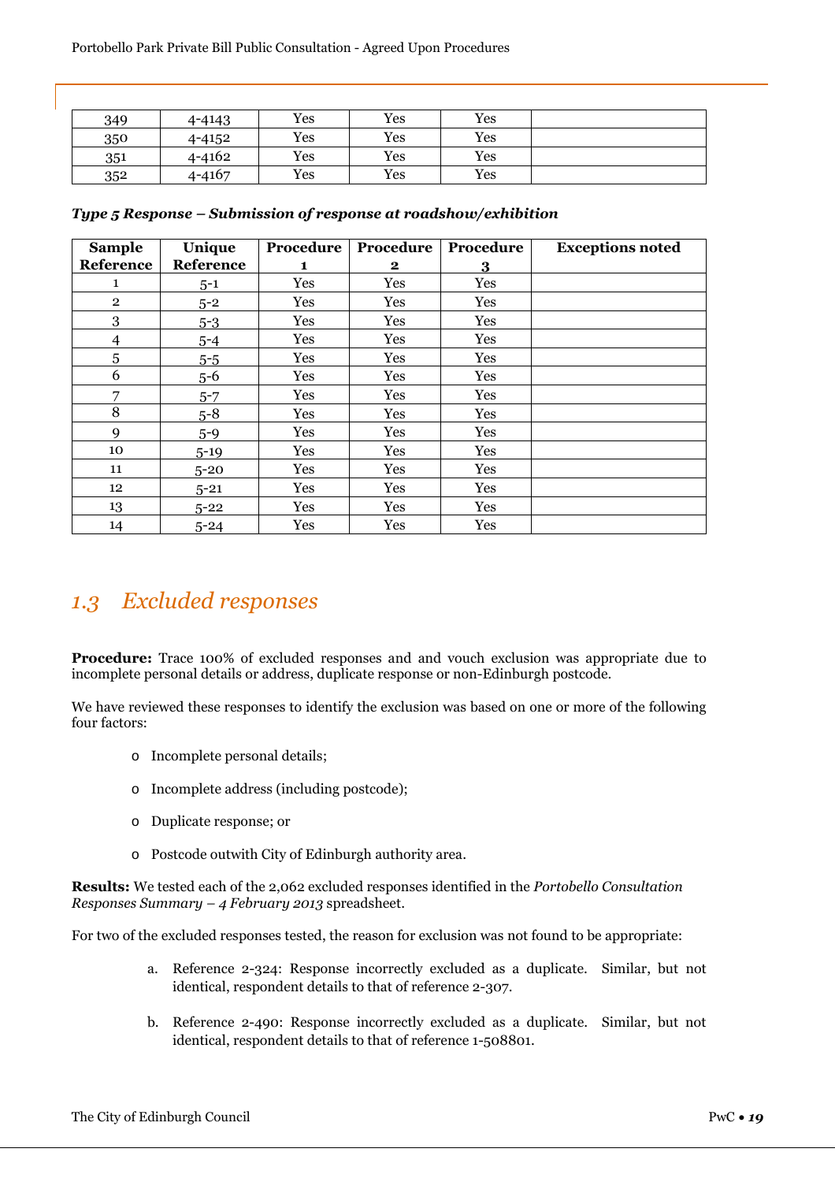| 349 | 4-4143 | Yes | Yes | Yes | |
|---|---|---|---|---|---|
| 350 | 4-4152 | Yes | Yes | Yes | |
| 351 | 4-4162 | Yes | Yes | Yes | |
| 352 | 4-4167 | Yes | Yes | Yes | |

***Type 5 Response – Submission of response at roadshow/exhibition***

| Sample Reference | Unique Reference | Procedure 1 | Procedure 2 | Procedure 3 | Exceptions noted |
|---|---|---|---|---|---|
| 1 | 5-1 | Yes | Yes | Yes | |
| 2 | 5-2 | Yes | Yes | Yes | |
| 3 | 5-3 | Yes | Yes | Yes | |
| 4 | 5-4 | Yes | Yes | Yes | |
| 5 | 5-5 | Yes | Yes | Yes | |
| 6 | 5-6 | Yes | Yes | Yes | |
| 7 | 5-7 | Yes | Yes | Yes | |
| 8 | 5-8 | Yes | Yes | Yes | |
| 9 | 5-9 | Yes | Yes | Yes | |
| 10 | 5-19 | Yes | Yes | Yes | |
| 11 | 5-20 | Yes | Yes | Yes | |
| 12 | 5-21 | Yes | Yes | Yes | |
| 13 | 5-22 | Yes | Yes | Yes | |
| 14 | 5-24 | Yes | Yes | Yes | |

## *1.3 Excluded responses*

**Procedure:** Trace 100% of excluded responses and and vouch exclusion was appropriate due to incomplete personal details or address, duplicate response or non-Edinburgh postcode.

We have reviewed these responses to identify the exclusion was based on one or more of the following four factors:

- Incomplete personal details;
- Incomplete address (including postcode);
- Duplicate response; or
- Postcode outwith City of Edinburgh authority area.

**Results:** We tested each of the 2,062 excluded responses identified in the *Portobello Consultation Responses Summary – 4 February 2013* spreadsheet.

For two of the excluded responses tested, the reason for exclusion was not found to be appropriate:

a. Reference 2-324: Response incorrectly excluded as a duplicate. Similar, but not identical, respondent details to that of reference 2-307.

b. Reference 2-490: Response incorrectly excluded as a duplicate. Similar, but not identical, respondent details to that of reference 1-508801.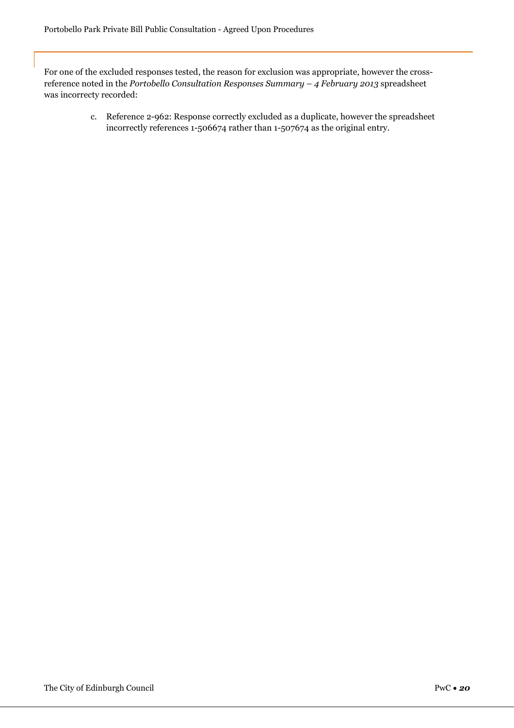For one of the excluded responses tested, the reason for exclusion was appropriate, however the cross-reference noted in the *Portobello Consultation Responses Summary – 4 February 2013* spreadsheet was incorrecty recorded:

c. Reference 2-962: Response correctly excluded as a duplicate, however the spreadsheet incorrectly references 1-506674 rather than 1-507674 as the original entry.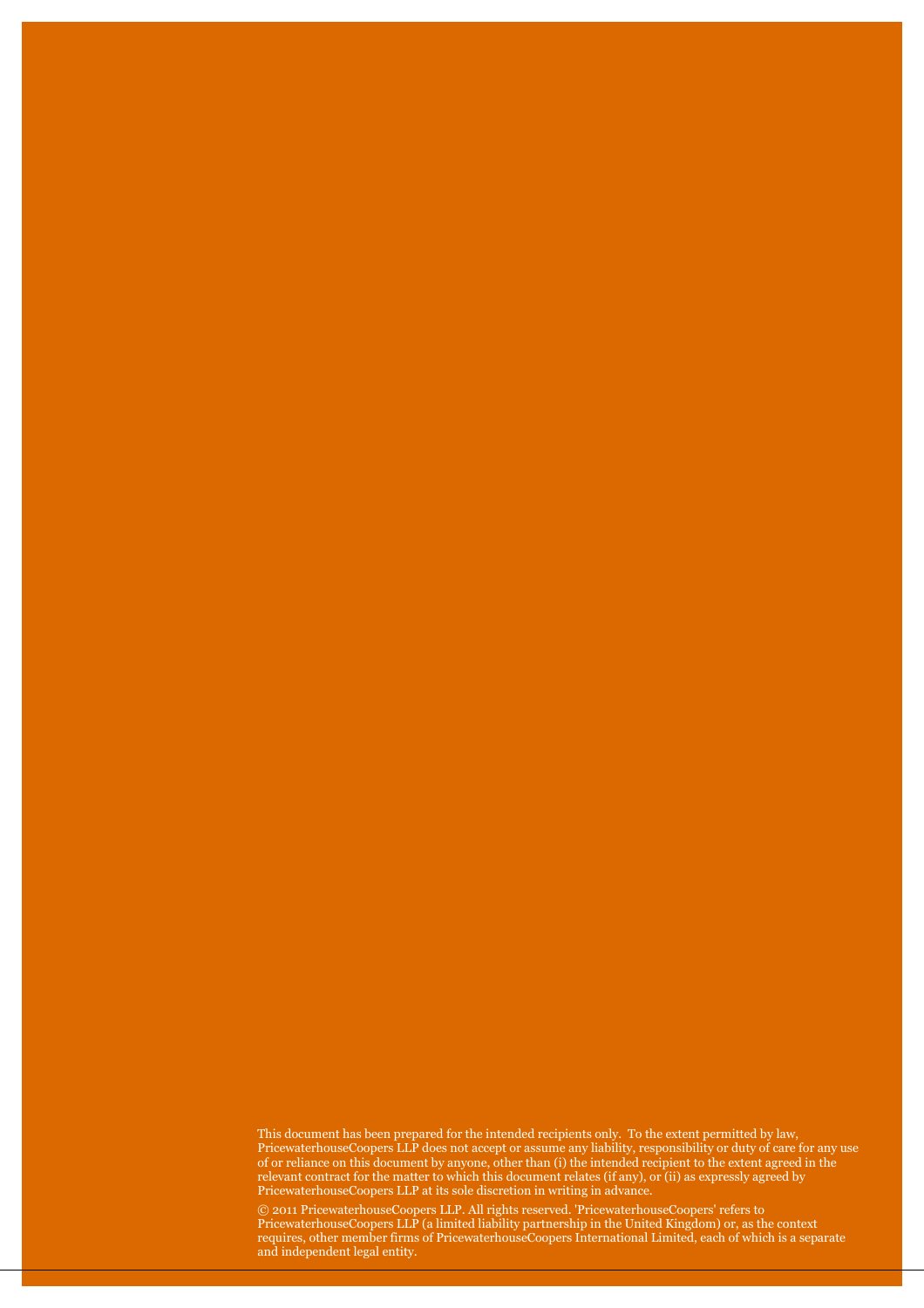This document has been prepared for the intended recipients only. To the extent permitted by law, PricewaterhouseCoopers LLP does not accept or assume any liability, responsibility or duty of care for any use of or reliance on this document by anyone, other than (i) the intended recipient to the extent agreed in the relevant contract for the matter to which this document relates (if any), or (ii) as expressly agreed by PricewaterhouseCoopers LLP at its sole discretion in writing in advance.

© 2011 PricewaterhouseCoopers LLP. All rights reserved. 'PricewaterhouseCoopers' refers to PricewaterhouseCoopers LLP (a limited liability partnership in the United Kingdom) or, as the context requires, other member firms of PricewaterhouseCoopers International Limited, each of which is a separate and independent legal entity.